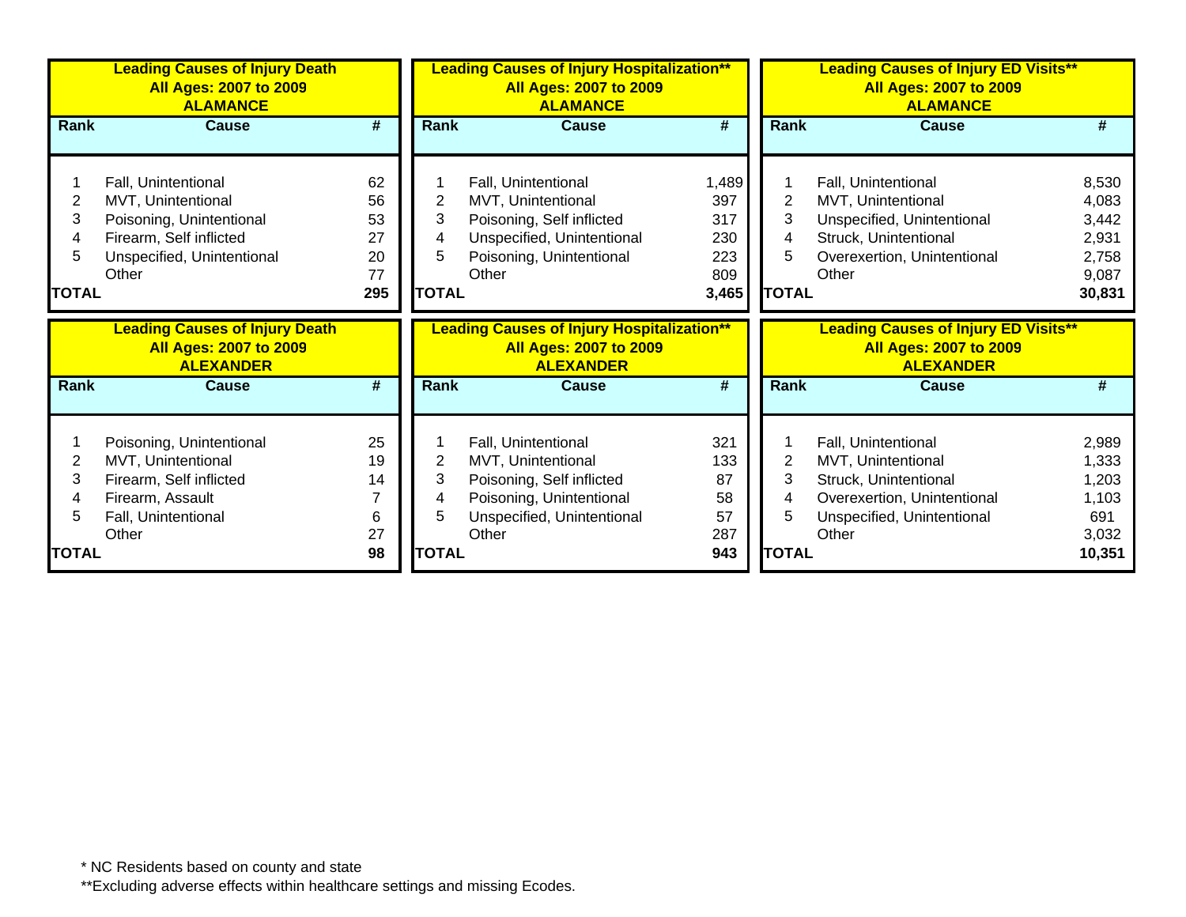### Leading Causes of Injury Death — All Ages: 2007 to 2009 — ALAMANCE

| Rank | Cause | # |
|---|---|---|
| 1 | Fall, Unintentional | 62 |
| 2 | MVT, Unintentional | 56 |
| 3 | Poisoning, Unintentional | 53 |
| 4 | Firearm, Self inflicted | 27 |
| 5 | Unspecified, Unintentional | 20 |
| | Other | 77 |
| **TOTAL** | | **295** |

### Leading Causes of Injury Hospitalization** — All Ages: 2007 to 2009 — ALAMANCE

| Rank | Cause | # |
|---|---|---|
| 1 | Fall, Unintentional | 1,489 |
| 2 | MVT, Unintentional | 397 |
| 3 | Poisoning, Self inflicted | 317 |
| 4 | Unspecified, Unintentional | 230 |
| 5 | Poisoning, Unintentional | 223 |
| | Other | 809 |
| **TOTAL** | | **3,465** |

### Leading Causes of Injury ED Visits** — All Ages: 2007 to 2009 — ALAMANCE

| Rank | Cause | # |
|---|---|---|
| 1 | Fall, Unintentional | 8,530 |
| 2 | MVT, Unintentional | 4,083 |
| 3 | Unspecified, Unintentional | 3,442 |
| 4 | Struck, Unintentional | 2,931 |
| 5 | Overexertion, Unintentional | 2,758 |
| | Other | 9,087 |
| **TOTAL** | | **30,831** |

### Leading Causes of Injury Death — All Ages: 2007 to 2009 — ALEXANDER

| Rank | Cause | # |
|---|---|---|
| 1 | Poisoning, Unintentional | 25 |
| 2 | MVT, Unintentional | 19 |
| 3 | Firearm, Self inflicted | 14 |
| 4 | Firearm, Assault | 7 |
| 5 | Fall, Unintentional | 6 |
| | Other | 27 |
| **TOTAL** | | **98** |

### Leading Causes of Injury Hospitalization** — All Ages: 2007 to 2009 — ALEXANDER

| Rank | Cause | # |
|---|---|---|
| 1 | Fall, Unintentional | 321 |
| 2 | MVT, Unintentional | 133 |
| 3 | Poisoning, Self inflicted | 87 |
| 4 | Poisoning, Unintentional | 58 |
| 5 | Unspecified, Unintentional | 57 |
| | Other | 287 |
| **TOTAL** | | **943** |

### Leading Causes of Injury ED Visits** — All Ages: 2007 to 2009 — ALEXANDER

| Rank | Cause | # |
|---|---|---|
| 1 | Fall, Unintentional | 2,989 |
| 2 | MVT, Unintentional | 1,333 |
| 3 | Struck, Unintentional | 1,203 |
| 4 | Overexertion, Unintentional | 1,103 |
| 5 | Unspecified, Unintentional | 691 |
| | Other | 3,032 |
| **TOTAL** | | **10,351** |

* NC Residents based on county and state

**Excluding adverse effects within healthcare settings and missing Ecodes.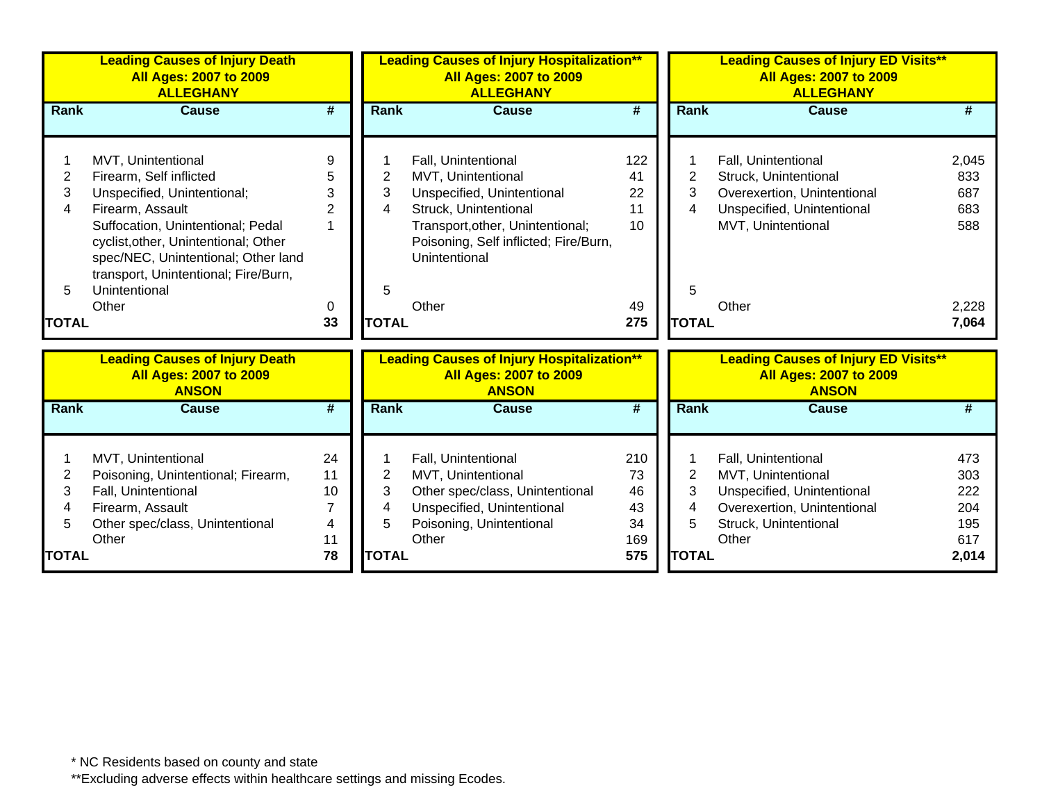## Leading Causes of Injury Death — All Ages: 2007 to 2009 — ALLEGHANY

| Rank | Cause | # |
|---|---|---|
| 1 | MVT, Unintentional | 9 |
| 2 | Firearm, Self inflicted | 5 |
| 3 | Unspecified, Unintentional; | 3 |
| 4 | Firearm, Assault | 2 |
| 5 | Suffocation, Unintentional; Pedal cyclist,other, Unintentional; Other spec/NEC, Unintentional; Other land transport, Unintentional; Fire/Burn, Unintentional | 1 |
| | Other | 0 |
| **TOTAL** | | **33** |

## Leading Causes of Injury Hospitalization** — All Ages: 2007 to 2009 — ALLEGHANY

| Rank | Cause | # |
|---|---|---|
| 1 | Fall, Unintentional | 122 |
| 2 | MVT, Unintentional | 41 |
| 3 | Unspecified, Unintentional | 22 |
| 4 | Struck, Unintentional | 11 |
| 5 | Transport,other, Unintentional; Poisoning, Self inflicted; Fire/Burn, Unintentional | 10 |
| | Other | 49 |
| **TOTAL** | | **275** |

## Leading Causes of Injury ED Visits** — All Ages: 2007 to 2009 — ALLEGHANY

| Rank | Cause | # |
|---|---|---|
| 1 | Fall, Unintentional | 2,045 |
| 2 | Struck, Unintentional | 833 |
| 3 | Overexertion, Unintentional | 687 |
| 4 | Unspecified, Unintentional | 683 |
| 5 | MVT, Unintentional | 588 |
| | Other | 2,228 |
| **TOTAL** | | **7,064** |

## Leading Causes of Injury Death — All Ages: 2007 to 2009 — ANSON

| Rank | Cause | # |
|---|---|---|
| 1 | MVT, Unintentional | 24 |
| 2 | Poisoning, Unintentional; Firearm, | 11 |
| 3 | Fall, Unintentional | 10 |
| 4 | Firearm, Assault | 7 |
| 5 | Other spec/class, Unintentional | 4 |
| | Other | 11 |
| **TOTAL** | | **78** |

## Leading Causes of Injury Hospitalization** — All Ages: 2007 to 2009 — ANSON

| Rank | Cause | # |
|---|---|---|
| 1 | Fall, Unintentional | 210 |
| 2 | MVT, Unintentional | 73 |
| 3 | Other spec/class, Unintentional | 46 |
| 4 | Unspecified, Unintentional | 43 |
| 5 | Poisoning, Unintentional | 34 |
| | Other | 169 |
| **TOTAL** | | **575** |

## Leading Causes of Injury ED Visits** — All Ages: 2007 to 2009 — ANSON

| Rank | Cause | # |
|---|---|---|
| 1 | Fall, Unintentional | 473 |
| 2 | MVT, Unintentional | 303 |
| 3 | Unspecified, Unintentional | 222 |
| 4 | Overexertion, Unintentional | 204 |
| 5 | Struck, Unintentional | 195 |
| | Other | 617 |
| **TOTAL** | | **2,014** |

* NC Residents based on county and state

**Excluding adverse effects within healthcare settings and missing Ecodes.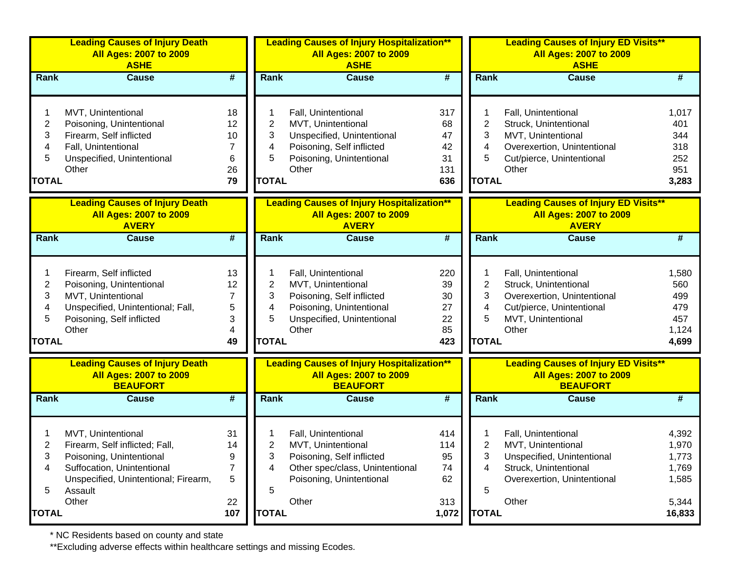### Leading Causes of Injury Death — All Ages: 2007 to 2009 — ASHE

| Rank | Cause | # |
|---|---|---|
| 1 | MVT, Unintentional | 18 |
| 2 | Poisoning, Unintentional | 12 |
| 3 | Firearm, Self inflicted | 10 |
| 4 | Fall, Unintentional | 7 |
| 5 | Unspecified, Unintentional | 6 |
| | Other | 26 |
| TOTAL | | 79 |

### Leading Causes of Injury Hospitalization** — All Ages: 2007 to 2009 — ASHE

| Rank | Cause | # |
|---|---|---|
| 1 | Fall, Unintentional | 317 |
| 2 | MVT, Unintentional | 68 |
| 3 | Unspecified, Unintentional | 47 |
| 4 | Poisoning, Self inflicted | 42 |
| 5 | Poisoning, Unintentional | 31 |
| | Other | 131 |
| TOTAL | | 636 |

### Leading Causes of Injury ED Visits** — All Ages: 2007 to 2009 — ASHE

| Rank | Cause | # |
|---|---|---|
| 1 | Fall, Unintentional | 1,017 |
| 2 | Struck, Unintentional | 401 |
| 3 | MVT, Unintentional | 344 |
| 4 | Overexertion, Unintentional | 318 |
| 5 | Cut/pierce, Unintentional | 252 |
| | Other | 951 |
| TOTAL | | 3,283 |

### Leading Causes of Injury Death — All Ages: 2007 to 2009 — AVERY

| Rank | Cause | # |
|---|---|---|
| 1 | Firearm, Self inflicted | 13 |
| 2 | Poisoning, Unintentional | 12 |
| 3 | MVT, Unintentional | 7 |
| 4 | Unspecified, Unintentional; Fall, | 5 |
| 5 | Poisoning, Self inflicted | 3 |
| | Other | 4 |
| TOTAL | | 49 |

### Leading Causes of Injury Hospitalization** — All Ages: 2007 to 2009 — AVERY

| Rank | Cause | # |
|---|---|---|
| 1 | Fall, Unintentional | 220 |
| 2 | MVT, Unintentional | 39 |
| 3 | Poisoning, Self inflicted | 30 |
| 4 | Poisoning, Unintentional | 27 |
| 5 | Unspecified, Unintentional | 22 |
| | Other | 85 |
| TOTAL | | 423 |

### Leading Causes of Injury ED Visits** — All Ages: 2007 to 2009 — AVERY

| Rank | Cause | # |
|---|---|---|
| 1 | Fall, Unintentional | 1,580 |
| 2 | Struck, Unintentional | 560 |
| 3 | Overexertion, Unintentional | 499 |
| 4 | Cut/pierce, Unintentional | 479 |
| 5 | MVT, Unintentional | 457 |
| | Other | 1,124 |
| TOTAL | | 4,699 |

### Leading Causes of Injury Death — All Ages: 2007 to 2009 — BEAUFORT

| Rank | Cause | # |
|---|---|---|
| 1 | MVT, Unintentional | 31 |
| 2 | Firearm, Self inflicted; Fall, | 14 |
| 3 | Poisoning, Unintentional | 9 |
| 4 | Suffocation, Unintentional | 7 |
| 5 | Unspecified, Unintentional; Firearm, Assault | 5 |
| | Other | 22 |
| TOTAL | | 107 |

### Leading Causes of Injury Hospitalization** — All Ages: 2007 to 2009 — BEAUFORT

| Rank | Cause | # |
|---|---|---|
| 1 | Fall, Unintentional | 414 |
| 2 | MVT, Unintentional | 114 |
| 3 | Poisoning, Self inflicted | 95 |
| 4 | Other spec/class, Unintentional | 74 |
| 5 | Poisoning, Unintentional | 62 |
| | Other | 313 |
| TOTAL | | 1,072 |

### Leading Causes of Injury ED Visits** — All Ages: 2007 to 2009 — BEAUFORT

| Rank | Cause | # |
|---|---|---|
| 1 | Fall, Unintentional | 4,392 |
| 2 | MVT, Unintentional | 1,970 |
| 3 | Unspecified, Unintentional | 1,773 |
| 4 | Struck, Unintentional | 1,769 |
| 5 | Overexertion, Unintentional | 1,585 |
| | Other | 5,344 |
| TOTAL | | 16,833 |

\* NC Residents based on county and state

**Excluding adverse effects within healthcare settings and missing Ecodes.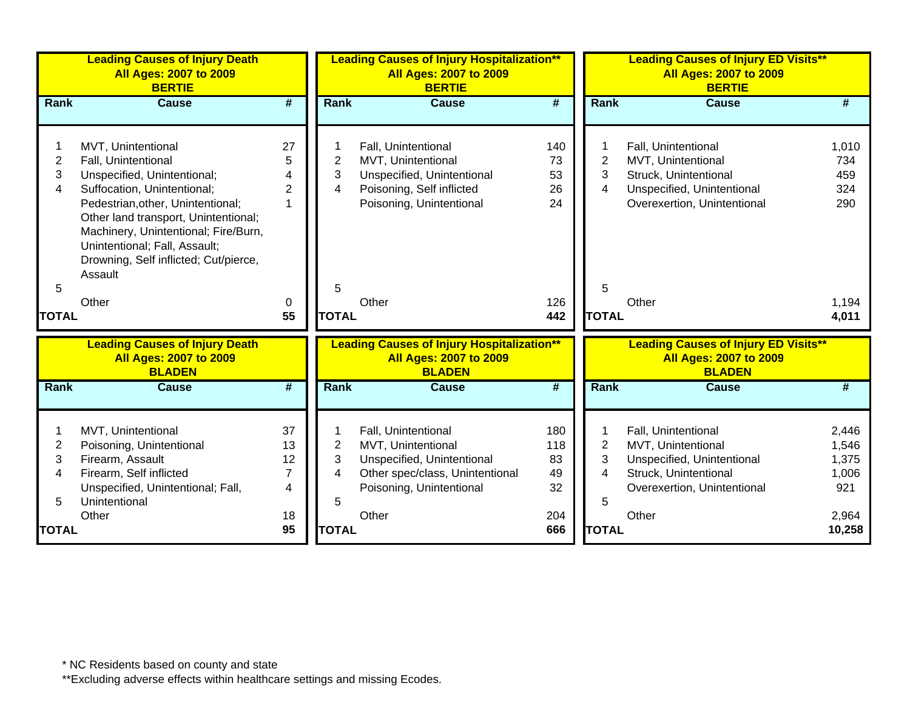**Leading Causes of Injury Death**
**All Ages: 2007 to 2009**
**BERTIE**

| Rank | Cause | # |
|---|---|---|
| 1 | MVT, Unintentional | 27 |
| 2 | Fall, Unintentional | 5 |
| 3 | Unspecified, Unintentional; | 4 |
| 4 | Suffocation, Unintentional; | 2 |
| 5 | Pedestrian,other, Unintentional; Other land transport, Unintentional; Machinery, Unintentional; Fire/Burn, Unintentional; Fall, Assault; Drowning, Self inflicted; Cut/pierce, Assault | 1 |
| | Other | 0 |
| **TOTAL** | | **55** |

**Leading Causes of Injury Hospitalization****
**All Ages: 2007 to 2009**
**BERTIE**

| Rank | Cause | # |
|---|---|---|
| 1 | Fall, Unintentional | 140 |
| 2 | MVT, Unintentional | 73 |
| 3 | Unspecified, Unintentional | 53 |
| 4 | Poisoning, Self inflicted | 26 |
| 5 | Poisoning, Unintentional | 24 |
| | Other | 126 |
| **TOTAL** | | **442** |

**Leading Causes of Injury ED Visits****
**All Ages: 2007 to 2009**
**BERTIE**

| Rank | Cause | # |
|---|---|---|
| 1 | Fall, Unintentional | 1,010 |
| 2 | MVT, Unintentional | 734 |
| 3 | Struck, Unintentional | 459 |
| 4 | Unspecified, Unintentional | 324 |
| 5 | Overexertion, Unintentional | 290 |
| | Other | 1,194 |
| **TOTAL** | | **4,011** |

**Leading Causes of Injury Death**
**All Ages: 2007 to 2009**
**BLADEN**

| Rank | Cause | # |
|---|---|---|
| 1 | MVT, Unintentional | 37 |
| 2 | Poisoning, Unintentional | 13 |
| 3 | Firearm, Assault | 12 |
| 4 | Firearm, Self inflicted | 7 |
| 5 | Unspecified, Unintentional; Fall, Unintentional | 4 |
| | Other | 18 |
| **TOTAL** | | **95** |

**Leading Causes of Injury Hospitalization****
**All Ages: 2007 to 2009**
**BLADEN**

| Rank | Cause | # |
|---|---|---|
| 1 | Fall, Unintentional | 180 |
| 2 | MVT, Unintentional | 118 |
| 3 | Unspecified, Unintentional | 83 |
| 4 | Other spec/class, Unintentional | 49 |
| 5 | Poisoning, Unintentional | 32 |
| | Other | 204 |
| **TOTAL** | | **666** |

**Leading Causes of Injury ED Visits****
**All Ages: 2007 to 2009**
**BLADEN**

| Rank | Cause | # |
|---|---|---|
| 1 | Fall, Unintentional | 2,446 |
| 2 | MVT, Unintentional | 1,546 |
| 3 | Unspecified, Unintentional | 1,375 |
| 4 | Struck, Unintentional | 1,006 |
| 5 | Overexertion, Unintentional | 921 |
| | Other | 2,964 |
| **TOTAL** | | **10,258** |

* NC Residents based on county and state

**Excluding adverse effects within healthcare settings and missing Ecodes.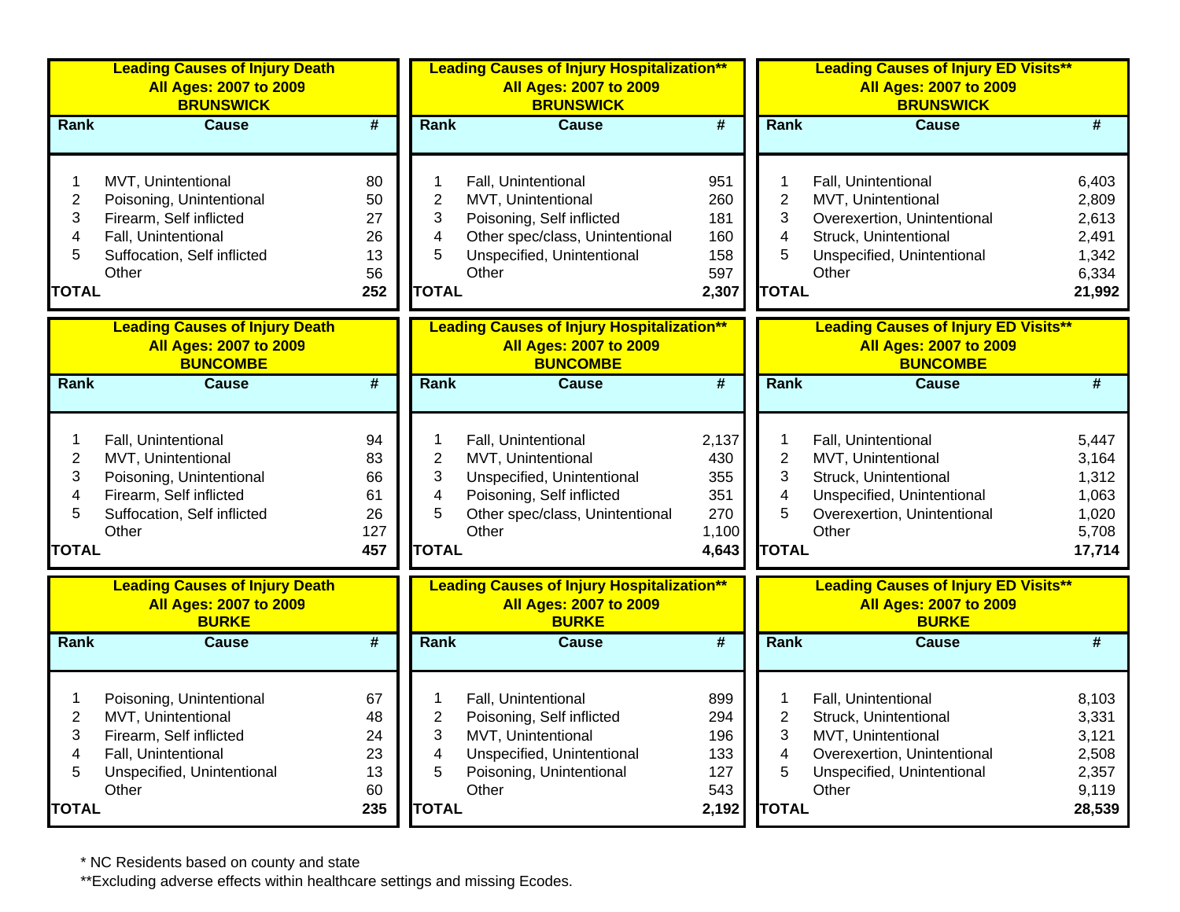| Rank | Cause | # |
|---|---|---|
| **Leading Causes of Injury Death** | **All Ages: 2007 to 2009** | **BRUNSWICK** |
| 1 | MVT, Unintentional | 80 |
| 2 | Poisoning, Unintentional | 50 |
| 3 | Firearm, Self inflicted | 27 |
| 4 | Fall, Unintentional | 26 |
| 5 | Suffocation, Self inflicted | 13 |
| | Other | 56 |
| **TOTAL** | | **252** |

| Rank | Cause | # |
|---|---|---|
| **Leading Causes of Injury Hospitalization**** | **All Ages: 2007 to 2009** | **BRUNSWICK** |
| 1 | Fall, Unintentional | 951 |
| 2 | MVT, Unintentional | 260 |
| 3 | Poisoning, Self inflicted | 181 |
| 4 | Other spec/class, Unintentional | 160 |
| 5 | Unspecified, Unintentional | 158 |
| | Other | 597 |
| **TOTAL** | | **2,307** |

| Rank | Cause | # |
|---|---|---|
| **Leading Causes of Injury ED Visits**** | **All Ages: 2007 to 2009** | **BRUNSWICK** |
| 1 | Fall, Unintentional | 6,403 |
| 2 | MVT, Unintentional | 2,809 |
| 3 | Overexertion, Unintentional | 2,613 |
| 4 | Struck, Unintentional | 2,491 |
| 5 | Unspecified, Unintentional | 1,342 |
| | Other | 6,334 |
| **TOTAL** | | **21,992** |

| Rank | Cause | # |
|---|---|---|
| **Leading Causes of Injury Death** | **All Ages: 2007 to 2009** | **BUNCOMBE** |
| 1 | Fall, Unintentional | 94 |
| 2 | MVT, Unintentional | 83 |
| 3 | Poisoning, Unintentional | 66 |
| 4 | Firearm, Self inflicted | 61 |
| 5 | Suffocation, Self inflicted | 26 |
| | Other | 127 |
| **TOTAL** | | **457** |

| Rank | Cause | # |
|---|---|---|
| **Leading Causes of Injury Hospitalization**** | **All Ages: 2007 to 2009** | **BUNCOMBE** |
| 1 | Fall, Unintentional | 2,137 |
| 2 | MVT, Unintentional | 430 |
| 3 | Unspecified, Unintentional | 355 |
| 4 | Poisoning, Self inflicted | 351 |
| 5 | Other spec/class, Unintentional | 270 |
| | Other | 1,100 |
| **TOTAL** | | **4,643** |

| Rank | Cause | # |
|---|---|---|
| **Leading Causes of Injury ED Visits**** | **All Ages: 2007 to 2009** | **BUNCOMBE** |
| 1 | Fall, Unintentional | 5,447 |
| 2 | MVT, Unintentional | 3,164 |
| 3 | Struck, Unintentional | 1,312 |
| 4 | Unspecified, Unintentional | 1,063 |
| 5 | Overexertion, Unintentional | 1,020 |
| | Other | 5,708 |
| **TOTAL** | | **17,714** |

| Rank | Cause | # |
|---|---|---|
| **Leading Causes of Injury Death** | **All Ages: 2007 to 2009** | **BURKE** |
| 1 | Poisoning, Unintentional | 67 |
| 2 | MVT, Unintentional | 48 |
| 3 | Firearm, Self inflicted | 24 |
| 4 | Fall, Unintentional | 23 |
| 5 | Unspecified, Unintentional | 13 |
| | Other | 60 |
| **TOTAL** | | **235** |

| Rank | Cause | # |
|---|---|---|
| **Leading Causes of Injury Hospitalization**** | **All Ages: 2007 to 2009** | **BURKE** |
| 1 | Fall, Unintentional | 899 |
| 2 | Poisoning, Self inflicted | 294 |
| 3 | MVT, Unintentional | 196 |
| 4 | Unspecified, Unintentional | 133 |
| 5 | Poisoning, Unintentional | 127 |
| | Other | 543 |
| **TOTAL** | | **2,192** |

| Rank | Cause | # |
|---|---|---|
| **Leading Causes of Injury ED Visits**** | **All Ages: 2007 to 2009** | **BURKE** |
| 1 | Fall, Unintentional | 8,103 |
| 2 | Struck, Unintentional | 3,331 |
| 3 | MVT, Unintentional | 3,121 |
| 4 | Overexertion, Unintentional | 2,508 |
| 5 | Unspecified, Unintentional | 2,357 |
| | Other | 9,119 |
| **TOTAL** | | **28,539** |

* NC Residents based on county and state

**Excluding adverse effects within healthcare settings and missing Ecodes.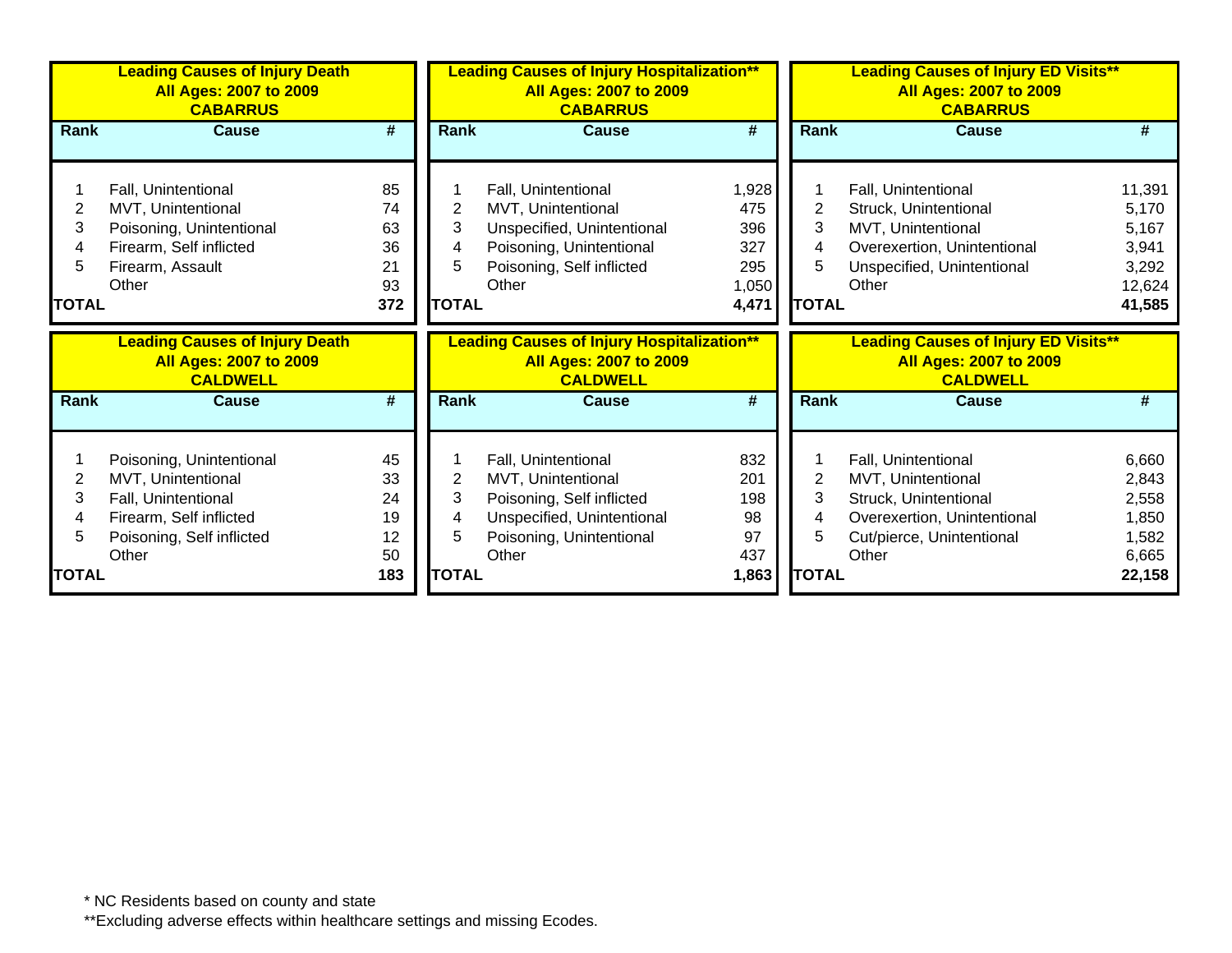**Leading Causes of Injury Death**
**All Ages: 2007 to 2009**
**CABARRUS**

| Rank | Cause | # |
|---|---|---|
| 1 | Fall, Unintentional | 85 |
| 2 | MVT, Unintentional | 74 |
| 3 | Poisoning, Unintentional | 63 |
| 4 | Firearm, Self inflicted | 36 |
| 5 | Firearm, Assault | 21 |
| | Other | 93 |
| **TOTAL** | | **372** |

**Leading Causes of Injury Hospitalization****
**All Ages: 2007 to 2009**
**CABARRUS**

| Rank | Cause | # |
|---|---|---|
| 1 | Fall, Unintentional | 1,928 |
| 2 | MVT, Unintentional | 475 |
| 3 | Unspecified, Unintentional | 396 |
| 4 | Poisoning, Unintentional | 327 |
| 5 | Poisoning, Self inflicted | 295 |
| | Other | 1,050 |
| **TOTAL** | | **4,471** |

**Leading Causes of Injury ED Visits****
**All Ages: 2007 to 2009**
**CABARRUS**

| Rank | Cause | # |
|---|---|---|
| 1 | Fall, Unintentional | 11,391 |
| 2 | Struck, Unintentional | 5,170 |
| 3 | MVT, Unintentional | 5,167 |
| 4 | Overexertion, Unintentional | 3,941 |
| 5 | Unspecified, Unintentional | 3,292 |
| | Other | 12,624 |
| **TOTAL** | | **41,585** |

**Leading Causes of Injury Death**
**All Ages: 2007 to 2009**
**CALDWELL**

| Rank | Cause | # |
|---|---|---|
| 1 | Poisoning, Unintentional | 45 |
| 2 | MVT, Unintentional | 33 |
| 3 | Fall, Unintentional | 24 |
| 4 | Firearm, Self inflicted | 19 |
| 5 | Poisoning, Self inflicted | 12 |
| | Other | 50 |
| **TOTAL** | | **183** |

**Leading Causes of Injury Hospitalization****
**All Ages: 2007 to 2009**
**CALDWELL**

| Rank | Cause | # |
|---|---|---|
| 1 | Fall, Unintentional | 832 |
| 2 | MVT, Unintentional | 201 |
| 3 | Poisoning, Self inflicted | 198 |
| 4 | Unspecified, Unintentional | 98 |
| 5 | Poisoning, Unintentional | 97 |
| | Other | 437 |
| **TOTAL** | | **1,863** |

**Leading Causes of Injury ED Visits****
**All Ages: 2007 to 2009**
**CALDWELL**

| Rank | Cause | # |
|---|---|---|
| 1 | Fall, Unintentional | 6,660 |
| 2 | MVT, Unintentional | 2,843 |
| 3 | Struck, Unintentional | 2,558 |
| 4 | Overexertion, Unintentional | 1,850 |
| 5 | Cut/pierce, Unintentional | 1,582 |
| | Other | 6,665 |
| **TOTAL** | | **22,158** |

* NC Residents based on county and state

**Excluding adverse effects within healthcare settings and missing Ecodes.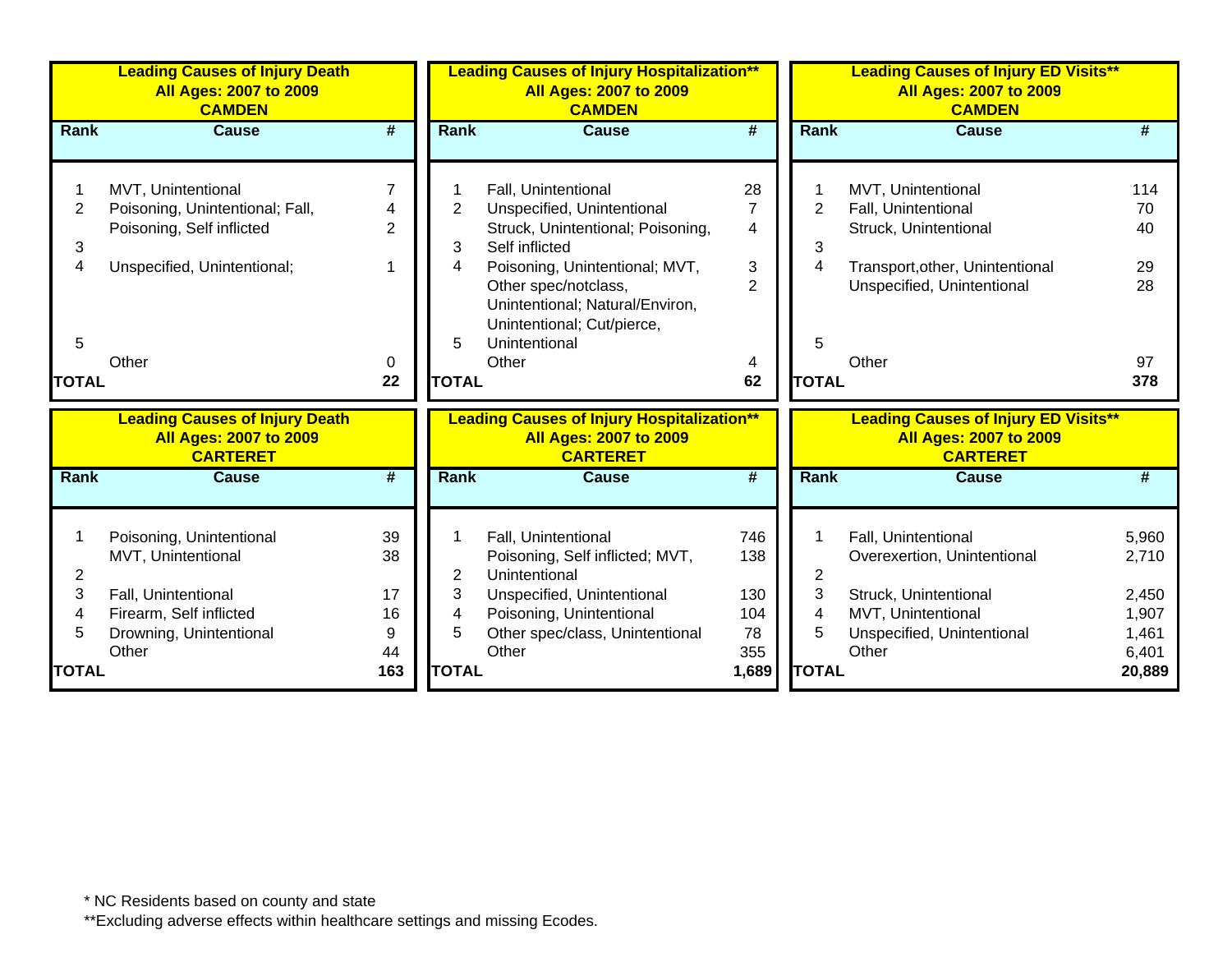### Leading Causes of Injury Death
### All Ages: 2007 to 2009
### CAMDEN

| Rank | Cause | # |
|---|---|---|
| 1 | MVT, Unintentional | 7 |
| 2 | Poisoning, Unintentional; Fall, | 4 |
| 3 | Poisoning, Self inflicted | 2 |
| 4 | Unspecified, Unintentional; | 1 |
| 5 | | |
| | Other | 0 |
| **TOTAL** | | **22** |

### Leading Causes of Injury Hospitalization**
### All Ages: 2007 to 2009
### CAMDEN

| Rank | Cause | # |
|---|---|---|
| 1 | Fall, Unintentional | 28 |
| 2 | Unspecified, Unintentional | 7 |
| 3 | Struck, Unintentional; Poisoning, Self inflicted | 4 |
| 4 | Poisoning, Unintentional; MVT, | 3 |
| 5 | Other spec/notclass, Unintentional; Natural/Environ, Unintentional; Cut/pierce, Unintentional | 2 |
| | Other | 4 |
| **TOTAL** | | **62** |

### Leading Causes of Injury ED Visits**
### All Ages: 2007 to 2009
### CAMDEN

| Rank | Cause | # |
|---|---|---|
| 1 | MVT, Unintentional | 114 |
| 2 | Fall, Unintentional | 70 |
| 3 | Struck, Unintentional | 40 |
| 4 | Transport,other, Unintentional | 29 |
| 5 | Unspecified, Unintentional | 28 |
| | Other | 97 |
| **TOTAL** | | **378** |

### Leading Causes of Injury Death
### All Ages: 2007 to 2009
### CARTERET

| Rank | Cause | # |
|---|---|---|
| 1 | Poisoning, Unintentional | 39 |
| 2 | MVT, Unintentional | 38 |
| 3 | Fall, Unintentional | 17 |
| 4 | Firearm, Self inflicted | 16 |
| 5 | Drowning, Unintentional | 9 |
| | Other | 44 |
| **TOTAL** | | **163** |

### Leading Causes of Injury Hospitalization**
### All Ages: 2007 to 2009
### CARTERET

| Rank | Cause | # |
|---|---|---|
| 1 | Fall, Unintentional | 746 |
| 2 | Poisoning, Self inflicted; MVT, Unintentional | 138 |
| 3 | Unspecified, Unintentional | 130 |
| 4 | Poisoning, Unintentional | 104 |
| 5 | Other spec/class, Unintentional | 78 |
| | Other | 355 |
| **TOTAL** | | **1,689** |

### Leading Causes of Injury ED Visits**
### All Ages: 2007 to 2009
### CARTERET

| Rank | Cause | # |
|---|---|---|
| 1 | Fall, Unintentional | 5,960 |
| 2 | Overexertion, Unintentional | 2,710 |
| 3 | Struck, Unintentional | 2,450 |
| 4 | MVT, Unintentional | 1,907 |
| 5 | Unspecified, Unintentional | 1,461 |
| | Other | 6,401 |
| **TOTAL** | | **20,889** |

* NC Residents based on county and state

**Excluding adverse effects within healthcare settings and missing Ecodes.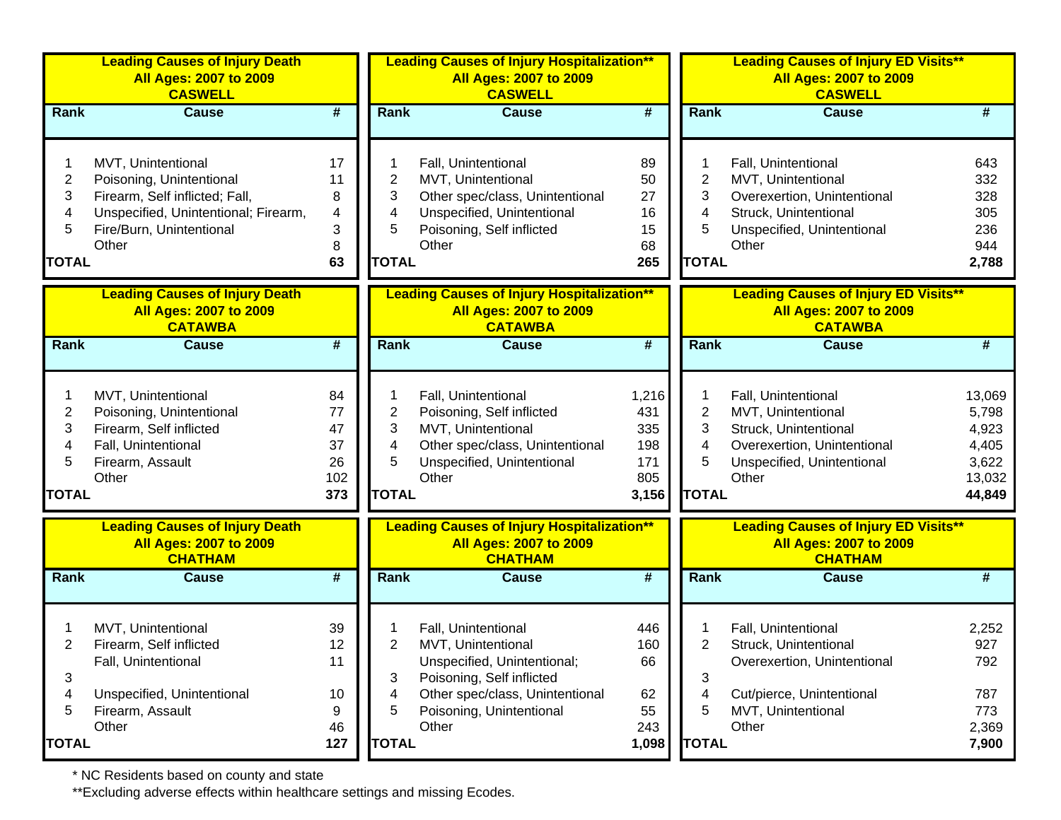| Leading Causes of Injury Death All Ages: 2007 to 2009 CASWELL | | |
|---|---|---|
| **Rank** | **Cause** | **#** |
| 1 | MVT, Unintentional | 17 |
| 2 | Poisoning, Unintentional | 11 |
| 3 | Firearm, Self inflicted; Fall, | 8 |
| 4 | Unspecified, Unintentional; Firearm, | 4 |
| 5 | Fire/Burn, Unintentional | 3 |
| | Other | 8 |
| **TOTAL** | | **63** |

| Leading Causes of Injury Hospitalization** All Ages: 2007 to 2009 CASWELL | | |
|---|---|---|
| **Rank** | **Cause** | **#** |
| 1 | Fall, Unintentional | 89 |
| 2 | MVT, Unintentional | 50 |
| 3 | Other spec/class, Unintentional | 27 |
| 4 | Unspecified, Unintentional | 16 |
| 5 | Poisoning, Self inflicted | 15 |
| | Other | 68 |
| **TOTAL** | | **265** |

| Leading Causes of Injury ED Visits** All Ages: 2007 to 2009 CASWELL | | |
|---|---|---|
| **Rank** | **Cause** | **#** |
| 1 | Fall, Unintentional | 643 |
| 2 | MVT, Unintentional | 332 |
| 3 | Overexertion, Unintentional | 328 |
| 4 | Struck, Unintentional | 305 |
| 5 | Unspecified, Unintentional | 236 |
| | Other | 944 |
| **TOTAL** | | **2,788** |

| Leading Causes of Injury Death All Ages: 2007 to 2009 CATAWBA | | |
|---|---|---|
| **Rank** | **Cause** | **#** |
| 1 | MVT, Unintentional | 84 |
| 2 | Poisoning, Unintentional | 77 |
| 3 | Firearm, Self inflicted | 47 |
| 4 | Fall, Unintentional | 37 |
| 5 | Firearm, Assault | 26 |
| | Other | 102 |
| **TOTAL** | | **373** |

| Leading Causes of Injury Hospitalization** All Ages: 2007 to 2009 CATAWBA | | |
|---|---|---|
| **Rank** | **Cause** | **#** |
| 1 | Fall, Unintentional | 1,216 |
| 2 | Poisoning, Self inflicted | 431 |
| 3 | MVT, Unintentional | 335 |
| 4 | Other spec/class, Unintentional | 198 |
| 5 | Unspecified, Unintentional | 171 |
| | Other | 805 |
| **TOTAL** | | **3,156** |

| Leading Causes of Injury ED Visits** All Ages: 2007 to 2009 CATAWBA | | |
|---|---|---|
| **Rank** | **Cause** | **#** |
| 1 | Fall, Unintentional | 13,069 |
| 2 | MVT, Unintentional | 5,798 |
| 3 | Struck, Unintentional | 4,923 |
| 4 | Overexertion, Unintentional | 4,405 |
| 5 | Unspecified, Unintentional | 3,622 |
| | Other | 13,032 |
| **TOTAL** | | **44,849** |

| Leading Causes of Injury Death All Ages: 2007 to 2009 CHATHAM | | |
|---|---|---|
| **Rank** | **Cause** | **#** |
| 1 | MVT, Unintentional | 39 |
| 2 | Firearm, Self inflicted | 12 |
| | Fall, Unintentional | 11 |
| 3 | | |
| 4 | Unspecified, Unintentional | 10 |
| 5 | Firearm, Assault | 9 |
| | Other | 46 |
| **TOTAL** | | **127** |

| Leading Causes of Injury Hospitalization** All Ages: 2007 to 2009 CHATHAM | | |
|---|---|---|
| **Rank** | **Cause** | **#** |
| 1 | Fall, Unintentional | 446 |
| 2 | MVT, Unintentional | 160 |
| | Unspecified, Unintentional; | 66 |
| 3 | Poisoning, Self inflicted | |
| 4 | Other spec/class, Unintentional | 62 |
| 5 | Poisoning, Unintentional | 55 |
| | Other | 243 |
| **TOTAL** | | **1,098** |

| Leading Causes of Injury ED Visits** All Ages: 2007 to 2009 CHATHAM | | |
|---|---|---|
| **Rank** | **Cause** | **#** |
| 1 | Fall, Unintentional | 2,252 |
| 2 | Struck, Unintentional | 927 |
| | Overexertion, Unintentional | 792 |
| 3 | | |
| 4 | Cut/pierce, Unintentional | 787 |
| 5 | MVT, Unintentional | 773 |
| | Other | 2,369 |
| **TOTAL** | | **7,900** |

* NC Residents based on county and state

**Excluding adverse effects within healthcare settings and missing Ecodes.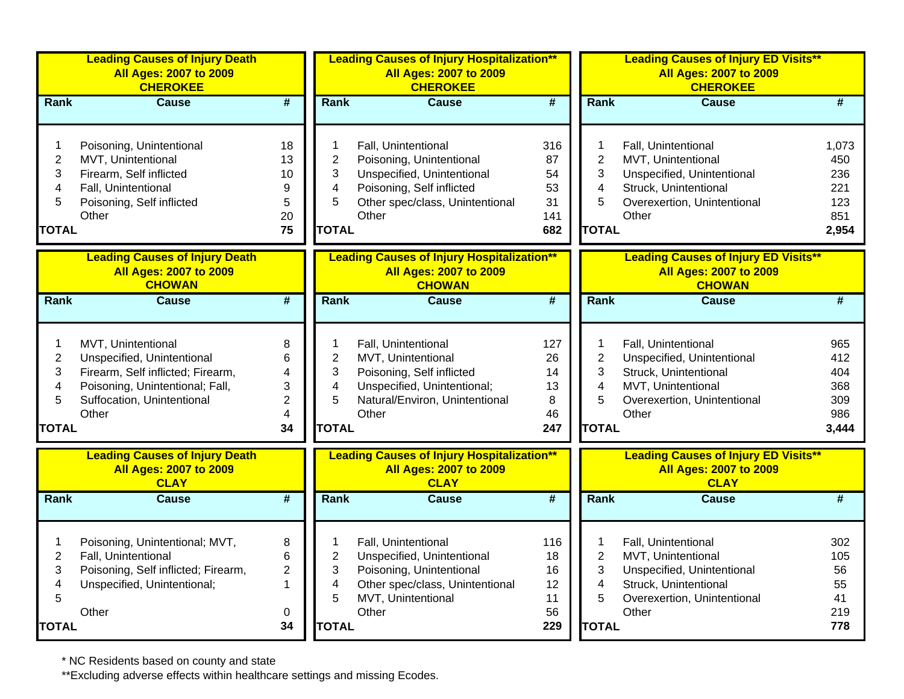| Leading Causes of Injury Death<br>All Ages: 2007 to 2009<br>CHEROKEE | | |
|---|---|---|
| **Rank** | **Cause** | **#** |
| 1 | Poisoning, Unintentional | 18 |
| 2 | MVT, Unintentional | 13 |
| 3 | Firearm, Self inflicted | 10 |
| 4 | Fall, Unintentional | 9 |
| 5 | Poisoning, Self inflicted | 5 |
| | Other | 20 |
| **TOTAL** | | **75** |

| Leading Causes of Injury Hospitalization**<br>All Ages: 2007 to 2009<br>CHEROKEE | | |
|---|---|---|
| **Rank** | **Cause** | **#** |
| 1 | Fall, Unintentional | 316 |
| 2 | Poisoning, Unintentional | 87 |
| 3 | Unspecified, Unintentional | 54 |
| 4 | Poisoning, Self inflicted | 53 |
| 5 | Other spec/class, Unintentional | 31 |
| | Other | 141 |
| **TOTAL** | | **682** |

| Leading Causes of Injury ED Visits**<br>All Ages: 2007 to 2009<br>CHEROKEE | | |
|---|---|---|
| **Rank** | **Cause** | **#** |
| 1 | Fall, Unintentional | 1,073 |
| 2 | MVT, Unintentional | 450 |
| 3 | Unspecified, Unintentional | 236 |
| 4 | Struck, Unintentional | 221 |
| 5 | Overexertion, Unintentional | 123 |
| | Other | 851 |
| **TOTAL** | | **2,954** |

| Leading Causes of Injury Death<br>All Ages: 2007 to 2009<br>CHOWAN | | |
|---|---|---|
| **Rank** | **Cause** | **#** |
| 1 | MVT, Unintentional | 8 |
| 2 | Unspecified, Unintentional | 6 |
| 3 | Firearm, Self inflicted; Firearm, | 4 |
| 4 | Poisoning, Unintentional; Fall, | 3 |
| 5 | Suffocation, Unintentional | 2 |
| | Other | 4 |
| **TOTAL** | | **34** |

| Leading Causes of Injury Hospitalization**<br>All Ages: 2007 to 2009<br>CHOWAN | | |
|---|---|---|
| **Rank** | **Cause** | **#** |
| 1 | Fall, Unintentional | 127 |
| 2 | MVT, Unintentional | 26 |
| 3 | Poisoning, Self inflicted | 14 |
| 4 | Unspecified, Unintentional; | 13 |
| 5 | Natural/Environ, Unintentional | 8 |
| | Other | 46 |
| **TOTAL** | | **247** |

| Leading Causes of Injury ED Visits**<br>All Ages: 2007 to 2009<br>CHOWAN | | |
|---|---|---|
| **Rank** | **Cause** | **#** |
| 1 | Fall, Unintentional | 965 |
| 2 | Unspecified, Unintentional | 412 |
| 3 | Struck, Unintentional | 404 |
| 4 | MVT, Unintentional | 368 |
| 5 | Overexertion, Unintentional | 309 |
| | Other | 986 |
| **TOTAL** | | **3,444** |

| Leading Causes of Injury Death<br>All Ages: 2007 to 2009<br>CLAY | | |
|---|---|---|
| **Rank** | **Cause** | **#** |
| 1 | Poisoning, Unintentional; MVT, | 8 |
| 2 | Fall, Unintentional | 6 |
| 3 | Poisoning, Self inflicted; Firearm, | 2 |
| 4 | Unspecified, Unintentional; | 1 |
| 5 | | |
| | Other | 0 |
| **TOTAL** | | **34** |

| Leading Causes of Injury Hospitalization**<br>All Ages: 2007 to 2009<br>CLAY | | |
|---|---|---|
| **Rank** | **Cause** | **#** |
| 1 | Fall, Unintentional | 116 |
| 2 | Unspecified, Unintentional | 18 |
| 3 | Poisoning, Unintentional | 16 |
| 4 | Other spec/class, Unintentional | 12 |
| 5 | MVT, Unintentional | 11 |
| | Other | 56 |
| **TOTAL** | | **229** |

| Leading Causes of Injury ED Visits**<br>All Ages: 2007 to 2009<br>CLAY | | |
|---|---|---|
| **Rank** | **Cause** | **#** |
| 1 | Fall, Unintentional | 302 |
| 2 | MVT, Unintentional | 105 |
| 3 | Unspecified, Unintentional | 56 |
| 4 | Struck, Unintentional | 55 |
| 5 | Overexertion, Unintentional | 41 |
| | Other | 219 |
| **TOTAL** | | **778** |

* NC Residents based on county and state

**Excluding adverse effects within healthcare settings and missing Ecodes.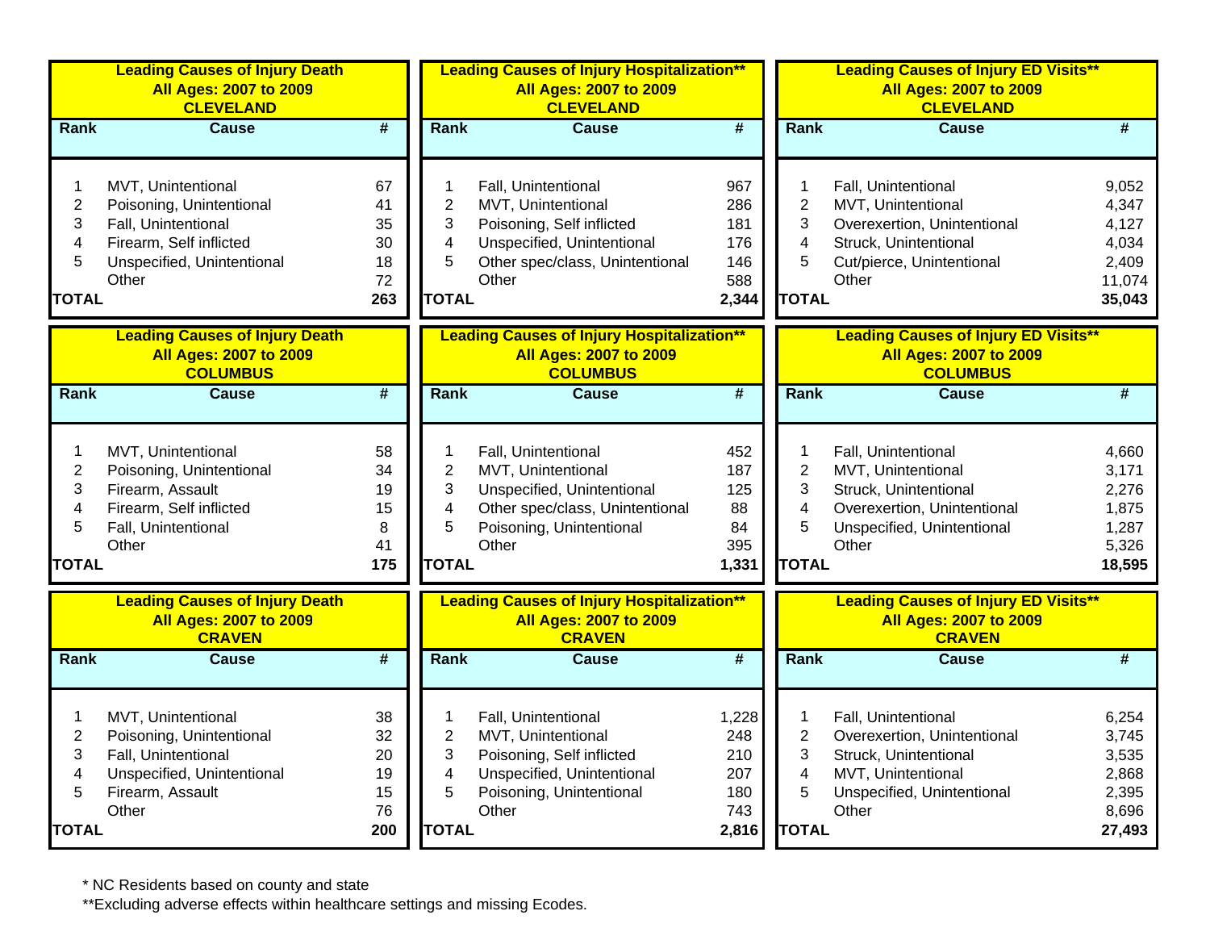| Leading Causes of Injury Death<br>All Ages: 2007 to 2009<br>CLEVELAND | | |
|---|---|---|
| Rank | Cause | # |
| 1 | MVT, Unintentional | 67 |
| 2 | Poisoning, Unintentional | 41 |
| 3 | Fall, Unintentional | 35 |
| 4 | Firearm, Self inflicted | 30 |
| 5 | Unspecified, Unintentional | 18 |
| | Other | 72 |
| **TOTAL** | | **263** |

| Leading Causes of Injury Hospitalization**<br>All Ages: 2007 to 2009<br>CLEVELAND | | |
|---|---|---|
| Rank | Cause | # |
| 1 | Fall, Unintentional | 967 |
| 2 | MVT, Unintentional | 286 |
| 3 | Poisoning, Self inflicted | 181 |
| 4 | Unspecified, Unintentional | 176 |
| 5 | Other spec/class, Unintentional | 146 |
| | Other | 588 |
| **TOTAL** | | **2,344** |

| Leading Causes of Injury ED Visits**<br>All Ages: 2007 to 2009<br>CLEVELAND | | |
|---|---|---|
| Rank | Cause | # |
| 1 | Fall, Unintentional | 9,052 |
| 2 | MVT, Unintentional | 4,347 |
| 3 | Overexertion, Unintentional | 4,127 |
| 4 | Struck, Unintentional | 4,034 |
| 5 | Cut/pierce, Unintentional | 2,409 |
| | Other | 11,074 |
| **TOTAL** | | **35,043** |

| Leading Causes of Injury Death<br>All Ages: 2007 to 2009<br>COLUMBUS | | |
|---|---|---|
| Rank | Cause | # |
| 1 | MVT, Unintentional | 58 |
| 2 | Poisoning, Unintentional | 34 |
| 3 | Firearm, Assault | 19 |
| 4 | Firearm, Self inflicted | 15 |
| 5 | Fall, Unintentional | 8 |
| | Other | 41 |
| **TOTAL** | | **175** |

| Leading Causes of Injury Hospitalization**<br>All Ages: 2007 to 2009<br>COLUMBUS | | |
|---|---|---|
| Rank | Cause | # |
| 1 | Fall, Unintentional | 452 |
| 2 | MVT, Unintentional | 187 |
| 3 | Unspecified, Unintentional | 125 |
| 4 | Other spec/class, Unintentional | 88 |
| 5 | Poisoning, Unintentional | 84 |
| | Other | 395 |
| **TOTAL** | | **1,331** |

| Leading Causes of Injury ED Visits**<br>All Ages: 2007 to 2009<br>COLUMBUS | | |
|---|---|---|
| Rank | Cause | # |
| 1 | Fall, Unintentional | 4,660 |
| 2 | MVT, Unintentional | 3,171 |
| 3 | Struck, Unintentional | 2,276 |
| 4 | Overexertion, Unintentional | 1,875 |
| 5 | Unspecified, Unintentional | 1,287 |
| | Other | 5,326 |
| **TOTAL** | | **18,595** |

| Leading Causes of Injury Death<br>All Ages: 2007 to 2009<br>CRAVEN | | |
|---|---|---|
| Rank | Cause | # |
| 1 | MVT, Unintentional | 38 |
| 2 | Poisoning, Unintentional | 32 |
| 3 | Fall, Unintentional | 20 |
| 4 | Unspecified, Unintentional | 19 |
| 5 | Firearm, Assault | 15 |
| | Other | 76 |
| **TOTAL** | | **200** |

| Leading Causes of Injury Hospitalization**<br>All Ages: 2007 to 2009<br>CRAVEN | | |
|---|---|---|
| Rank | Cause | # |
| 1 | Fall, Unintentional | 1,228 |
| 2 | MVT, Unintentional | 248 |
| 3 | Poisoning, Self inflicted | 210 |
| 4 | Unspecified, Unintentional | 207 |
| 5 | Poisoning, Unintentional | 180 |
| | Other | 743 |
| **TOTAL** | | **2,816** |

| Leading Causes of Injury ED Visits**<br>All Ages: 2007 to 2009<br>CRAVEN | | |
|---|---|---|
| Rank | Cause | # |
| 1 | Fall, Unintentional | 6,254 |
| 2 | Overexertion, Unintentional | 3,745 |
| 3 | Struck, Unintentional | 3,535 |
| 4 | MVT, Unintentional | 2,868 |
| 5 | Unspecified, Unintentional | 2,395 |
| | Other | 8,696 |
| **TOTAL** | | **27,493** |

* NC Residents based on county and state

**Excluding adverse effects within healthcare settings and missing Ecodes.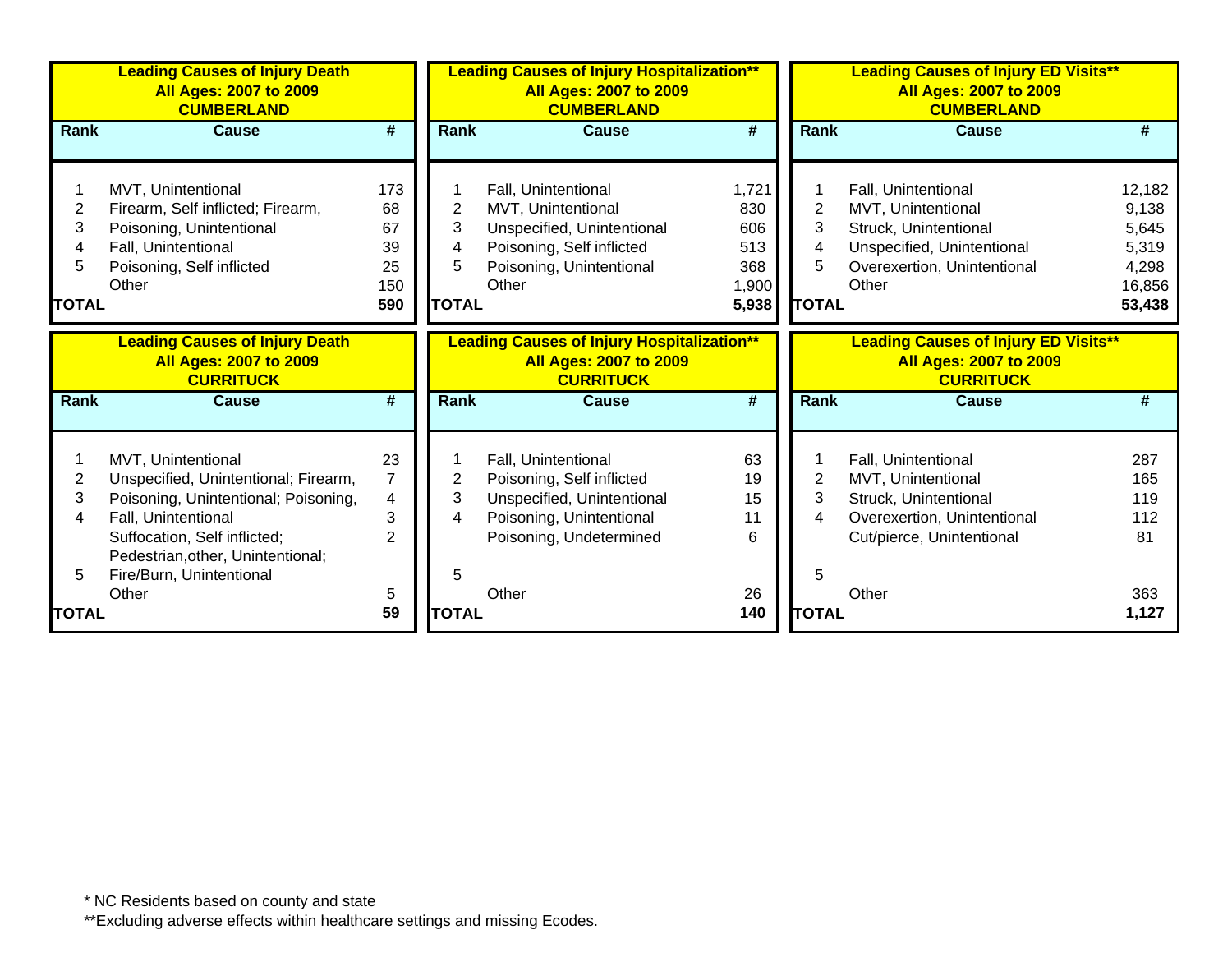**Leading Causes of Injury Death**
**All Ages: 2007 to 2009**
**CUMBERLAND**

| Rank | Cause | # |
|---|---|---|
| 1 | MVT, Unintentional | 173 |
| 2 | Firearm, Self inflicted; Firearm, | 68 |
| 3 | Poisoning, Unintentional | 67 |
| 4 | Fall, Unintentional | 39 |
| 5 | Poisoning, Self inflicted | 25 |
| | Other | 150 |
| **TOTAL** | | **590** |

**Leading Causes of Injury Hospitalization****
**All Ages: 2007 to 2009**
**CUMBERLAND**

| Rank | Cause | # |
|---|---|---|
| 1 | Fall, Unintentional | 1,721 |
| 2 | MVT, Unintentional | 830 |
| 3 | Unspecified, Unintentional | 606 |
| 4 | Poisoning, Self inflicted | 513 |
| 5 | Poisoning, Unintentional | 368 |
| | Other | 1,900 |
| **TOTAL** | | **5,938** |

**Leading Causes of Injury ED Visits****
**All Ages: 2007 to 2009**
**CUMBERLAND**

| Rank | Cause | # |
|---|---|---|
| 1 | Fall, Unintentional | 12,182 |
| 2 | MVT, Unintentional | 9,138 |
| 3 | Struck, Unintentional | 5,645 |
| 4 | Unspecified, Unintentional | 5,319 |
| 5 | Overexertion, Unintentional | 4,298 |
| | Other | 16,856 |
| **TOTAL** | | **53,438** |

**Leading Causes of Injury Death**
**All Ages: 2007 to 2009**
**CURRITUCK**

| Rank | Cause | # |
|---|---|---|
| 1 | MVT, Unintentional | 23 |
| 2 | Unspecified, Unintentional; Firearm, | 7 |
| 3 | Poisoning, Unintentional; Poisoning, | 4 |
| 4 | Fall, Unintentional | 3 |
| | Suffocation, Self inflicted; Pedestrian,other, Unintentional; | 2 |
| 5 | Fire/Burn, Unintentional | |
| | Other | 5 |
| **TOTAL** | | **59** |

**Leading Causes of Injury Hospitalization****
**All Ages: 2007 to 2009**
**CURRITUCK**

| Rank | Cause | # |
|---|---|---|
| 1 | Fall, Unintentional | 63 |
| 2 | Poisoning, Self inflicted | 19 |
| 3 | Unspecified, Unintentional | 15 |
| 4 | Poisoning, Unintentional | 11 |
| | Poisoning, Undetermined | 6 |
| 5 | | |
| | Other | 26 |
| **TOTAL** | | **140** |

**Leading Causes of Injury ED Visits****
**All Ages: 2007 to 2009**
**CURRITUCK**

| Rank | Cause | # |
|---|---|---|
| 1 | Fall, Unintentional | 287 |
| 2 | MVT, Unintentional | 165 |
| 3 | Struck, Unintentional | 119 |
| 4 | Overexertion, Unintentional | 112 |
| | Cut/pierce, Unintentional | 81 |
| 5 | | |
| | Other | 363 |
| **TOTAL** | | **1,127** |

* NC Residents based on county and state
**Excluding adverse effects within healthcare settings and missing Ecodes.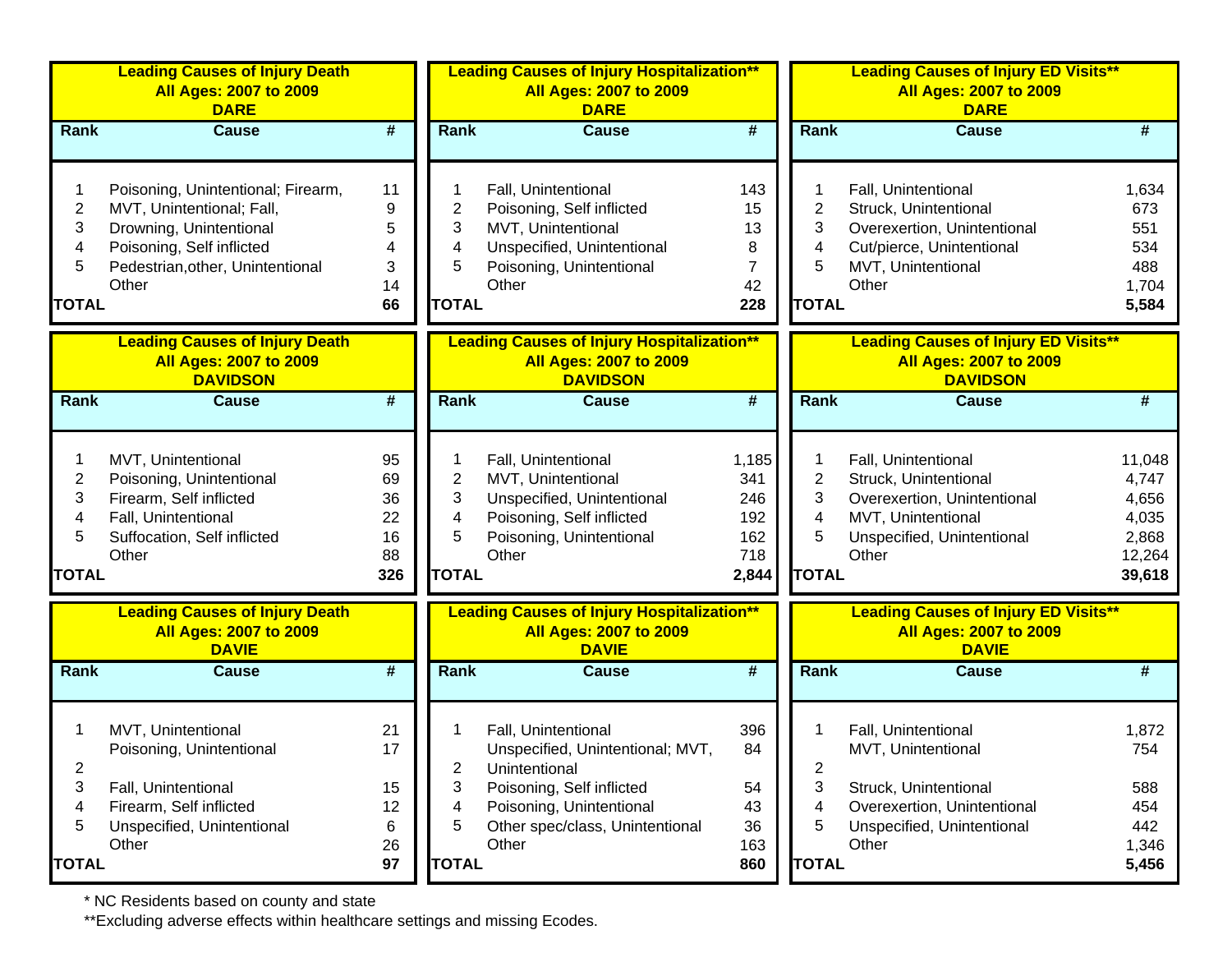| Leading Causes of Injury Death<br>All Ages: 2007 to 2009<br>DARE | | |
|---|---|---|
| Rank | Cause | # |
| 1 | Poisoning, Unintentional; Firearm, | 11 |
| 2 | MVT, Unintentional; Fall, | 9 |
| 3 | Drowning, Unintentional | 5 |
| 4 | Poisoning, Self inflicted | 4 |
| 5 | Pedestrian,other, Unintentional | 3 |
| | Other | 14 |
| TOTAL | | 66 |

| Leading Causes of Injury Hospitalization**<br>All Ages: 2007 to 2009<br>DARE | | |
|---|---|---|
| Rank | Cause | # |
| 1 | Fall, Unintentional | 143 |
| 2 | Poisoning, Self inflicted | 15 |
| 3 | MVT, Unintentional | 13 |
| 4 | Unspecified, Unintentional | 8 |
| 5 | Poisoning, Unintentional | 7 |
| | Other | 42 |
| TOTAL | | 228 |

| Leading Causes of Injury ED Visits**<br>All Ages: 2007 to 2009<br>DARE | | |
|---|---|---|
| Rank | Cause | # |
| 1 | Fall, Unintentional | 1,634 |
| 2 | Struck, Unintentional | 673 |
| 3 | Overexertion, Unintentional | 551 |
| 4 | Cut/pierce, Unintentional | 534 |
| 5 | MVT, Unintentional | 488 |
| | Other | 1,704 |
| TOTAL | | 5,584 |

| Leading Causes of Injury Death<br>All Ages: 2007 to 2009<br>DAVIDSON | | |
|---|---|---|
| Rank | Cause | # |
| 1 | MVT, Unintentional | 95 |
| 2 | Poisoning, Unintentional | 69 |
| 3 | Firearm, Self inflicted | 36 |
| 4 | Fall, Unintentional | 22 |
| 5 | Suffocation, Self inflicted | 16 |
| | Other | 88 |
| TOTAL | | 326 |

| Leading Causes of Injury Hospitalization**<br>All Ages: 2007 to 2009<br>DAVIDSON | | |
|---|---|---|
| Rank | Cause | # |
| 1 | Fall, Unintentional | 1,185 |
| 2 | MVT, Unintentional | 341 |
| 3 | Unspecified, Unintentional | 246 |
| 4 | Poisoning, Self inflicted | 192 |
| 5 | Poisoning, Unintentional | 162 |
| | Other | 718 |
| TOTAL | | 2,844 |

| Leading Causes of Injury ED Visits**<br>All Ages: 2007 to 2009<br>DAVIDSON | | |
|---|---|---|
| Rank | Cause | # |
| 1 | Fall, Unintentional | 11,048 |
| 2 | Struck, Unintentional | 4,747 |
| 3 | Overexertion, Unintentional | 4,656 |
| 4 | MVT, Unintentional | 4,035 |
| 5 | Unspecified, Unintentional | 2,868 |
| | Other | 12,264 |
| TOTAL | | 39,618 |

| Leading Causes of Injury Death<br>All Ages: 2007 to 2009<br>DAVIE | | |
|---|---|---|
| Rank | Cause | # |
| 1 | MVT, Unintentional | 21 |
| 2 | Poisoning, Unintentional | 17 |
| 3 | Fall, Unintentional | 15 |
| 4 | Firearm, Self inflicted | 12 |
| 5 | Unspecified, Unintentional | 6 |
| | Other | 26 |
| TOTAL | | 97 |

| Leading Causes of Injury Hospitalization**<br>All Ages: 2007 to 2009<br>DAVIE | | |
|---|---|---|
| Rank | Cause | # |
| 1 | Fall, Unintentional | 396 |
| 2 | Unspecified, Unintentional; MVT, Unintentional | 84 |
| 3 | Poisoning, Self inflicted | 54 |
| 4 | Poisoning, Unintentional | 43 |
| 5 | Other spec/class, Unintentional | 36 |
| | Other | 163 |
| TOTAL | | 860 |

| Leading Causes of Injury ED Visits**<br>All Ages: 2007 to 2009<br>DAVIE | | |
|---|---|---|
| Rank | Cause | # |
| 1 | Fall, Unintentional | 1,872 |
| 2 | MVT, Unintentional | 754 |
| 3 | Struck, Unintentional | 588 |
| 4 | Overexertion, Unintentional | 454 |
| 5 | Unspecified, Unintentional | 442 |
| | Other | 1,346 |
| TOTAL | | 5,456 |

* NC Residents based on county and state

**Excluding adverse effects within healthcare settings and missing Ecodes.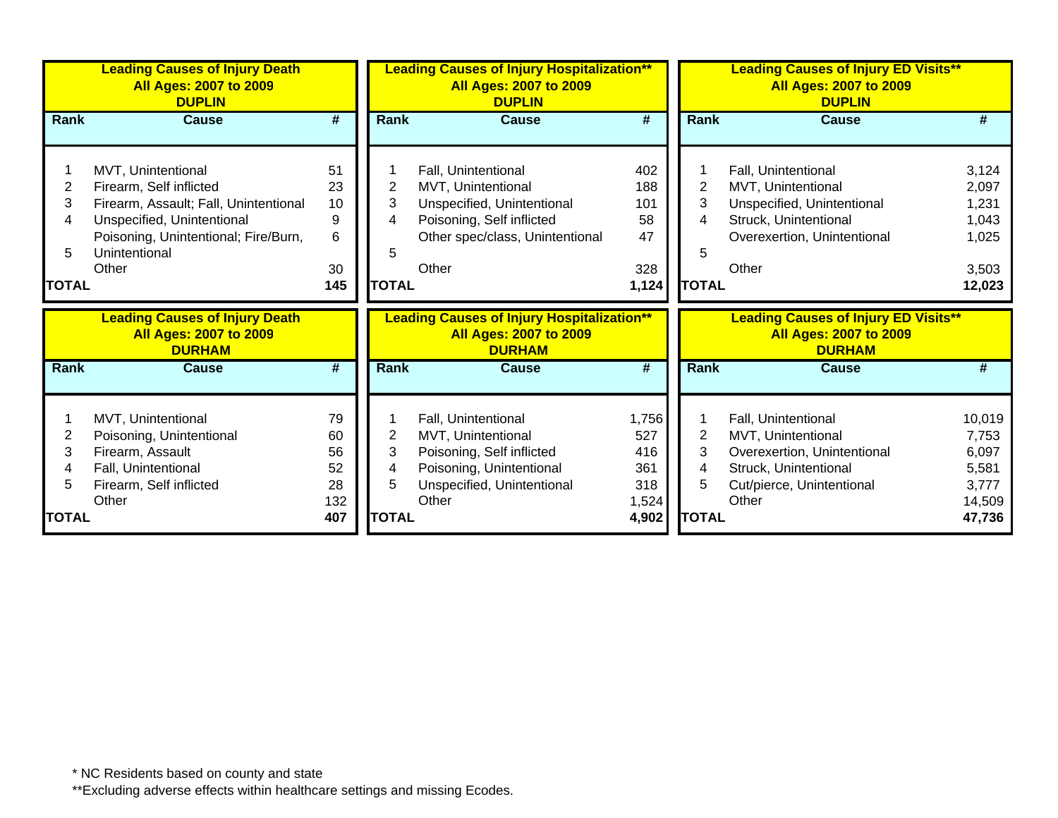**Leading Causes of Injury Death**
**All Ages: 2007 to 2009**
**DUPLIN**

| Rank | Cause | # |
|---|---|---|
| 1 | MVT, Unintentional | 51 |
| 2 | Firearm, Self inflicted | 23 |
| 3 | Firearm, Assault; Fall, Unintentional | 10 |
| 4 | Unspecified, Unintentional | 9 |
| 5 | Poisoning, Unintentional; Fire/Burn, Unintentional | 6 |
| | Other | 30 |
| **TOTAL** | | **145** |

**Leading Causes of Injury Hospitalization****
**All Ages: 2007 to 2009**
**DUPLIN**

| Rank | Cause | # |
|---|---|---|
| 1 | Fall, Unintentional | 402 |
| 2 | MVT, Unintentional | 188 |
| 3 | Unspecified, Unintentional | 101 |
| 4 | Poisoning, Self inflicted | 58 |
| 5 | Other spec/class, Unintentional | 47 |
| | Other | 328 |
| **TOTAL** | | **1,124** |

**Leading Causes of Injury ED Visits****
**All Ages: 2007 to 2009**
**DUPLIN**

| Rank | Cause | # |
|---|---|---|
| 1 | Fall, Unintentional | 3,124 |
| 2 | MVT, Unintentional | 2,097 |
| 3 | Unspecified, Unintentional | 1,231 |
| 4 | Struck, Unintentional | 1,043 |
| 5 | Overexertion, Unintentional | 1,025 |
| | Other | 3,503 |
| **TOTAL** | | **12,023** |

**Leading Causes of Injury Death**
**All Ages: 2007 to 2009**
**DURHAM**

| Rank | Cause | # |
|---|---|---|
| 1 | MVT, Unintentional | 79 |
| 2 | Poisoning, Unintentional | 60 |
| 3 | Firearm, Assault | 56 |
| 4 | Fall, Unintentional | 52 |
| 5 | Firearm, Self inflicted | 28 |
| | Other | 132 |
| **TOTAL** | | **407** |

**Leading Causes of Injury Hospitalization****
**All Ages: 2007 to 2009**
**DURHAM**

| Rank | Cause | # |
|---|---|---|
| 1 | Fall, Unintentional | 1,756 |
| 2 | MVT, Unintentional | 527 |
| 3 | Poisoning, Self inflicted | 416 |
| 4 | Poisoning, Unintentional | 361 |
| 5 | Unspecified, Unintentional | 318 |
| | Other | 1,524 |
| **TOTAL** | | **4,902** |

**Leading Causes of Injury ED Visits****
**All Ages: 2007 to 2009**
**DURHAM**

| Rank | Cause | # |
|---|---|---|
| 1 | Fall, Unintentional | 10,019 |
| 2 | MVT, Unintentional | 7,753 |
| 3 | Overexertion, Unintentional | 6,097 |
| 4 | Struck, Unintentional | 5,581 |
| 5 | Cut/pierce, Unintentional | 3,777 |
| | Other | 14,509 |
| **TOTAL** | | **47,736** |

* NC Residents based on county and state

**Excluding adverse effects within healthcare settings and missing Ecodes.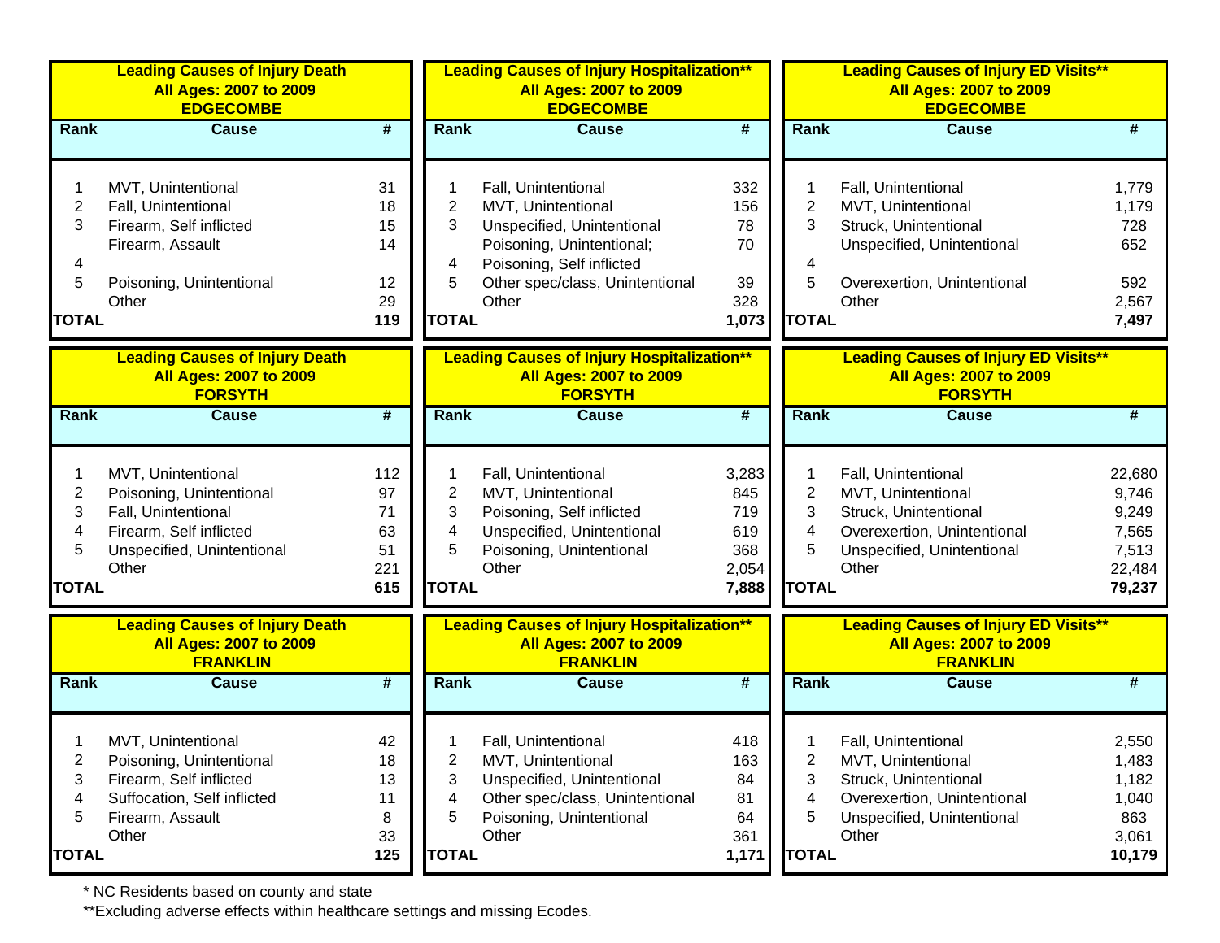**Leading Causes of Injury Death**
**All Ages: 2007 to 2009**
**EDGECOMBE**

| Rank | Cause | # |
|---|---|---|
| 1 | MVT, Unintentional | 31 |
| 2 | Fall, Unintentional | 18 |
| 3 | Firearm, Self inflicted | 15 |
| | Firearm, Assault | 14 |
| 4 | | |
| 5 | Poisoning, Unintentional | 12 |
| | Other | 29 |
| **TOTAL** | | **119** |

**Leading Causes of Injury Hospitalization****
**All Ages: 2007 to 2009**
**EDGECOMBE**

| Rank | Cause | # |
|---|---|---|
| 1 | Fall, Unintentional | 332 |
| 2 | MVT, Unintentional | 156 |
| 3 | Unspecified, Unintentional | 78 |
| | Poisoning, Unintentional; | 70 |
| 4 | Poisoning, Self inflicted | |
| 5 | Other spec/class, Unintentional | 39 |
| | Other | 328 |
| **TOTAL** | | **1,073** |

**Leading Causes of Injury ED Visits****
**All Ages: 2007 to 2009**
**EDGECOMBE**

| Rank | Cause | # |
|---|---|---|
| 1 | Fall, Unintentional | 1,779 |
| 2 | MVT, Unintentional | 1,179 |
| 3 | Struck, Unintentional | 728 |
| | Unspecified, Unintentional | 652 |
| 4 | | |
| 5 | Overexertion, Unintentional | 592 |
| | Other | 2,567 |
| **TOTAL** | | **7,497** |

**Leading Causes of Injury Death**
**All Ages: 2007 to 2009**
**FORSYTH**

| Rank | Cause | # |
|---|---|---|
| 1 | MVT, Unintentional | 112 |
| 2 | Poisoning, Unintentional | 97 |
| 3 | Fall, Unintentional | 71 |
| 4 | Firearm, Self inflicted | 63 |
| 5 | Unspecified, Unintentional | 51 |
| | Other | 221 |
| **TOTAL** | | **615** |

**Leading Causes of Injury Hospitalization****
**All Ages: 2007 to 2009**
**FORSYTH**

| Rank | Cause | # |
|---|---|---|
| 1 | Fall, Unintentional | 3,283 |
| 2 | MVT, Unintentional | 845 |
| 3 | Poisoning, Self inflicted | 719 |
| 4 | Unspecified, Unintentional | 619 |
| 5 | Poisoning, Unintentional | 368 |
| | Other | 2,054 |
| **TOTAL** | | **7,888** |

**Leading Causes of Injury ED Visits****
**All Ages: 2007 to 2009**
**FORSYTH**

| Rank | Cause | # |
|---|---|---|
| 1 | Fall, Unintentional | 22,680 |
| 2 | MVT, Unintentional | 9,746 |
| 3 | Struck, Unintentional | 9,249 |
| 4 | Overexertion, Unintentional | 7,565 |
| 5 | Unspecified, Unintentional | 7,513 |
| | Other | 22,484 |
| **TOTAL** | | **79,237** |

**Leading Causes of Injury Death**
**All Ages: 2007 to 2009**
**FRANKLIN**

| Rank | Cause | # |
|---|---|---|
| 1 | MVT, Unintentional | 42 |
| 2 | Poisoning, Unintentional | 18 |
| 3 | Firearm, Self inflicted | 13 |
| 4 | Suffocation, Self inflicted | 11 |
| 5 | Firearm, Assault | 8 |
| | Other | 33 |
| **TOTAL** | | **125** |

**Leading Causes of Injury Hospitalization****
**All Ages: 2007 to 2009**
**FRANKLIN**

| Rank | Cause | # |
|---|---|---|
| 1 | Fall, Unintentional | 418 |
| 2 | MVT, Unintentional | 163 |
| 3 | Unspecified, Unintentional | 84 |
| 4 | Other spec/class, Unintentional | 81 |
| 5 | Poisoning, Unintentional | 64 |
| | Other | 361 |
| **TOTAL** | | **1,171** |

**Leading Causes of Injury ED Visits****
**All Ages: 2007 to 2009**
**FRANKLIN**

| Rank | Cause | # |
|---|---|---|
| 1 | Fall, Unintentional | 2,550 |
| 2 | MVT, Unintentional | 1,483 |
| 3 | Struck, Unintentional | 1,182 |
| 4 | Overexertion, Unintentional | 1,040 |
| 5 | Unspecified, Unintentional | 863 |
| | Other | 3,061 |
| **TOTAL** | | **10,179** |

* NC Residents based on county and state

**Excluding adverse effects within healthcare settings and missing Ecodes.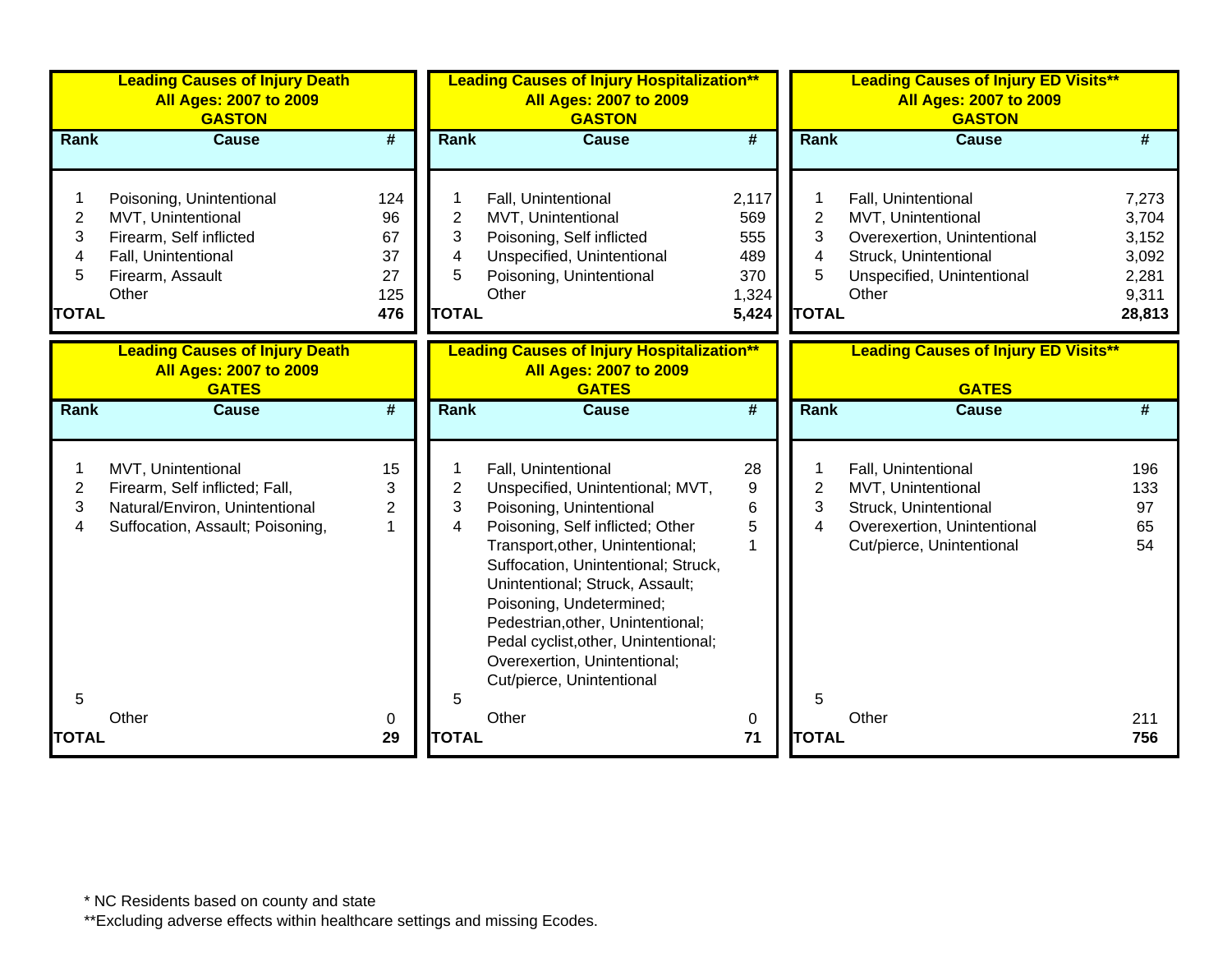**Leading Causes of Injury Death**
**All Ages: 2007 to 2009**
**GASTON**

| Rank | Cause | # |
|---|---|---|
| 1 | Poisoning, Unintentional | 124 |
| 2 | MVT, Unintentional | 96 |
| 3 | Firearm, Self inflicted | 67 |
| 4 | Fall, Unintentional | 37 |
| 5 | Firearm, Assault | 27 |
| | Other | 125 |
| **TOTAL** | | **476** |

**Leading Causes of Injury Hospitalization****
**All Ages: 2007 to 2009**
**GASTON**

| Rank | Cause | # |
|---|---|---|
| 1 | Fall, Unintentional | 2,117 |
| 2 | MVT, Unintentional | 569 |
| 3 | Poisoning, Self inflicted | 555 |
| 4 | Unspecified, Unintentional | 489 |
| 5 | Poisoning, Unintentional | 370 |
| | Other | 1,324 |
| **TOTAL** | | **5,424** |

**Leading Causes of Injury ED Visits****
**All Ages: 2007 to 2009**
**GASTON**

| Rank | Cause | # |
|---|---|---|
| 1 | Fall, Unintentional | 7,273 |
| 2 | MVT, Unintentional | 3,704 |
| 3 | Overexertion, Unintentional | 3,152 |
| 4 | Struck, Unintentional | 3,092 |
| 5 | Unspecified, Unintentional | 2,281 |
| | Other | 9,311 |
| **TOTAL** | | **28,813** |

**Leading Causes of Injury Death**
**All Ages: 2007 to 2009**
**GATES**

| Rank | Cause | # |
|---|---|---|
| 1 | MVT, Unintentional | 15 |
| 2 | Firearm, Self inflicted; Fall, | 3 |
| 3 | Natural/Environ, Unintentional | 2 |
| 4 | Suffocation, Assault; Poisoning, | 1 |
| 5 | | |
| | Other | 0 |
| **TOTAL** | | **29** |

**Leading Causes of Injury Hospitalization****
**All Ages: 2007 to 2009**
**GATES**

| Rank | Cause | # |
|---|---|---|
| 1 | Fall, Unintentional | 28 |
| 2 | Unspecified, Unintentional; MVT, | 9 |
| 3 | Poisoning, Unintentional | 6 |
| 4 | Poisoning, Self inflicted; Other | 5 |
| | Transport,other, Unintentional; Suffocation, Unintentional; Struck, Unintentional; Struck, Assault; Poisoning, Undetermined; Pedestrian,other, Unintentional; Pedal cyclist,other, Unintentional; Overexertion, Unintentional; Cut/pierce, Unintentional | 1 |
| 5 | | |
| | Other | 0 |
| **TOTAL** | | **71** |

**Leading Causes of Injury ED Visits****
**GATES**

| Rank | Cause | # |
|---|---|---|
| 1 | Fall, Unintentional | 196 |
| 2 | MVT, Unintentional | 133 |
| 3 | Struck, Unintentional | 97 |
| 4 | Overexertion, Unintentional | 65 |
| | Cut/pierce, Unintentional | 54 |
| 5 | | |
| | Other | 211 |
| **TOTAL** | | **756** |

* NC Residents based on county and state
**Excluding adverse effects within healthcare settings and missing Ecodes.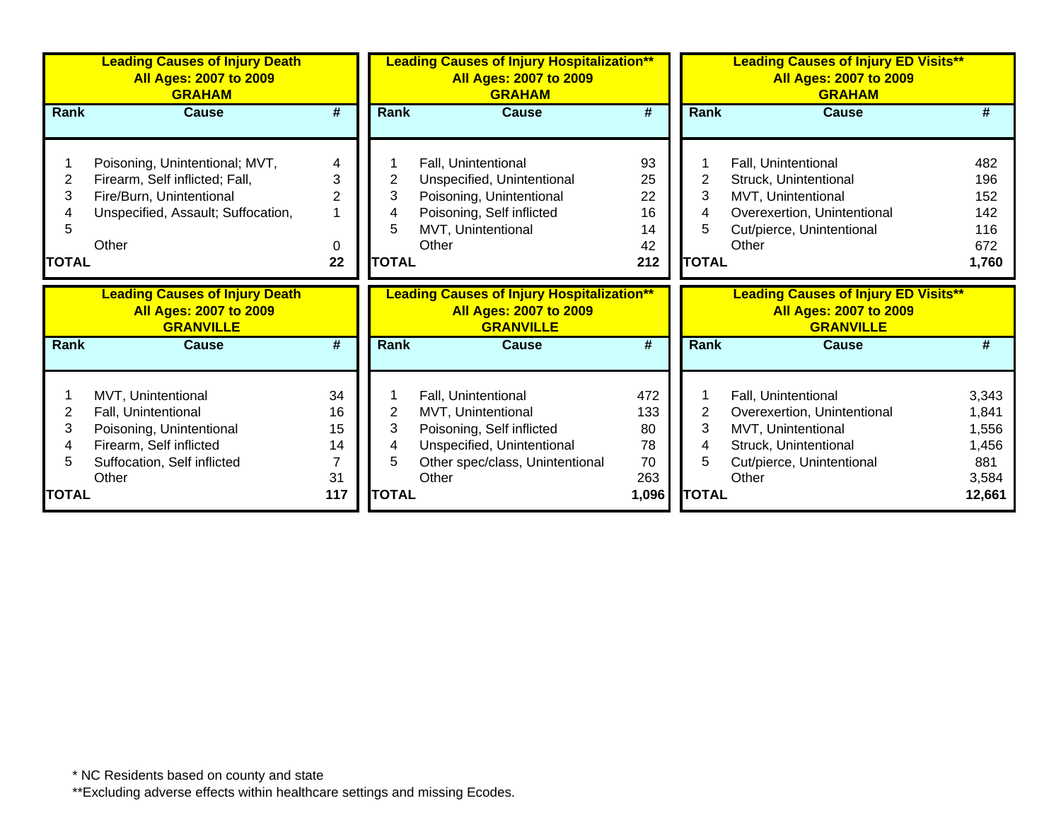### Leading Causes of Injury Death
### All Ages: 2007 to 2009
### GRAHAM

| Rank | Cause | # |
|---|---|---|
| 1 | Poisoning, Unintentional; MVT, | 4 |
| 2 | Firearm, Self inflicted; Fall, | 3 |
| 3 | Fire/Burn, Unintentional | 2 |
| 4 | Unspecified, Assault; Suffocation, | 1 |
| 5 | | |
| | Other | 0 |
| TOTAL | | 22 |

### Leading Causes of Injury Hospitalization**
### All Ages: 2007 to 2009
### GRAHAM

| Rank | Cause | # |
|---|---|---|
| 1 | Fall, Unintentional | 93 |
| 2 | Unspecified, Unintentional | 25 |
| 3 | Poisoning, Unintentional | 22 |
| 4 | Poisoning, Self inflicted | 16 |
| 5 | MVT, Unintentional | 14 |
| | Other | 42 |
| TOTAL | | 212 |

### Leading Causes of Injury ED Visits**
### All Ages: 2007 to 2009
### GRAHAM

| Rank | Cause | # |
|---|---|---|
| 1 | Fall, Unintentional | 482 |
| 2 | Struck, Unintentional | 196 |
| 3 | MVT, Unintentional | 152 |
| 4 | Overexertion, Unintentional | 142 |
| 5 | Cut/pierce, Unintentional | 116 |
| | Other | 672 |
| TOTAL | | 1,760 |

### Leading Causes of Injury Death
### All Ages: 2007 to 2009
### GRANVILLE

| Rank | Cause | # |
|---|---|---|
| 1 | MVT, Unintentional | 34 |
| 2 | Fall, Unintentional | 16 |
| 3 | Poisoning, Unintentional | 15 |
| 4 | Firearm, Self inflicted | 14 |
| 5 | Suffocation, Self inflicted | 7 |
| | Other | 31 |
| TOTAL | | 117 |

### Leading Causes of Injury Hospitalization**
### All Ages: 2007 to 2009
### GRANVILLE

| Rank | Cause | # |
|---|---|---|
| 1 | Fall, Unintentional | 472 |
| 2 | MVT, Unintentional | 133 |
| 3 | Poisoning, Self inflicted | 80 |
| 4 | Unspecified, Unintentional | 78 |
| 5 | Other spec/class, Unintentional | 70 |
| | Other | 263 |
| TOTAL | | 1,096 |

### Leading Causes of Injury ED Visits**
### All Ages: 2007 to 2009
### GRANVILLE

| Rank | Cause | # |
|---|---|---|
| 1 | Fall, Unintentional | 3,343 |
| 2 | Overexertion, Unintentional | 1,841 |
| 3 | MVT, Unintentional | 1,556 |
| 4 | Struck, Unintentional | 1,456 |
| 5 | Cut/pierce, Unintentional | 881 |
| | Other | 3,584 |
| TOTAL | | 12,661 |

* NC Residents based on county and state

**Excluding adverse effects within healthcare settings and missing Ecodes.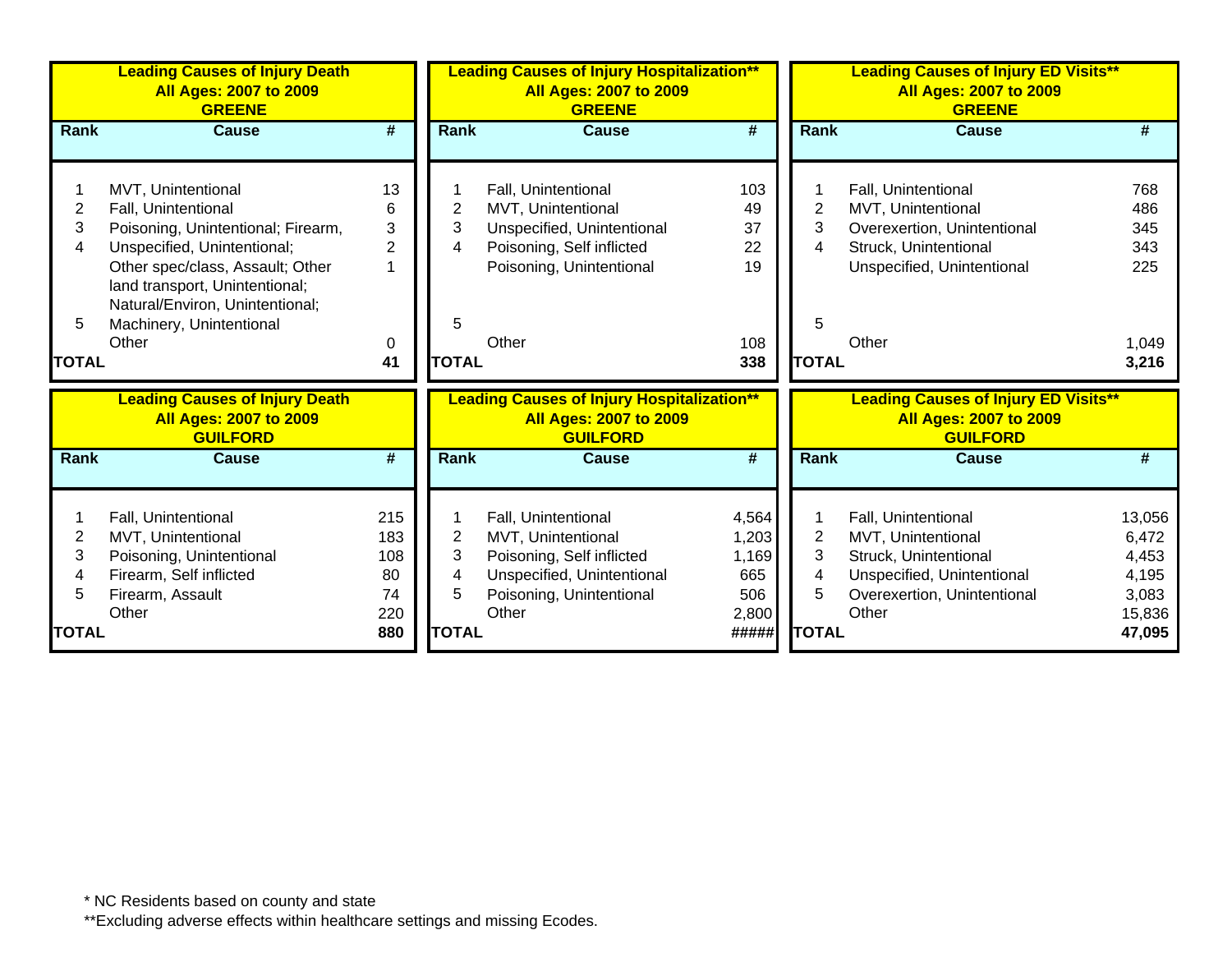**Leading Causes of Injury Death**
**All Ages: 2007 to 2009**
**GREENE**

| Rank | Cause | # |
|---|---|---|
| 1 | MVT, Unintentional | 13 |
| 2 | Fall, Unintentional | 6 |
| 3 | Poisoning, Unintentional; Firearm, | 3 |
| 4 | Unspecified, Unintentional; | 2 |
| | Other spec/class, Assault; Other land transport, Unintentional; Natural/Environ, Unintentional; | 1 |
| 5 | Machinery, Unintentional | |
| | Other | 0 |
| **TOTAL** | | **41** |

**Leading Causes of Injury Hospitalization****
**All Ages: 2007 to 2009**
**GREENE**

| Rank | Cause | # |
|---|---|---|
| 1 | Fall, Unintentional | 103 |
| 2 | MVT, Unintentional | 49 |
| 3 | Unspecified, Unintentional | 37 |
| 4 | Poisoning, Self inflicted | 22 |
| | Poisoning, Unintentional | 19 |
| 5 | | |
| | Other | 108 |
| **TOTAL** | | **338** |

**Leading Causes of Injury ED Visits****
**All Ages: 2007 to 2009**
**GREENE**

| Rank | Cause | # |
|---|---|---|
| 1 | Fall, Unintentional | 768 |
| 2 | MVT, Unintentional | 486 |
| 3 | Overexertion, Unintentional | 345 |
| 4 | Struck, Unintentional | 343 |
| | Unspecified, Unintentional | 225 |
| 5 | | |
| | Other | 1,049 |
| **TOTAL** | | **3,216** |

**Leading Causes of Injury Death**
**All Ages: 2007 to 2009**
**GUILFORD**

| Rank | Cause | # |
|---|---|---|
| 1 | Fall, Unintentional | 215 |
| 2 | MVT, Unintentional | 183 |
| 3 | Poisoning, Unintentional | 108 |
| 4 | Firearm, Self inflicted | 80 |
| 5 | Firearm, Assault | 74 |
| | Other | 220 |
| **TOTAL** | | **880** |

**Leading Causes of Injury Hospitalization****
**All Ages: 2007 to 2009**
**GUILFORD**

| Rank | Cause | # |
|---|---|---|
| 1 | Fall, Unintentional | 4,564 |
| 2 | MVT, Unintentional | 1,203 |
| 3 | Poisoning, Self inflicted | 1,169 |
| 4 | Unspecified, Unintentional | 665 |
| 5 | Poisoning, Unintentional | 506 |
| | Other | 2,800 |
| **TOTAL** | | **#####** |

**Leading Causes of Injury ED Visits****
**All Ages: 2007 to 2009**
**GUILFORD**

| Rank | Cause | # |
|---|---|---|
| 1 | Fall, Unintentional | 13,056 |
| 2 | MVT, Unintentional | 6,472 |
| 3 | Struck, Unintentional | 4,453 |
| 4 | Unspecified, Unintentional | 4,195 |
| 5 | Overexertion, Unintentional | 3,083 |
| | Other | 15,836 |
| **TOTAL** | | **47,095** |

* NC Residents based on county and state

**Excluding adverse effects within healthcare settings and missing Ecodes.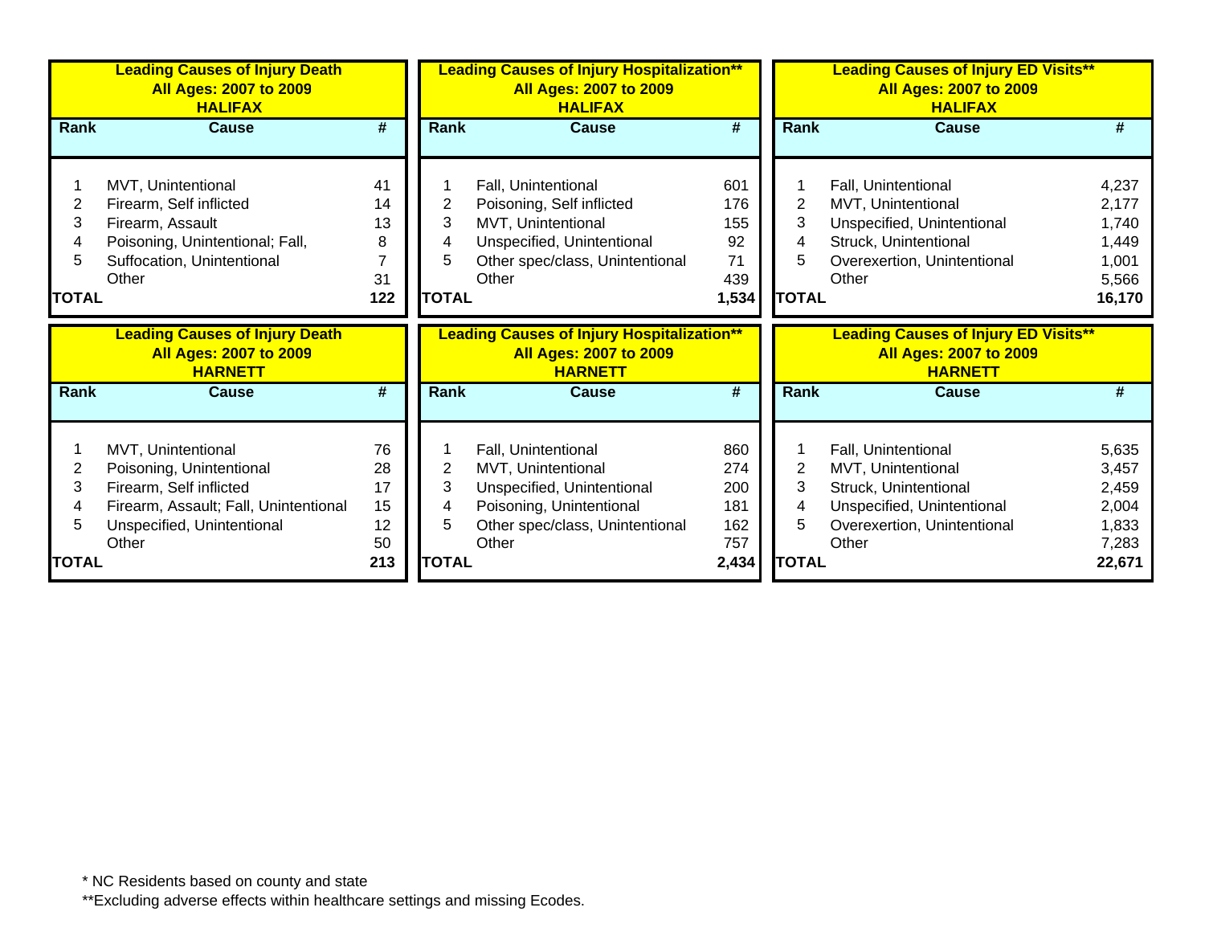| Leading Causes of Injury Death<br>All Ages: 2007 to 2009<br>HALIFAX | | |
|---|---|---|
| **Rank** | **Cause** | **#** |
| 1 | MVT, Unintentional | 41 |
| 2 | Firearm, Self inflicted | 14 |
| 3 | Firearm, Assault | 13 |
| 4 | Poisoning, Unintentional; Fall, | 8 |
| 5 | Suffocation, Unintentional | 7 |
| | Other | 31 |
| **TOTAL** | | **122** |

| Leading Causes of Injury Hospitalization**<br>All Ages: 2007 to 2009<br>HALIFAX | | |
|---|---|---|
| **Rank** | **Cause** | **#** |
| 1 | Fall, Unintentional | 601 |
| 2 | Poisoning, Self inflicted | 176 |
| 3 | MVT, Unintentional | 155 |
| 4 | Unspecified, Unintentional | 92 |
| 5 | Other spec/class, Unintentional | 71 |
| | Other | 439 |
| **TOTAL** | | **1,534** |

| Leading Causes of Injury ED Visits**<br>All Ages: 2007 to 2009<br>HALIFAX | | |
|---|---|---|
| **Rank** | **Cause** | **#** |
| 1 | Fall, Unintentional | 4,237 |
| 2 | MVT, Unintentional | 2,177 |
| 3 | Unspecified, Unintentional | 1,740 |
| 4 | Struck, Unintentional | 1,449 |
| 5 | Overexertion, Unintentional | 1,001 |
| | Other | 5,566 |
| **TOTAL** | | **16,170** |

| Leading Causes of Injury Death<br>All Ages: 2007 to 2009<br>HARNETT | | |
|---|---|---|
| **Rank** | **Cause** | **#** |
| 1 | MVT, Unintentional | 76 |
| 2 | Poisoning, Unintentional | 28 |
| 3 | Firearm, Self inflicted | 17 |
| 4 | Firearm, Assault; Fall, Unintentional | 15 |
| 5 | Unspecified, Unintentional | 12 |
| | Other | 50 |
| **TOTAL** | | **213** |

| Leading Causes of Injury Hospitalization**<br>All Ages: 2007 to 2009<br>HARNETT | | |
|---|---|---|
| **Rank** | **Cause** | **#** |
| 1 | Fall, Unintentional | 860 |
| 2 | MVT, Unintentional | 274 |
| 3 | Unspecified, Unintentional | 200 |
| 4 | Poisoning, Unintentional | 181 |
| 5 | Other spec/class, Unintentional | 162 |
| | Other | 757 |
| **TOTAL** | | **2,434** |

| Leading Causes of Injury ED Visits**<br>All Ages: 2007 to 2009<br>HARNETT | | |
|---|---|---|
| **Rank** | **Cause** | **#** |
| 1 | Fall, Unintentional | 5,635 |
| 2 | MVT, Unintentional | 3,457 |
| 3 | Struck, Unintentional | 2,459 |
| 4 | Unspecified, Unintentional | 2,004 |
| 5 | Overexertion, Unintentional | 1,833 |
| | Other | 7,283 |
| **TOTAL** | | **22,671** |

* NC Residents based on county and state

**Excluding adverse effects within healthcare settings and missing Ecodes.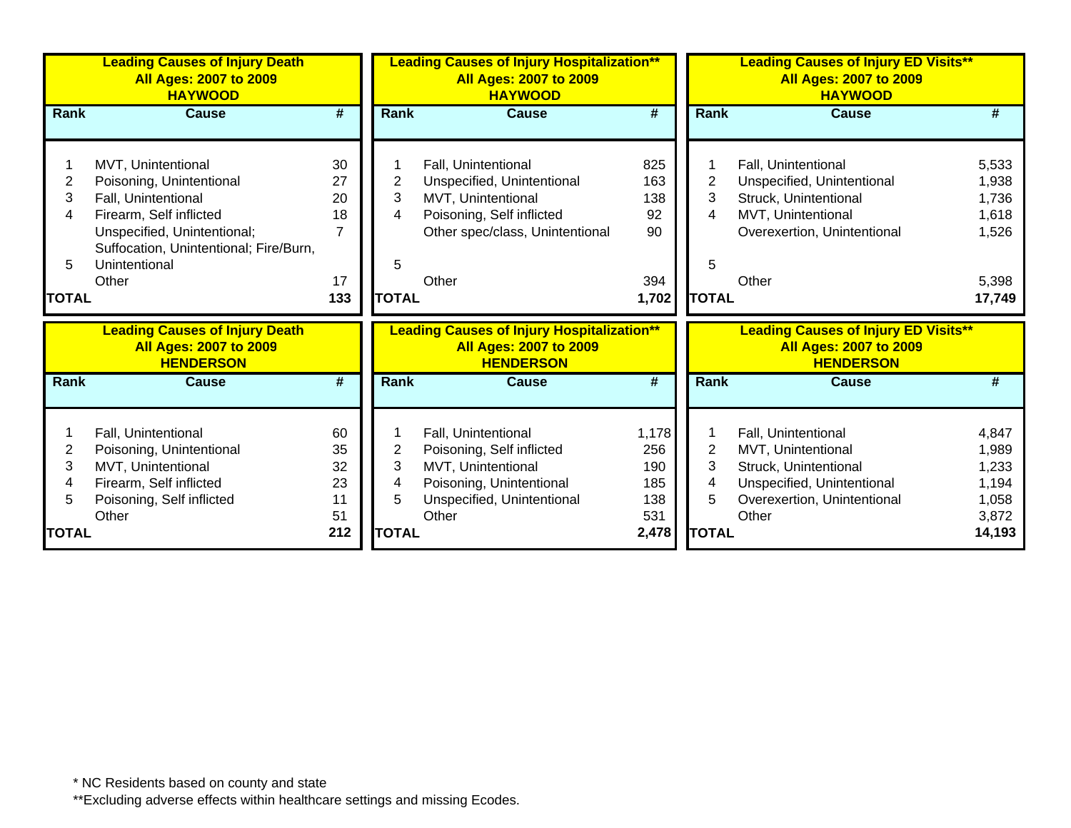### Leading Causes of Injury Death
### All Ages: 2007 to 2009
### HAYWOOD

| Rank | Cause | # |
|---|---|---|
| 1 | MVT, Unintentional | 30 |
| 2 | Poisoning, Unintentional | 27 |
| 3 | Fall, Unintentional | 20 |
| 4 | Firearm, Self inflicted | 18 |
| 5 | Unspecified, Unintentional; Suffocation, Unintentional; Fire/Burn, Unintentional | 7 |
| | Other | 17 |
| TOTAL | | 133 |

### Leading Causes of Injury Hospitalization**
### All Ages: 2007 to 2009
### HAYWOOD

| Rank | Cause | # |
|---|---|---|
| 1 | Fall, Unintentional | 825 |
| 2 | Unspecified, Unintentional | 163 |
| 3 | MVT, Unintentional | 138 |
| 4 | Poisoning, Self inflicted | 92 |
| 5 | Other spec/class, Unintentional | 90 |
| | Other | 394 |
| TOTAL | | 1,702 |

### Leading Causes of Injury ED Visits**
### All Ages: 2007 to 2009
### HAYWOOD

| Rank | Cause | # |
|---|---|---|
| 1 | Fall, Unintentional | 5,533 |
| 2 | Unspecified, Unintentional | 1,938 |
| 3 | Struck, Unintentional | 1,736 |
| 4 | MVT, Unintentional | 1,618 |
| 5 | Overexertion, Unintentional | 1,526 |
| | Other | 5,398 |
| TOTAL | | 17,749 |

### Leading Causes of Injury Death
### All Ages: 2007 to 2009
### HENDERSON

| Rank | Cause | # |
|---|---|---|
| 1 | Fall, Unintentional | 60 |
| 2 | Poisoning, Unintentional | 35 |
| 3 | MVT, Unintentional | 32 |
| 4 | Firearm, Self inflicted | 23 |
| 5 | Poisoning, Self inflicted | 11 |
| | Other | 51 |
| TOTAL | | 212 |

### Leading Causes of Injury Hospitalization**
### All Ages: 2007 to 2009
### HENDERSON

| Rank | Cause | # |
|---|---|---|
| 1 | Fall, Unintentional | 1,178 |
| 2 | Poisoning, Self inflicted | 256 |
| 3 | MVT, Unintentional | 190 |
| 4 | Poisoning, Unintentional | 185 |
| 5 | Unspecified, Unintentional | 138 |
| | Other | 531 |
| TOTAL | | 2,478 |

### Leading Causes of Injury ED Visits**
### All Ages: 2007 to 2009
### HENDERSON

| Rank | Cause | # |
|---|---|---|
| 1 | Fall, Unintentional | 4,847 |
| 2 | MVT, Unintentional | 1,989 |
| 3 | Struck, Unintentional | 1,233 |
| 4 | Unspecified, Unintentional | 1,194 |
| 5 | Overexertion, Unintentional | 1,058 |
| | Other | 3,872 |
| TOTAL | | 14,193 |

* NC Residents based on county and state

**Excluding adverse effects within healthcare settings and missing Ecodes.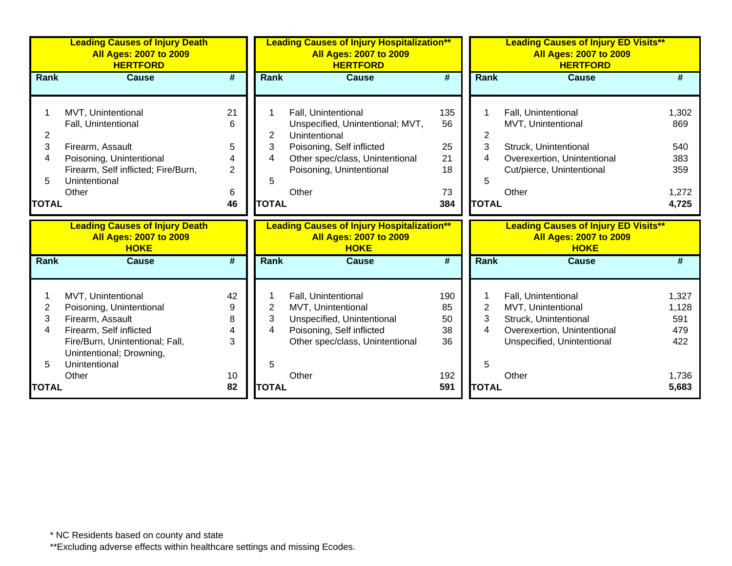### Leading Causes of Injury Death
### All Ages: 2007 to 2009
### HERTFORD

| Rank | Cause | # |
|---|---|---|
| 1 | MVT, Unintentional | 21 |
| 2 | Fall, Unintentional | 6 |
| 3 | Firearm, Assault | 5 |
| 4 | Poisoning, Unintentional | 4 |
| 5 | Firearm, Self inflicted; Fire/Burn, Unintentional | 2 |
| | Other | 6 |
| **TOTAL** | | **46** |

### Leading Causes of Injury Hospitalization**
### All Ages: 2007 to 2009
### HERTFORD

| Rank | Cause | # |
|---|---|---|
| 1 | Fall, Unintentional | 135 |
| 2 | Unspecified, Unintentional; MVT, Unintentional | 56 |
| 3 | Poisoning, Self inflicted | 25 |
| 4 | Other spec/class, Unintentional | 21 |
| 5 | Poisoning, Unintentional | 18 |
| | Other | 73 |
| **TOTAL** | | **384** |

### Leading Causes of Injury ED Visits**
### All Ages: 2007 to 2009
### HERTFORD

| Rank | Cause | # |
|---|---|---|
| 1 | Fall, Unintentional | 1,302 |
| 2 | MVT, Unintentional | 869 |
| 3 | Struck, Unintentional | 540 |
| 4 | Overexertion, Unintentional | 383 |
| 5 | Cut/pierce, Unintentional | 359 |
| | Other | 1,272 |
| **TOTAL** | | **4,725** |

### Leading Causes of Injury Death
### All Ages: 2007 to 2009
### HOKE

| Rank | Cause | # |
|---|---|---|
| 1 | MVT, Unintentional | 42 |
| 2 | Poisoning, Unintentional | 9 |
| 3 | Firearm, Assault | 8 |
| 4 | Firearm, Self inflicted | 4 |
| 5 | Fire/Burn, Unintentional; Fall, Unintentional; Drowning, Unintentional | 3 |
| | Other | 10 |
| **TOTAL** | | **82** |

### Leading Causes of Injury Hospitalization**
### All Ages: 2007 to 2009
### HOKE

| Rank | Cause | # |
|---|---|---|
| 1 | Fall, Unintentional | 190 |
| 2 | MVT, Unintentional | 85 |
| 3 | Unspecified, Unintentional | 50 |
| 4 | Poisoning, Self inflicted | 38 |
| 5 | Other spec/class, Unintentional | 36 |
| | Other | 192 |
| **TOTAL** | | **591** |

### Leading Causes of Injury ED Visits**
### All Ages: 2007 to 2009
### HOKE

| Rank | Cause | # |
|---|---|---|
| 1 | Fall, Unintentional | 1,327 |
| 2 | MVT, Unintentional | 1,128 |
| 3 | Struck, Unintentional | 591 |
| 4 | Overexertion, Unintentional | 479 |
| 5 | Unspecified, Unintentional | 422 |
| | Other | 1,736 |
| **TOTAL** | | **5,683** |

\* NC Residents based on county and state

**Excluding adverse effects within healthcare settings and missing Ecodes.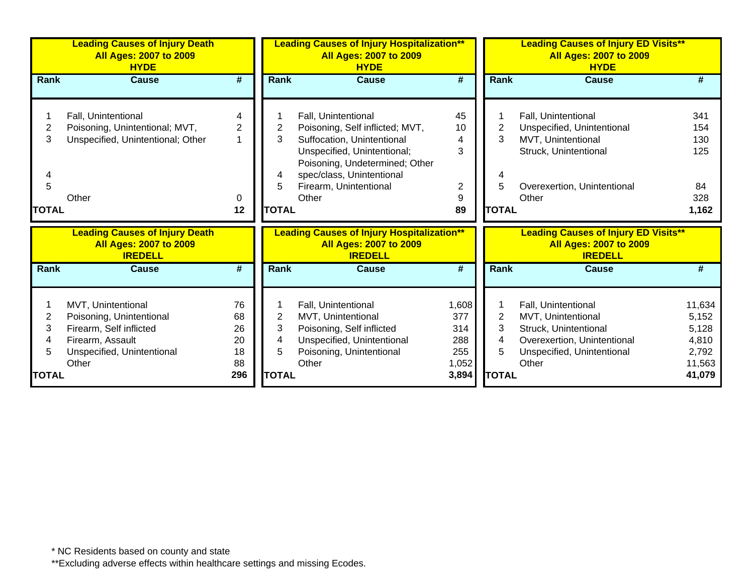**Leading Causes of Injury Death All Ages: 2007 to 2009 HYDE**

| Rank | Cause | # |
|---|---|---|
| 1 | Fall, Unintentional | 4 |
| 2 | Poisoning, Unintentional; MVT, | 2 |
| 3 | Unspecified, Unintentional; Other | 1 |
| 4 | | |
| 5 | | |
| | Other | 0 |
| **TOTAL** | | **12** |

**Leading Causes of Injury Hospitalization** All Ages: 2007 to 2009 HYDE**

| Rank | Cause | # |
|---|---|---|
| 1 | Fall, Unintentional | 45 |
| 2 | Poisoning, Self inflicted; MVT, | 10 |
| 3 | Suffocation, Unintentional | 4 |
| 4 | Unspecified, Unintentional; Poisoning, Undetermined; Other spec/class, Unintentional | 3 |
| 5 | Firearm, Unintentional | 2 |
| | Other | 9 |
| **TOTAL** | | **89** |

**Leading Causes of Injury ED Visits** All Ages: 2007 to 2009 HYDE**

| Rank | Cause | # |
|---|---|---|
| 1 | Fall, Unintentional | 341 |
| 2 | Unspecified, Unintentional | 154 |
| 3 | MVT, Unintentional | 130 |
| 4 | Struck, Unintentional | 125 |
| 5 | Overexertion, Unintentional | 84 |
| | Other | 328 |
| **TOTAL** | | **1,162** |

**Leading Causes of Injury Death All Ages: 2007 to 2009 IREDELL**

| Rank | Cause | # |
|---|---|---|
| 1 | MVT, Unintentional | 76 |
| 2 | Poisoning, Unintentional | 68 |
| 3 | Firearm, Self inflicted | 26 |
| 4 | Firearm, Assault | 20 |
| 5 | Unspecified, Unintentional | 18 |
| | Other | 88 |
| **TOTAL** | | **296** |

**Leading Causes of Injury Hospitalization** All Ages: 2007 to 2009 IREDELL**

| Rank | Cause | # |
|---|---|---|
| 1 | Fall, Unintentional | 1,608 |
| 2 | MVT, Unintentional | 377 |
| 3 | Poisoning, Self inflicted | 314 |
| 4 | Unspecified, Unintentional | 288 |
| 5 | Poisoning, Unintentional | 255 |
| | Other | 1,052 |
| **TOTAL** | | **3,894** |

**Leading Causes of Injury ED Visits** All Ages: 2007 to 2009 IREDELL**

| Rank | Cause | # |
|---|---|---|
| 1 | Fall, Unintentional | 11,634 |
| 2 | MVT, Unintentional | 5,152 |
| 3 | Struck, Unintentional | 5,128 |
| 4 | Overexertion, Unintentional | 4,810 |
| 5 | Unspecified, Unintentional | 2,792 |
| | Other | 11,563 |
| **TOTAL** | | **41,079** |

* NC Residents based on county and state

**Excluding adverse effects within healthcare settings and missing Ecodes.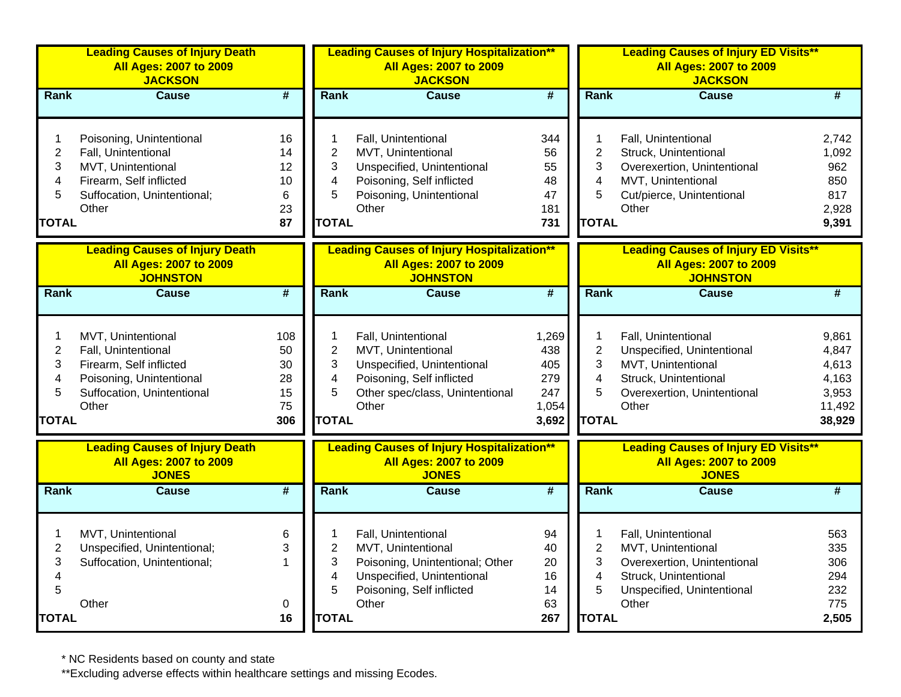### Leading Causes of Injury Death All Ages: 2007 to 2009 JACKSON

| Rank | Cause | # |
|---|---|---|
| 1 | Poisoning, Unintentional | 16 |
| 2 | Fall, Unintentional | 14 |
| 3 | MVT, Unintentional | 12 |
| 4 | Firearm, Self inflicted | 10 |
| 5 | Suffocation, Unintentional; | 6 |
| | Other | 23 |
| **TOTAL** | | **87** |

### Leading Causes of Injury Hospitalization** All Ages: 2007 to 2009 JACKSON

| Rank | Cause | # |
|---|---|---|
| 1 | Fall, Unintentional | 344 |
| 2 | MVT, Unintentional | 56 |
| 3 | Unspecified, Unintentional | 55 |
| 4 | Poisoning, Self inflicted | 48 |
| 5 | Poisoning, Unintentional | 47 |
| | Other | 181 |
| **TOTAL** | | **731** |

### Leading Causes of Injury ED Visits** All Ages: 2007 to 2009 JACKSON

| Rank | Cause | # |
|---|---|---|
| 1 | Fall, Unintentional | 2,742 |
| 2 | Struck, Unintentional | 1,092 |
| 3 | Overexertion, Unintentional | 962 |
| 4 | MVT, Unintentional | 850 |
| 5 | Cut/pierce, Unintentional | 817 |
| | Other | 2,928 |
| **TOTAL** | | **9,391** |

### Leading Causes of Injury Death All Ages: 2007 to 2009 JOHNSTON

| Rank | Cause | # |
|---|---|---|
| 1 | MVT, Unintentional | 108 |
| 2 | Fall, Unintentional | 50 |
| 3 | Firearm, Self inflicted | 30 |
| 4 | Poisoning, Unintentional | 28 |
| 5 | Suffocation, Unintentional | 15 |
| | Other | 75 |
| **TOTAL** | | **306** |

### Leading Causes of Injury Hospitalization** All Ages: 2007 to 2009 JOHNSTON

| Rank | Cause | # |
|---|---|---|
| 1 | Fall, Unintentional | 1,269 |
| 2 | MVT, Unintentional | 438 |
| 3 | Unspecified, Unintentional | 405 |
| 4 | Poisoning, Self inflicted | 279 |
| 5 | Other spec/class, Unintentional | 247 |
| | Other | 1,054 |
| **TOTAL** | | **3,692** |

### Leading Causes of Injury ED Visits** All Ages: 2007 to 2009 JOHNSTON

| Rank | Cause | # |
|---|---|---|
| 1 | Fall, Unintentional | 9,861 |
| 2 | Unspecified, Unintentional | 4,847 |
| 3 | MVT, Unintentional | 4,613 |
| 4 | Struck, Unintentional | 4,163 |
| 5 | Overexertion, Unintentional | 3,953 |
| | Other | 11,492 |
| **TOTAL** | | **38,929** |

### Leading Causes of Injury Death All Ages: 2007 to 2009 JONES

| Rank | Cause | # |
|---|---|---|
| 1 | MVT, Unintentional | 6 |
| 2 | Unspecified, Unintentional; | 3 |
| 3 | Suffocation, Unintentional; | 1 |
| 4 | | |
| 5 | | |
| | Other | 0 |
| **TOTAL** | | **16** |

### Leading Causes of Injury Hospitalization** All Ages: 2007 to 2009 JONES

| Rank | Cause | # |
|---|---|---|
| 1 | Fall, Unintentional | 94 |
| 2 | MVT, Unintentional | 40 |
| 3 | Poisoning, Unintentional; Other | 20 |
| 4 | Unspecified, Unintentional | 16 |
| 5 | Poisoning, Self inflicted | 14 |
| | Other | 63 |
| **TOTAL** | | **267** |

### Leading Causes of Injury ED Visits** All Ages: 2007 to 2009 JONES

| Rank | Cause | # |
|---|---|---|
| 1 | Fall, Unintentional | 563 |
| 2 | MVT, Unintentional | 335 |
| 3 | Overexertion, Unintentional | 306 |
| 4 | Struck, Unintentional | 294 |
| 5 | Unspecified, Unintentional | 232 |
| | Other | 775 |
| **TOTAL** | | **2,505** |

* NC Residents based on county and state

**Excluding adverse effects within healthcare settings and missing Ecodes.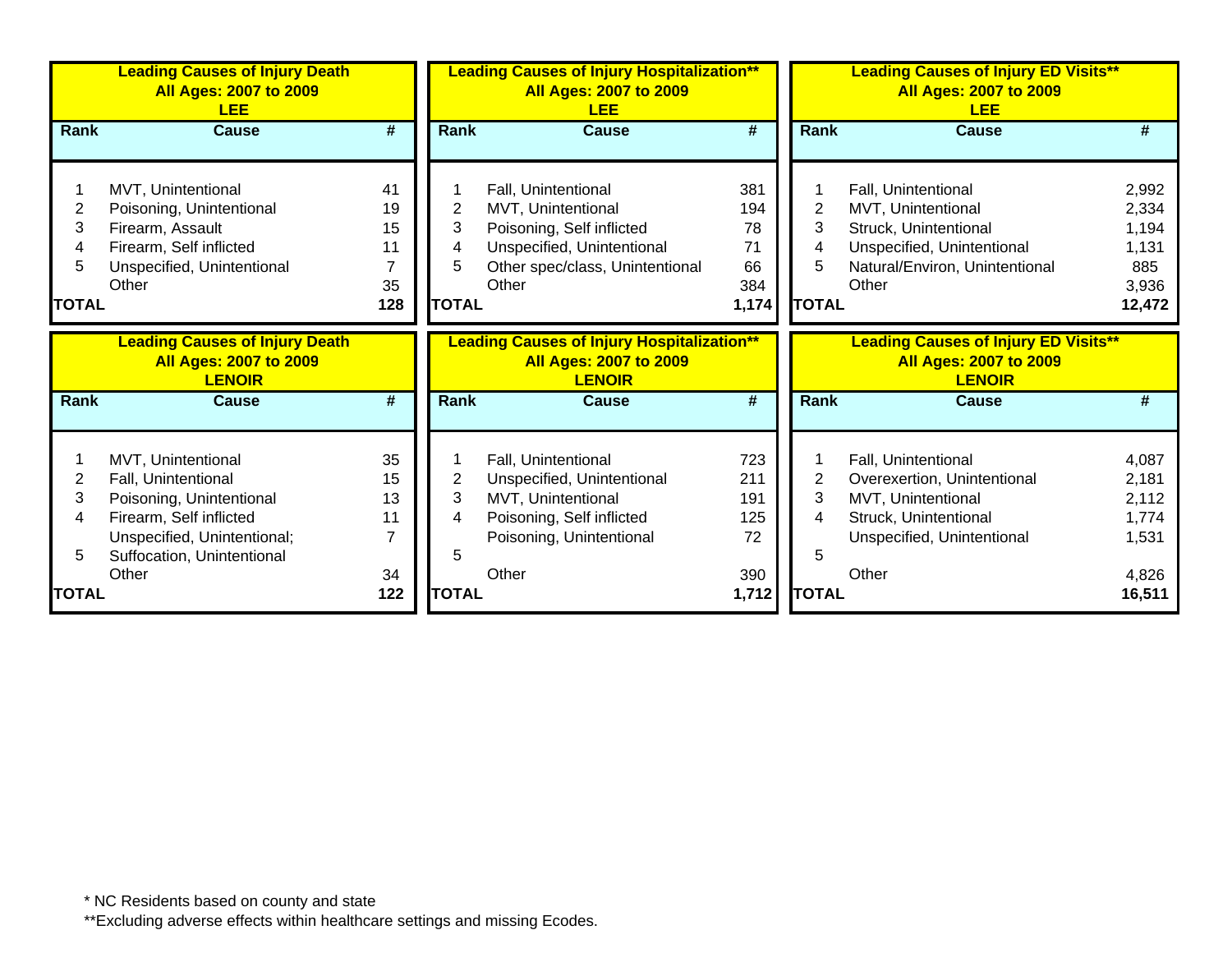**Leading Causes of Injury Death**
**All Ages: 2007 to 2009**
**LEE**

| Rank | Cause | # |
|---|---|---|
| 1 | MVT, Unintentional | 41 |
| 2 | Poisoning, Unintentional | 19 |
| 3 | Firearm, Assault | 15 |
| 4 | Firearm, Self inflicted | 11 |
| 5 | Unspecified, Unintentional | 7 |
| | Other | 35 |
| **TOTAL** | | **128** |

**Leading Causes of Injury Hospitalization****
**All Ages: 2007 to 2009**
**LEE**

| Rank | Cause | # |
|---|---|---|
| 1 | Fall, Unintentional | 381 |
| 2 | MVT, Unintentional | 194 |
| 3 | Poisoning, Self inflicted | 78 |
| 4 | Unspecified, Unintentional | 71 |
| 5 | Other spec/class, Unintentional | 66 |
| | Other | 384 |
| **TOTAL** | | **1,174** |

**Leading Causes of Injury ED Visits****
**All Ages: 2007 to 2009**
**LEE**

| Rank | Cause | # |
|---|---|---|
| 1 | Fall, Unintentional | 2,992 |
| 2 | MVT, Unintentional | 2,334 |
| 3 | Struck, Unintentional | 1,194 |
| 4 | Unspecified, Unintentional | 1,131 |
| 5 | Natural/Environ, Unintentional | 885 |
| | Other | 3,936 |
| **TOTAL** | | **12,472** |

**Leading Causes of Injury Death**
**All Ages: 2007 to 2009**
**LENOIR**

| Rank | Cause | # |
|---|---|---|
| 1 | MVT, Unintentional | 35 |
| 2 | Fall, Unintentional | 15 |
| 3 | Poisoning, Unintentional | 13 |
| 4 | Firearm, Self inflicted | 11 |
| 5 | Unspecified, Unintentional; Suffocation, Unintentional | 7 |
| | Other | 34 |
| **TOTAL** | | **122** |

**Leading Causes of Injury Hospitalization****
**All Ages: 2007 to 2009**
**LENOIR**

| Rank | Cause | # |
|---|---|---|
| 1 | Fall, Unintentional | 723 |
| 2 | Unspecified, Unintentional | 211 |
| 3 | MVT, Unintentional | 191 |
| 4 | Poisoning, Self inflicted | 125 |
| 5 | Poisoning, Unintentional | 72 |
| | Other | 390 |
| **TOTAL** | | **1,712** |

**Leading Causes of Injury ED Visits****
**All Ages: 2007 to 2009**
**LENOIR**

| Rank | Cause | # |
|---|---|---|
| 1 | Fall, Unintentional | 4,087 |
| 2 | Overexertion, Unintentional | 2,181 |
| 3 | MVT, Unintentional | 2,112 |
| 4 | Struck, Unintentional | 1,774 |
| 5 | Unspecified, Unintentional | 1,531 |
| | Other | 4,826 |
| **TOTAL** | | **16,511** |

* NC Residents based on county and state

**Excluding adverse effects within healthcare settings and missing Ecodes.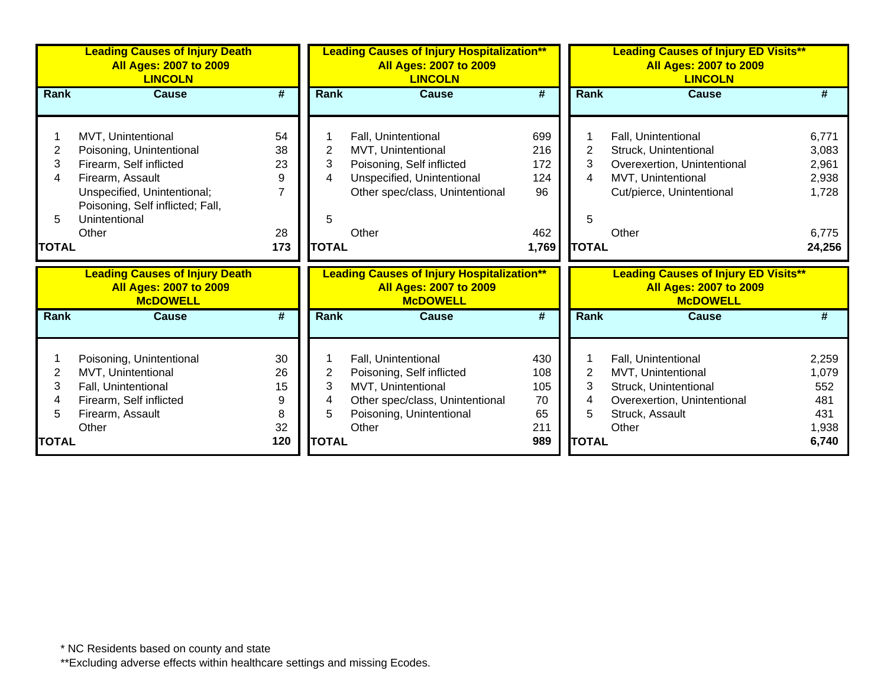**Leading Causes of Injury Death**
**All Ages: 2007 to 2009**
**LINCOLN**

| Rank | Cause | # |
|---|---|---|
| 1 | MVT, Unintentional | 54 |
| 2 | Poisoning, Unintentional | 38 |
| 3 | Firearm, Self inflicted | 23 |
| 4 | Firearm, Assault | 9 |
| 5 | Unspecified, Unintentional; Poisoning, Self inflicted; Fall, Unintentional | 7 |
| | Other | 28 |
| **TOTAL** | | **173** |

**Leading Causes of Injury Hospitalization****
**All Ages: 2007 to 2009**
**LINCOLN**

| Rank | Cause | # |
|---|---|---|
| 1 | Fall, Unintentional | 699 |
| 2 | MVT, Unintentional | 216 |
| 3 | Poisoning, Self inflicted | 172 |
| 4 | Unspecified, Unintentional | 124 |
| 5 | Other spec/class, Unintentional | 96 |
| | Other | 462 |
| **TOTAL** | | **1,769** |

**Leading Causes of Injury ED Visits****
**All Ages: 2007 to 2009**
**LINCOLN**

| Rank | Cause | # |
|---|---|---|
| 1 | Fall, Unintentional | 6,771 |
| 2 | Struck, Unintentional | 3,083 |
| 3 | Overexertion, Unintentional | 2,961 |
| 4 | MVT, Unintentional | 2,938 |
| 5 | Cut/pierce, Unintentional | 1,728 |
| | Other | 6,775 |
| **TOTAL** | | **24,256** |

**Leading Causes of Injury Death**
**All Ages: 2007 to 2009**
**McDOWELL**

| Rank | Cause | # |
|---|---|---|
| 1 | Poisoning, Unintentional | 30 |
| 2 | MVT, Unintentional | 26 |
| 3 | Fall, Unintentional | 15 |
| 4 | Firearm, Self inflicted | 9 |
| 5 | Firearm, Assault | 8 |
| | Other | 32 |
| **TOTAL** | | **120** |

**Leading Causes of Injury Hospitalization****
**All Ages: 2007 to 2009**
**McDOWELL**

| Rank | Cause | # |
|---|---|---|
| 1 | Fall, Unintentional | 430 |
| 2 | Poisoning, Self inflicted | 108 |
| 3 | MVT, Unintentional | 105 |
| 4 | Other spec/class, Unintentional | 70 |
| 5 | Poisoning, Unintentional | 65 |
| | Other | 211 |
| **TOTAL** | | **989** |

**Leading Causes of Injury ED Visits****
**All Ages: 2007 to 2009**
**McDOWELL**

| Rank | Cause | # |
|---|---|---|
| 1 | Fall, Unintentional | 2,259 |
| 2 | MVT, Unintentional | 1,079 |
| 3 | Struck, Unintentional | 552 |
| 4 | Overexertion, Unintentional | 481 |
| 5 | Struck, Assault | 431 |
| | Other | 1,938 |
| **TOTAL** | | **6,740** |

* NC Residents based on county and state
**Excluding adverse effects within healthcare settings and missing Ecodes.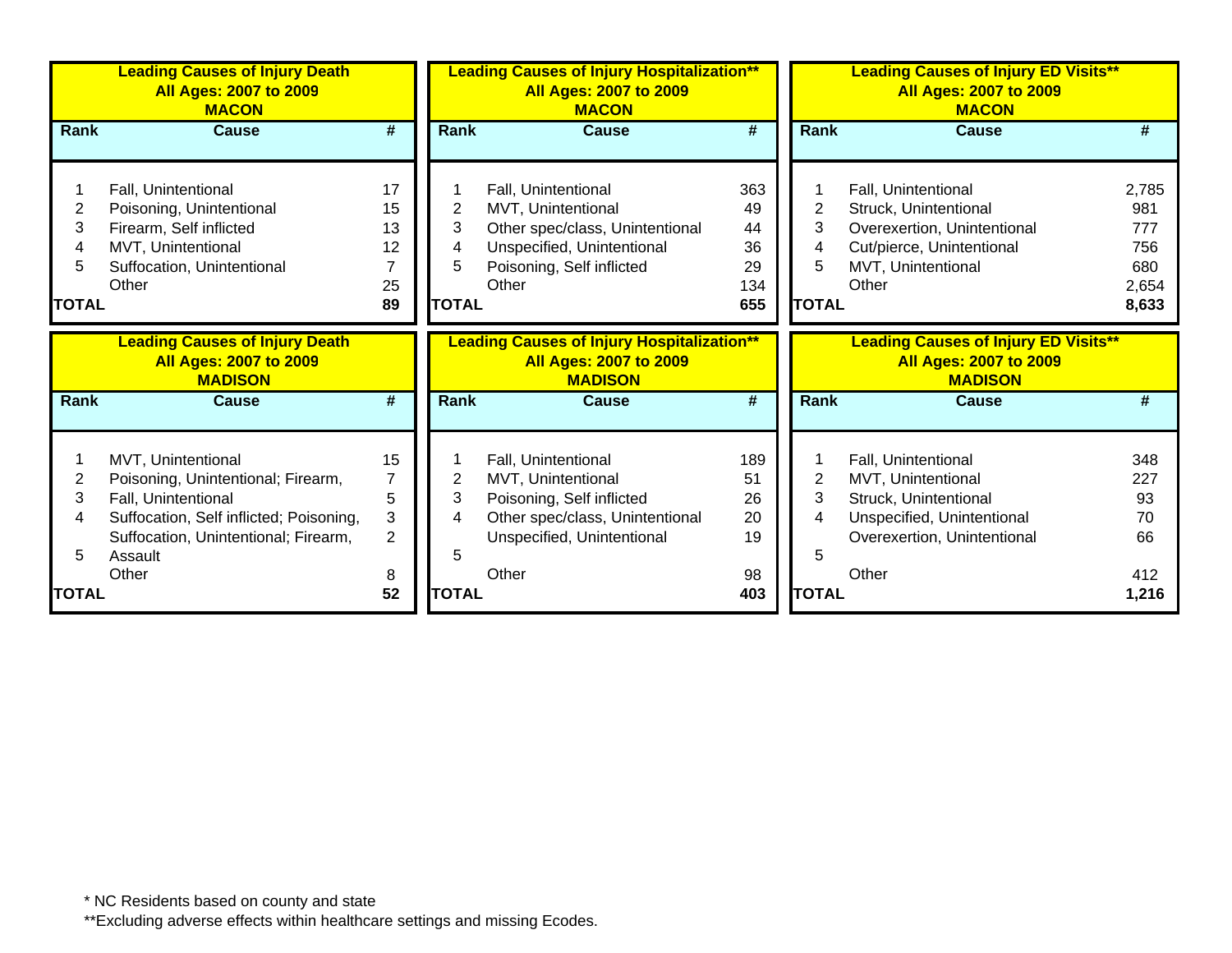| Leading Causes of Injury Death<br>All Ages: 2007 to 2009<br>MACON | | |
|---|---|---|
| **Rank** | **Cause** | **#** |
| 1 | Fall, Unintentional | 17 |
| 2 | Poisoning, Unintentional | 15 |
| 3 | Firearm, Self inflicted | 13 |
| 4 | MVT, Unintentional | 12 |
| 5 | Suffocation, Unintentional | 7 |
| | Other | 25 |
| **TOTAL** | | **89** |

| Leading Causes of Injury Hospitalization**<br>All Ages: 2007 to 2009<br>MACON | | |
|---|---|---|
| **Rank** | **Cause** | **#** |
| 1 | Fall, Unintentional | 363 |
| 2 | MVT, Unintentional | 49 |
| 3 | Other spec/class, Unintentional | 44 |
| 4 | Unspecified, Unintentional | 36 |
| 5 | Poisoning, Self inflicted | 29 |
| | Other | 134 |
| **TOTAL** | | **655** |

| Leading Causes of Injury ED Visits**<br>All Ages: 2007 to 2009<br>MACON | | |
|---|---|---|
| **Rank** | **Cause** | **#** |
| 1 | Fall, Unintentional | 2,785 |
| 2 | Struck, Unintentional | 981 |
| 3 | Overexertion, Unintentional | 777 |
| 4 | Cut/pierce, Unintentional | 756 |
| 5 | MVT, Unintentional | 680 |
| | Other | 2,654 |
| **TOTAL** | | **8,633** |

| Leading Causes of Injury Death<br>All Ages: 2007 to 2009<br>MADISON | | |
|---|---|---|
| **Rank** | **Cause** | **#** |
| 1 | MVT, Unintentional | 15 |
| 2 | Poisoning, Unintentional; Firearm, | 7 |
| 3 | Fall, Unintentional | 5 |
| 4 | Suffocation, Self inflicted; Poisoning, | 3 |
| | Suffocation, Unintentional; Firearm, | 2 |
| 5 | Assault | |
| | Other | 8 |
| **TOTAL** | | **52** |

| Leading Causes of Injury Hospitalization**<br>All Ages: 2007 to 2009<br>MADISON | | |
|---|---|---|
| **Rank** | **Cause** | **#** |
| 1 | Fall, Unintentional | 189 |
| 2 | MVT, Unintentional | 51 |
| 3 | Poisoning, Self inflicted | 26 |
| 4 | Other spec/class, Unintentional | 20 |
| | Unspecified, Unintentional | 19 |
| 5 | | |
| | Other | 98 |
| **TOTAL** | | **403** |

| Leading Causes of Injury ED Visits**<br>All Ages: 2007 to 2009<br>MADISON | | |
|---|---|---|
| **Rank** | **Cause** | **#** |
| 1 | Fall, Unintentional | 348 |
| 2 | MVT, Unintentional | 227 |
| 3 | Struck, Unintentional | 93 |
| 4 | Unspecified, Unintentional | 70 |
| | Overexertion, Unintentional | 66 |
| 5 | | |
| | Other | 412 |
| **TOTAL** | | **1,216** |

* NC Residents based on county and state

**Excluding adverse effects within healthcare settings and missing Ecodes.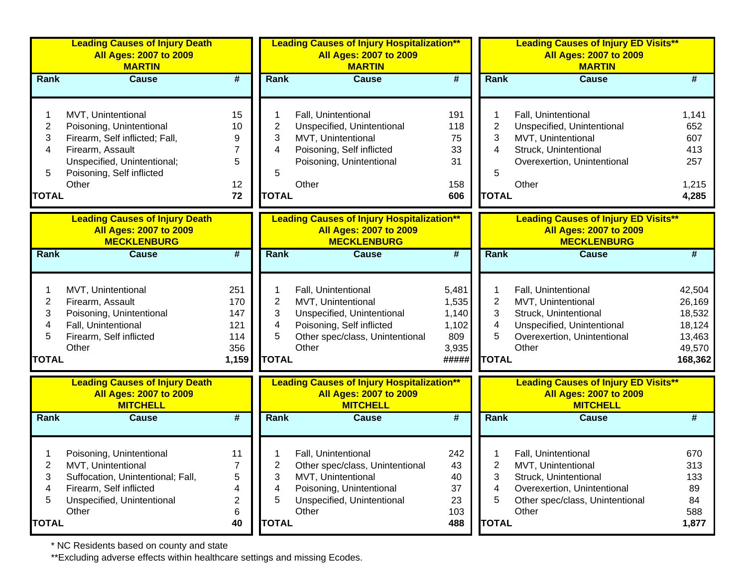| Leading Causes of Injury Death<br>All Ages: 2007 to 2009<br>MARTIN | | |
|---|---|---|
| **Rank** | **Cause** | **#** |
| 1 | MVT, Unintentional | 15 |
| 2 | Poisoning, Unintentional | 10 |
| 3 | Firearm, Self inflicted; Fall, | 9 |
| 4 | Firearm, Assault | 7 |
| | Unspecified, Unintentional; | 5 |
| 5 | Poisoning, Self inflicted | |
| | Other | 12 |
| **TOTAL** | | **72** |

| Leading Causes of Injury Hospitalization**<br>All Ages: 2007 to 2009<br>MARTIN | | |
|---|---|---|
| **Rank** | **Cause** | **#** |
| 1 | Fall, Unintentional | 191 |
| 2 | Unspecified, Unintentional | 118 |
| 3 | MVT, Unintentional | 75 |
| 4 | Poisoning, Self inflicted | 33 |
| | Poisoning, Unintentional | 31 |
| 5 | | |
| | Other | 158 |
| **TOTAL** | | **606** |

| Leading Causes of Injury ED Visits**<br>All Ages: 2007 to 2009<br>MARTIN | | |
|---|---|---|
| **Rank** | **Cause** | **#** |
| 1 | Fall, Unintentional | 1,141 |
| 2 | Unspecified, Unintentional | 652 |
| 3 | MVT, Unintentional | 607 |
| 4 | Struck, Unintentional | 413 |
| | Overexertion, Unintentional | 257 |
| 5 | | |
| | Other | 1,215 |
| **TOTAL** | | **4,285** |

| Leading Causes of Injury Death<br>All Ages: 2007 to 2009<br>MECKLENBURG | | |
|---|---|---|
| **Rank** | **Cause** | **#** |
| 1 | MVT, Unintentional | 251 |
| 2 | Firearm, Assault | 170 |
| 3 | Poisoning, Unintentional | 147 |
| 4 | Fall, Unintentional | 121 |
| 5 | Firearm, Self inflicted | 114 |
| | Other | 356 |
| **TOTAL** | | **1,159** |

| Leading Causes of Injury Hospitalization**<br>All Ages: 2007 to 2009<br>MECKLENBURG | | |
|---|---|---|
| **Rank** | **Cause** | **#** |
| 1 | Fall, Unintentional | 5,481 |
| 2 | MVT, Unintentional | 1,535 |
| 3 | Unspecified, Unintentional | 1,140 |
| 4 | Poisoning, Self inflicted | 1,102 |
| 5 | Other spec/class, Unintentional | 809 |
| | Other | 3,935 |
| **TOTAL** | | **#####** |

| Leading Causes of Injury ED Visits**<br>All Ages: 2007 to 2009<br>MECKLENBURG | | |
|---|---|---|
| **Rank** | **Cause** | **#** |
| 1 | Fall, Unintentional | 42,504 |
| 2 | MVT, Unintentional | 26,169 |
| 3 | Struck, Unintentional | 18,532 |
| 4 | Unspecified, Unintentional | 18,124 |
| 5 | Overexertion, Unintentional | 13,463 |
| | Other | 49,570 |
| **TOTAL** | | **168,362** |

| Leading Causes of Injury Death<br>All Ages: 2007 to 2009<br>MITCHELL | | |
|---|---|---|
| **Rank** | **Cause** | **#** |
| 1 | Poisoning, Unintentional | 11 |
| 2 | MVT, Unintentional | 7 |
| 3 | Suffocation, Unintentional; Fall, | 5 |
| 4 | Firearm, Self inflicted | 4 |
| 5 | Unspecified, Unintentional | 2 |
| | Other | 6 |
| **TOTAL** | | **40** |

| Leading Causes of Injury Hospitalization**<br>All Ages: 2007 to 2009<br>MITCHELL | | |
|---|---|---|
| **Rank** | **Cause** | **#** |
| 1 | Fall, Unintentional | 242 |
| 2 | Other spec/class, Unintentional | 43 |
| 3 | MVT, Unintentional | 40 |
| 4 | Poisoning, Unintentional | 37 |
| 5 | Unspecified, Unintentional | 23 |
| | Other | 103 |
| **TOTAL** | | **488** |

| Leading Causes of Injury ED Visits**<br>All Ages: 2007 to 2009<br>MITCHELL | | |
|---|---|---|
| **Rank** | **Cause** | **#** |
| 1 | Fall, Unintentional | 670 |
| 2 | MVT, Unintentional | 313 |
| 3 | Struck, Unintentional | 133 |
| 4 | Overexertion, Unintentional | 89 |
| 5 | Other spec/class, Unintentional | 84 |
| | Other | 588 |
| **TOTAL** | | **1,877** |

* NC Residents based on county and state

**Excluding adverse effects within healthcare settings and missing Ecodes.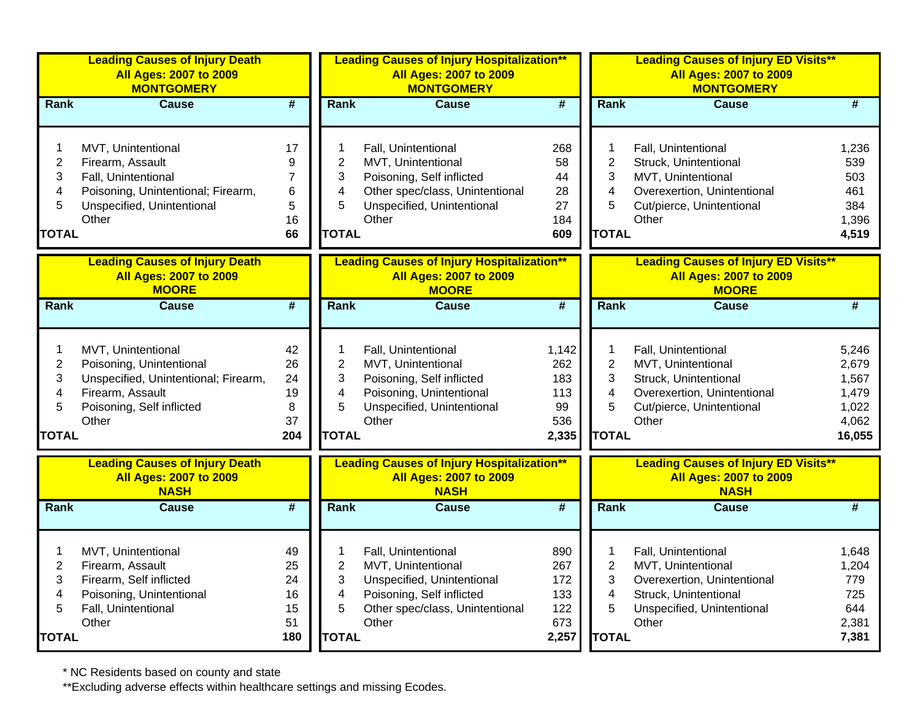**Leading Causes of Injury Death**
**All Ages: 2007 to 2009**
**MONTGOMERY**

| Rank | Cause | # |
|---|---|---|
| 1 | MVT, Unintentional | 17 |
| 2 | Firearm, Assault | 9 |
| 3 | Fall, Unintentional | 7 |
| 4 | Poisoning, Unintentional; Firearm, | 6 |
| 5 | Unspecified, Unintentional | 5 |
| | Other | 16 |
| **TOTAL** | | **66** |

**Leading Causes of Injury Hospitalization****
**All Ages: 2007 to 2009**
**MONTGOMERY**

| Rank | Cause | # |
|---|---|---|
| 1 | Fall, Unintentional | 268 |
| 2 | MVT, Unintentional | 58 |
| 3 | Poisoning, Self inflicted | 44 |
| 4 | Other spec/class, Unintentional | 28 |
| 5 | Unspecified, Unintentional | 27 |
| | Other | 184 |
| **TOTAL** | | **609** |

**Leading Causes of Injury ED Visits****
**All Ages: 2007 to 2009**
**MONTGOMERY**

| Rank | Cause | # |
|---|---|---|
| 1 | Fall, Unintentional | 1,236 |
| 2 | Struck, Unintentional | 539 |
| 3 | MVT, Unintentional | 503 |
| 4 | Overexertion, Unintentional | 461 |
| 5 | Cut/pierce, Unintentional | 384 |
| | Other | 1,396 |
| **TOTAL** | | **4,519** |

**Leading Causes of Injury Death**
**All Ages: 2007 to 2009**
**MOORE**

| Rank | Cause | # |
|---|---|---|
| 1 | MVT, Unintentional | 42 |
| 2 | Poisoning, Unintentional | 26 |
| 3 | Unspecified, Unintentional; Firearm, | 24 |
| 4 | Firearm, Assault | 19 |
| 5 | Poisoning, Self inflicted | 8 |
| | Other | 37 |
| **TOTAL** | | **204** |

**Leading Causes of Injury Hospitalization****
**All Ages: 2007 to 2009**
**MOORE**

| Rank | Cause | # |
|---|---|---|
| 1 | Fall, Unintentional | 1,142 |
| 2 | MVT, Unintentional | 262 |
| 3 | Poisoning, Self inflicted | 183 |
| 4 | Poisoning, Unintentional | 113 |
| 5 | Unspecified, Unintentional | 99 |
| | Other | 536 |
| **TOTAL** | | **2,335** |

**Leading Causes of Injury ED Visits****
**All Ages: 2007 to 2009**
**MOORE**

| Rank | Cause | # |
|---|---|---|
| 1 | Fall, Unintentional | 5,246 |
| 2 | MVT, Unintentional | 2,679 |
| 3 | Struck, Unintentional | 1,567 |
| 4 | Overexertion, Unintentional | 1,479 |
| 5 | Cut/pierce, Unintentional | 1,022 |
| | Other | 4,062 |
| **TOTAL** | | **16,055** |

**Leading Causes of Injury Death**
**All Ages: 2007 to 2009**
**NASH**

| Rank | Cause | # |
|---|---|---|
| 1 | MVT, Unintentional | 49 |
| 2 | Firearm, Assault | 25 |
| 3 | Firearm, Self inflicted | 24 |
| 4 | Poisoning, Unintentional | 16 |
| 5 | Fall, Unintentional | 15 |
| | Other | 51 |
| **TOTAL** | | **180** |

**Leading Causes of Injury Hospitalization****
**All Ages: 2007 to 2009**
**NASH**

| Rank | Cause | # |
|---|---|---|
| 1 | Fall, Unintentional | 890 |
| 2 | MVT, Unintentional | 267 |
| 3 | Unspecified, Unintentional | 172 |
| 4 | Poisoning, Self inflicted | 133 |
| 5 | Other spec/class, Unintentional | 122 |
| | Other | 673 |
| **TOTAL** | | **2,257** |

**Leading Causes of Injury ED Visits****
**All Ages: 2007 to 2009**
**NASH**

| Rank | Cause | # |
|---|---|---|
| 1 | Fall, Unintentional | 1,648 |
| 2 | MVT, Unintentional | 1,204 |
| 3 | Overexertion, Unintentional | 779 |
| 4 | Struck, Unintentional | 725 |
| 5 | Unspecified, Unintentional | 644 |
| | Other | 2,381 |
| **TOTAL** | | **7,381** |

* NC Residents based on county and state

**Excluding adverse effects within healthcare settings and missing Ecodes.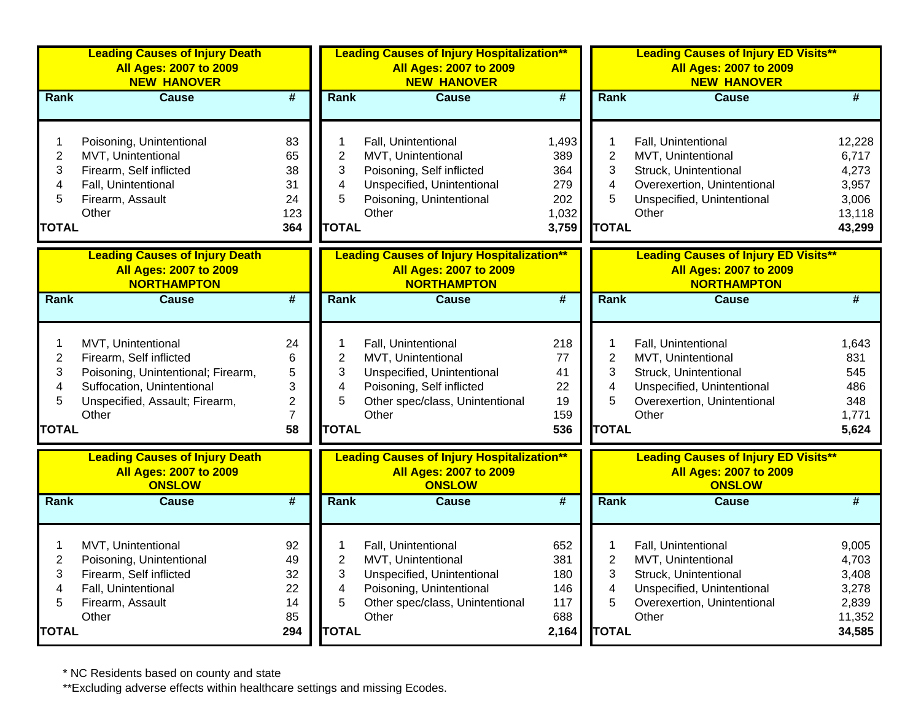### Leading Causes of Injury Death
### All Ages: 2007 to 2009
### NEW HANOVER

| Rank | Cause | # |
|---|---|---|
| 1 | Poisoning, Unintentional | 83 |
| 2 | MVT, Unintentional | 65 |
| 3 | Firearm, Self inflicted | 38 |
| 4 | Fall, Unintentional | 31 |
| 5 | Firearm, Assault | 24 |
| | Other | 123 |
| **TOTAL** | | **364** |

### Leading Causes of Injury Hospitalization**
### All Ages: 2007 to 2009
### NEW HANOVER

| Rank | Cause | # |
|---|---|---|
| 1 | Fall, Unintentional | 1,493 |
| 2 | MVT, Unintentional | 389 |
| 3 | Poisoning, Self inflicted | 364 |
| 4 | Unspecified, Unintentional | 279 |
| 5 | Poisoning, Unintentional | 202 |
| | Other | 1,032 |
| **TOTAL** | | **3,759** |

### Leading Causes of Injury ED Visits**
### All Ages: 2007 to 2009
### NEW HANOVER

| Rank | Cause | # |
|---|---|---|
| 1 | Fall, Unintentional | 12,228 |
| 2 | MVT, Unintentional | 6,717 |
| 3 | Struck, Unintentional | 4,273 |
| 4 | Overexertion, Unintentional | 3,957 |
| 5 | Unspecified, Unintentional | 3,006 |
| | Other | 13,118 |
| **TOTAL** | | **43,299** |

### Leading Causes of Injury Death
### All Ages: 2007 to 2009
### NORTHAMPTON

| Rank | Cause | # |
|---|---|---|
| 1 | MVT, Unintentional | 24 |
| 2 | Firearm, Self inflicted | 6 |
| 3 | Poisoning, Unintentional; Firearm, | 5 |
| 4 | Suffocation, Unintentional | 3 |
| 5 | Unspecified, Assault; Firearm, | 2 |
| | Other | 7 |
| **TOTAL** | | **58** |

### Leading Causes of Injury Hospitalization**
### All Ages: 2007 to 2009
### NORTHAMPTON

| Rank | Cause | # |
|---|---|---|
| 1 | Fall, Unintentional | 218 |
| 2 | MVT, Unintentional | 77 |
| 3 | Unspecified, Unintentional | 41 |
| 4 | Poisoning, Self inflicted | 22 |
| 5 | Other spec/class, Unintentional | 19 |
| | Other | 159 |
| **TOTAL** | | **536** |

### Leading Causes of Injury ED Visits**
### All Ages: 2007 to 2009
### NORTHAMPTON

| Rank | Cause | # |
|---|---|---|
| 1 | Fall, Unintentional | 1,643 |
| 2 | MVT, Unintentional | 831 |
| 3 | Struck, Unintentional | 545 |
| 4 | Unspecified, Unintentional | 486 |
| 5 | Overexertion, Unintentional | 348 |
| | Other | 1,771 |
| **TOTAL** | | **5,624** |

### Leading Causes of Injury Death
### All Ages: 2007 to 2009
### ONSLOW

| Rank | Cause | # |
|---|---|---|
| 1 | MVT, Unintentional | 92 |
| 2 | Poisoning, Unintentional | 49 |
| 3 | Firearm, Self inflicted | 32 |
| 4 | Fall, Unintentional | 22 |
| 5 | Firearm, Assault | 14 |
| | Other | 85 |
| **TOTAL** | | **294** |

### Leading Causes of Injury Hospitalization**
### All Ages: 2007 to 2009
### ONSLOW

| Rank | Cause | # |
|---|---|---|
| 1 | Fall, Unintentional | 652 |
| 2 | MVT, Unintentional | 381 |
| 3 | Unspecified, Unintentional | 180 |
| 4 | Poisoning, Unintentional | 146 |
| 5 | Other spec/class, Unintentional | 117 |
| | Other | 688 |
| **TOTAL** | | **2,164** |

### Leading Causes of Injury ED Visits**
### All Ages: 2007 to 2009
### ONSLOW

| Rank | Cause | # |
|---|---|---|
| 1 | Fall, Unintentional | 9,005 |
| 2 | MVT, Unintentional | 4,703 |
| 3 | Struck, Unintentional | 3,408 |
| 4 | Unspecified, Unintentional | 3,278 |
| 5 | Overexertion, Unintentional | 2,839 |
| | Other | 11,352 |
| **TOTAL** | | **34,585** |

* NC Residents based on county and state

**Excluding adverse effects within healthcare settings and missing Ecodes.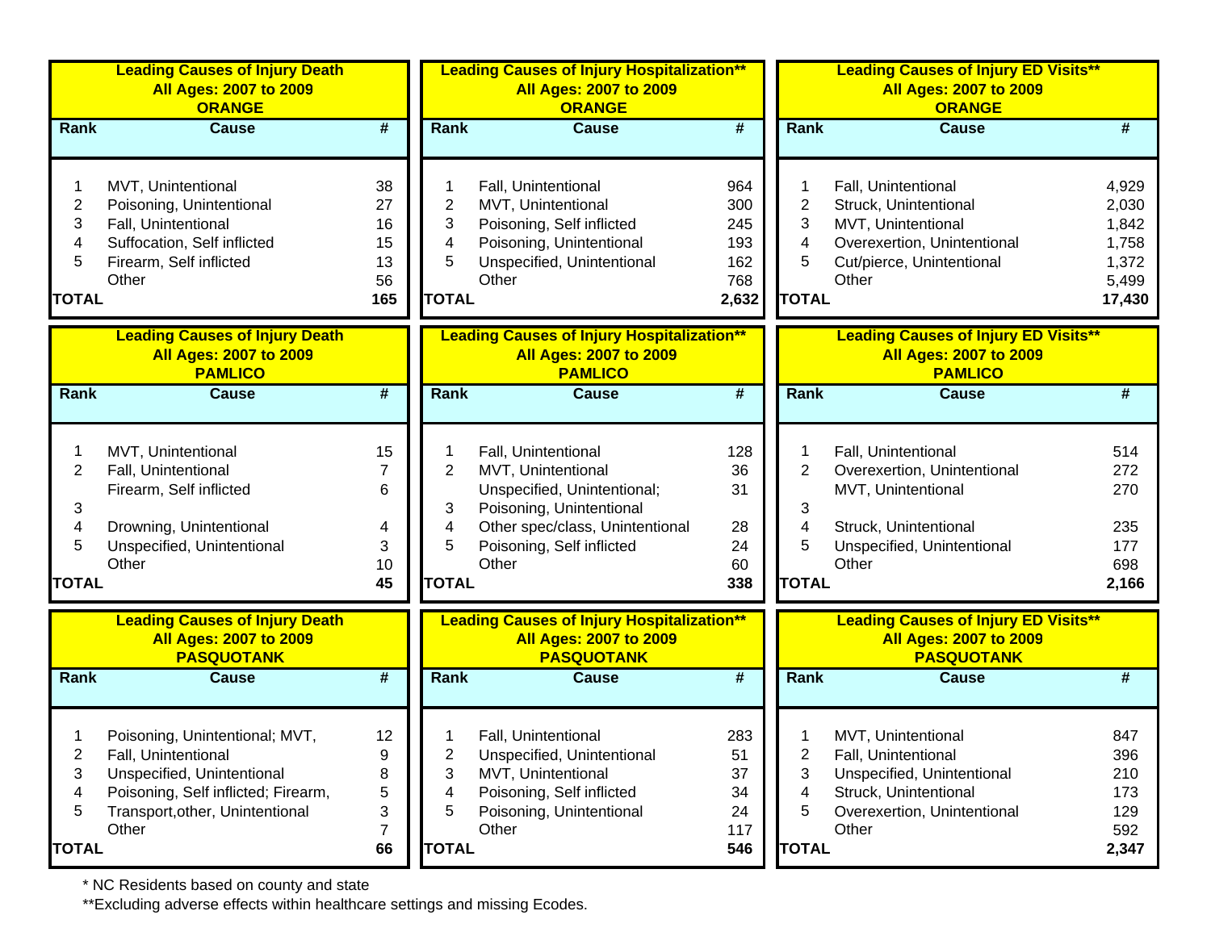**Leading Causes of Injury Death**
**All Ages: 2007 to 2009**
**ORANGE**

| Rank | Cause | # |
|---|---|---|
| 1 | MVT, Unintentional | 38 |
| 2 | Poisoning, Unintentional | 27 |
| 3 | Fall, Unintentional | 16 |
| 4 | Suffocation, Self inflicted | 15 |
| 5 | Firearm, Self inflicted | 13 |
| | Other | 56 |
| **TOTAL** | | **165** |

**Leading Causes of Injury Hospitalization****
**All Ages: 2007 to 2009**
**ORANGE**

| Rank | Cause | # |
|---|---|---|
| 1 | Fall, Unintentional | 964 |
| 2 | MVT, Unintentional | 300 |
| 3 | Poisoning, Self inflicted | 245 |
| 4 | Poisoning, Unintentional | 193 |
| 5 | Unspecified, Unintentional | 162 |
| | Other | 768 |
| **TOTAL** | | **2,632** |

**Leading Causes of Injury ED Visits****
**All Ages: 2007 to 2009**
**ORANGE**

| Rank | Cause | # |
|---|---|---|
| 1 | Fall, Unintentional | 4,929 |
| 2 | Struck, Unintentional | 2,030 |
| 3 | MVT, Unintentional | 1,842 |
| 4 | Overexertion, Unintentional | 1,758 |
| 5 | Cut/pierce, Unintentional | 1,372 |
| | Other | 5,499 |
| **TOTAL** | | **17,430** |

**Leading Causes of Injury Death**
**All Ages: 2007 to 2009**
**PAMLICO**

| Rank | Cause | # |
|---|---|---|
| 1 | MVT, Unintentional | 15 |
| 2 | Fall, Unintentional | 7 |
| | Firearm, Self inflicted | 6 |
| 3 | | |
| 4 | Drowning, Unintentional | 4 |
| 5 | Unspecified, Unintentional | 3 |
| | Other | 10 |
| **TOTAL** | | **45** |

**Leading Causes of Injury Hospitalization****
**All Ages: 2007 to 2009**
**PAMLICO**

| Rank | Cause | # |
|---|---|---|
| 1 | Fall, Unintentional | 128 |
| 2 | MVT, Unintentional | 36 |
| | Unspecified, Unintentional; | 31 |
| 3 | Poisoning, Unintentional | |
| 4 | Other spec/class, Unintentional | 28 |
| 5 | Poisoning, Self inflicted | 24 |
| | Other | 60 |
| **TOTAL** | | **338** |

**Leading Causes of Injury ED Visits****
**All Ages: 2007 to 2009**
**PAMLICO**

| Rank | Cause | # |
|---|---|---|
| 1 | Fall, Unintentional | 514 |
| 2 | Overexertion, Unintentional | 272 |
| | MVT, Unintentional | 270 |
| 3 | | |
| 4 | Struck, Unintentional | 235 |
| 5 | Unspecified, Unintentional | 177 |
| | Other | 698 |
| **TOTAL** | | **2,166** |

**Leading Causes of Injury Death**
**All Ages: 2007 to 2009**
**PASQUOTANK**

| Rank | Cause | # |
|---|---|---|
| 1 | Poisoning, Unintentional; MVT, | 12 |
| 2 | Fall, Unintentional | 9 |
| 3 | Unspecified, Unintentional | 8 |
| 4 | Poisoning, Self inflicted; Firearm, | 5 |
| 5 | Transport,other, Unintentional | 3 |
| | Other | 7 |
| **TOTAL** | | **66** |

**Leading Causes of Injury Hospitalization****
**All Ages: 2007 to 2009**
**PASQUOTANK**

| Rank | Cause | # |
|---|---|---|
| 1 | Fall, Unintentional | 283 |
| 2 | Unspecified, Unintentional | 51 |
| 3 | MVT, Unintentional | 37 |
| 4 | Poisoning, Self inflicted | 34 |
| 5 | Poisoning, Unintentional | 24 |
| | Other | 117 |
| **TOTAL** | | **546** |

**Leading Causes of Injury ED Visits****
**All Ages: 2007 to 2009**
**PASQUOTANK**

| Rank | Cause | # |
|---|---|---|
| 1 | MVT, Unintentional | 847 |
| 2 | Fall, Unintentional | 396 |
| 3 | Unspecified, Unintentional | 210 |
| 4 | Struck, Unintentional | 173 |
| 5 | Overexertion, Unintentional | 129 |
| | Other | 592 |
| **TOTAL** | | **2,347** |

* NC Residents based on county and state

**Excluding adverse effects within healthcare settings and missing Ecodes.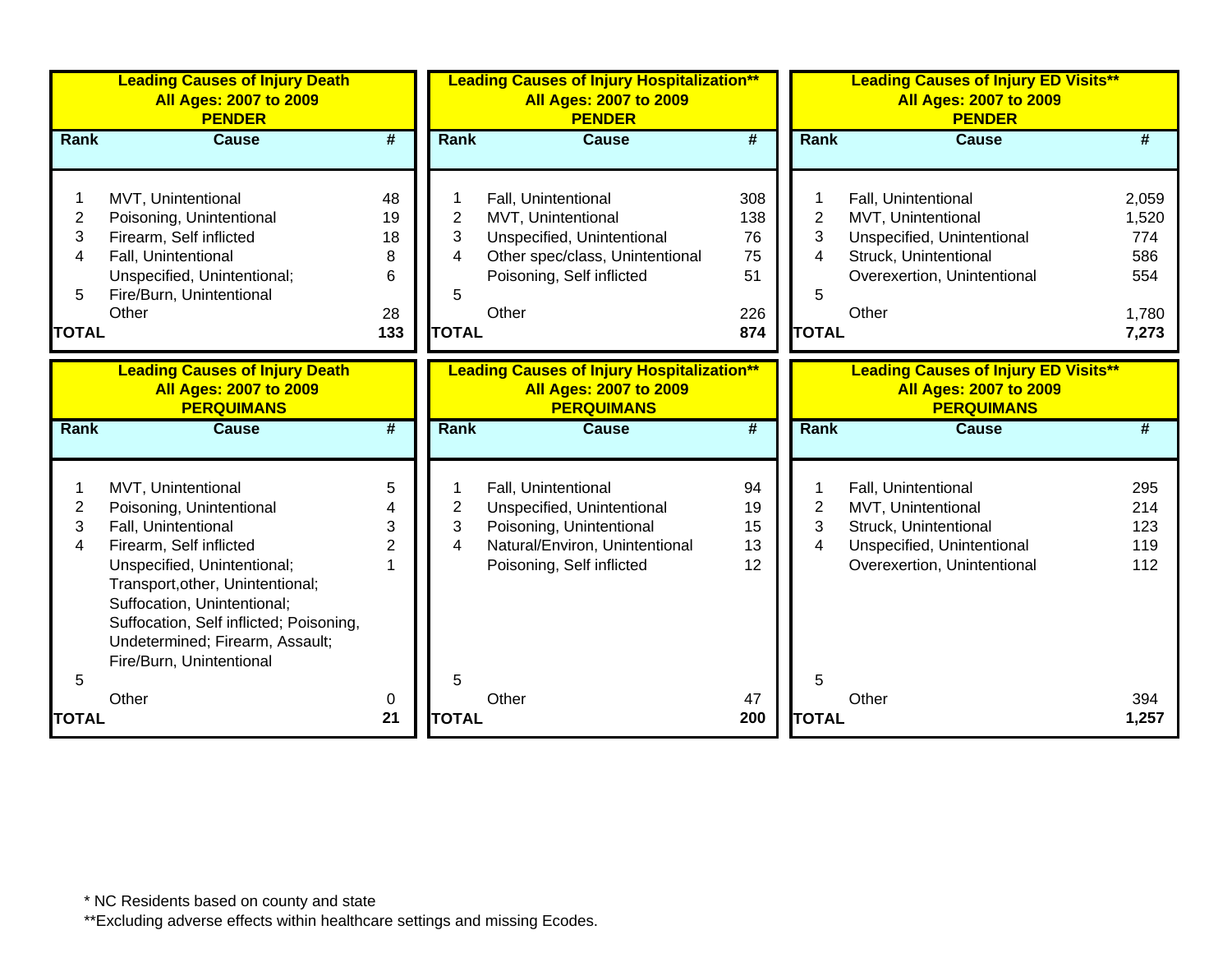**Leading Causes of Injury Death**
**All Ages: 2007 to 2009**
**PENDER**

| Rank | Cause | # |
|---|---|---|
| 1 | MVT, Unintentional | 48 |
| 2 | Poisoning, Unintentional | 19 |
| 3 | Firearm, Self inflicted | 18 |
| 4 | Fall, Unintentional | 8 |
| | Unspecified, Unintentional; | 6 |
| 5 | Fire/Burn, Unintentional | |
| | Other | 28 |
| **TOTAL** | | **133** |

**Leading Causes of Injury Hospitalization****
**All Ages: 2007 to 2009**
**PENDER**

| Rank | Cause | # |
|---|---|---|
| 1 | Fall, Unintentional | 308 |
| 2 | MVT, Unintentional | 138 |
| 3 | Unspecified, Unintentional | 76 |
| 4 | Other spec/class, Unintentional | 75 |
| | Poisoning, Self inflicted | 51 |
| 5 | | |
| | Other | 226 |
| **TOTAL** | | **874** |

**Leading Causes of Injury ED Visits****
**All Ages: 2007 to 2009**
**PENDER**

| Rank | Cause | # |
|---|---|---|
| 1 | Fall, Unintentional | 2,059 |
| 2 | MVT, Unintentional | 1,520 |
| 3 | Unspecified, Unintentional | 774 |
| 4 | Struck, Unintentional | 586 |
| | Overexertion, Unintentional | 554 |
| 5 | | |
| | Other | 1,780 |
| **TOTAL** | | **7,273** |

**Leading Causes of Injury Death**
**All Ages: 2007 to 2009**
**PERQUIMANS**

| Rank | Cause | # |
|---|---|---|
| 1 | MVT, Unintentional | 5 |
| 2 | Poisoning, Unintentional | 4 |
| 3 | Fall, Unintentional | 3 |
| 4 | Firearm, Self inflicted | 2 |
| | Unspecified, Unintentional; Transport,other, Unintentional; Suffocation, Unintentional; Suffocation, Self inflicted; Poisoning, Undetermined; Firearm, Assault; Fire/Burn, Unintentional | 1 |
| 5 | | |
| | Other | 0 |
| **TOTAL** | | **21** |

**Leading Causes of Injury Hospitalization****
**All Ages: 2007 to 2009**
**PERQUIMANS**

| Rank | Cause | # |
|---|---|---|
| 1 | Fall, Unintentional | 94 |
| 2 | Unspecified, Unintentional | 19 |
| 3 | Poisoning, Unintentional | 15 |
| 4 | Natural/Environ, Unintentional | 13 |
| | Poisoning, Self inflicted | 12 |
| 5 | | |
| | Other | 47 |
| **TOTAL** | | **200** |

**Leading Causes of Injury ED Visits****
**All Ages: 2007 to 2009**
**PERQUIMANS**

| Rank | Cause | # |
|---|---|---|
| 1 | Fall, Unintentional | 295 |
| 2 | MVT, Unintentional | 214 |
| 3 | Struck, Unintentional | 123 |
| 4 | Unspecified, Unintentional | 119 |
| | Overexertion, Unintentional | 112 |
| 5 | | |
| | Other | 394 |
| **TOTAL** | | **1,257** |

* NC Residents based on county and state

**Excluding adverse effects within healthcare settings and missing Ecodes.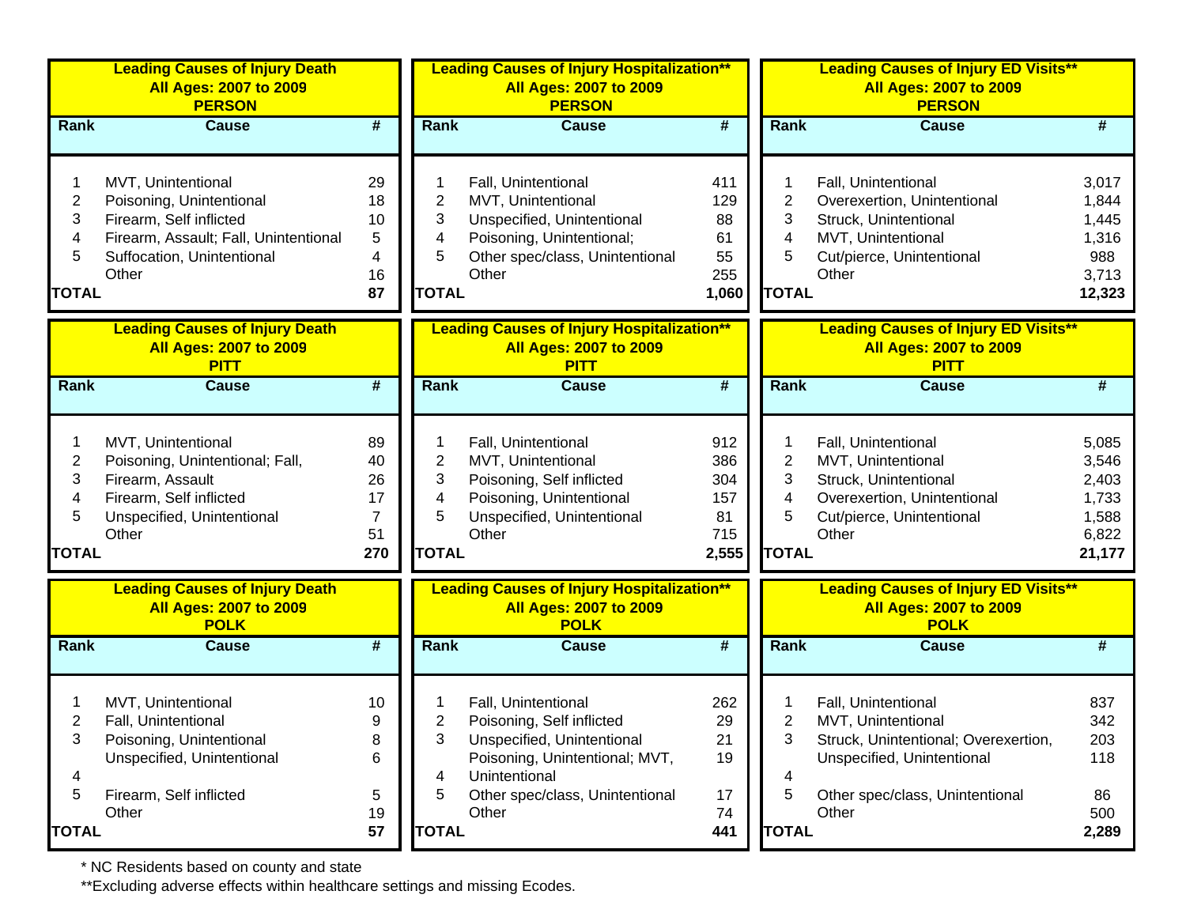| Leading Causes of Injury Death<br>All Ages: 2007 to 2009<br>PERSON | | |
|---|---|---|
| Rank | Cause | # |
| 1 | MVT, Unintentional | 29 |
| 2 | Poisoning, Unintentional | 18 |
| 3 | Firearm, Self inflicted | 10 |
| 4 | Firearm, Assault; Fall, Unintentional | 5 |
| 5 | Suffocation, Unintentional | 4 |
| | Other | 16 |
| TOTAL | | 87 |

| Leading Causes of Injury Hospitalization**<br>All Ages: 2007 to 2009<br>PERSON | | |
|---|---|---|
| Rank | Cause | # |
| 1 | Fall, Unintentional | 411 |
| 2 | MVT, Unintentional | 129 |
| 3 | Unspecified, Unintentional | 88 |
| 4 | Poisoning, Unintentional; | 61 |
| 5 | Other spec/class, Unintentional | 55 |
| | Other | 255 |
| TOTAL | | 1,060 |

| Leading Causes of Injury ED Visits**<br>All Ages: 2007 to 2009<br>PERSON | | |
|---|---|---|
| Rank | Cause | # |
| 1 | Fall, Unintentional | 3,017 |
| 2 | Overexertion, Unintentional | 1,844 |
| 3 | Struck, Unintentional | 1,445 |
| 4 | MVT, Unintentional | 1,316 |
| 5 | Cut/pierce, Unintentional | 988 |
| | Other | 3,713 |
| TOTAL | | 12,323 |

| Leading Causes of Injury Death<br>All Ages: 2007 to 2009<br>PITT | | |
|---|---|---|
| Rank | Cause | # |
| 1 | MVT, Unintentional | 89 |
| 2 | Poisoning, Unintentional; Fall, | 40 |
| 3 | Firearm, Assault | 26 |
| 4 | Firearm, Self inflicted | 17 |
| 5 | Unspecified, Unintentional | 7 |
| | Other | 51 |
| TOTAL | | 270 |

| Leading Causes of Injury Hospitalization**<br>All Ages: 2007 to 2009<br>PITT | | |
|---|---|---|
| Rank | Cause | # |
| 1 | Fall, Unintentional | 912 |
| 2 | MVT, Unintentional | 386 |
| 3 | Poisoning, Self inflicted | 304 |
| 4 | Poisoning, Unintentional | 157 |
| 5 | Unspecified, Unintentional | 81 |
| | Other | 715 |
| TOTAL | | 2,555 |

| Leading Causes of Injury ED Visits**<br>All Ages: 2007 to 2009<br>PITT | | |
|---|---|---|
| Rank | Cause | # |
| 1 | Fall, Unintentional | 5,085 |
| 2 | MVT, Unintentional | 3,546 |
| 3 | Struck, Unintentional | 2,403 |
| 4 | Overexertion, Unintentional | 1,733 |
| 5 | Cut/pierce, Unintentional | 1,588 |
| | Other | 6,822 |
| TOTAL | | 21,177 |

| Leading Causes of Injury Death<br>All Ages: 2007 to 2009<br>POLK | | |
|---|---|---|
| Rank | Cause | # |
| 1 | MVT, Unintentional | 10 |
| 2 | Fall, Unintentional | 9 |
| 3 | Poisoning, Unintentional | 8 |
| | Unspecified, Unintentional | 6 |
| 4 | | |
| 5 | Firearm, Self inflicted | 5 |
| | Other | 19 |
| TOTAL | | 57 |

| Leading Causes of Injury Hospitalization**<br>All Ages: 2007 to 2009<br>POLK | | |
|---|---|---|
| Rank | Cause | # |
| 1 | Fall, Unintentional | 262 |
| 2 | Poisoning, Self inflicted | 29 |
| 3 | Unspecified, Unintentional | 21 |
| | Poisoning, Unintentional; MVT, | 19 |
| 4 | Unintentional | |
| 5 | Other spec/class, Unintentional | 17 |
| | Other | 74 |
| TOTAL | | 441 |

| Leading Causes of Injury ED Visits**<br>All Ages: 2007 to 2009<br>POLK | | |
|---|---|---|
| Rank | Cause | # |
| 1 | Fall, Unintentional | 837 |
| 2 | MVT, Unintentional | 342 |
| 3 | Struck, Unintentional; Overexertion, | 203 |
| | Unspecified, Unintentional | 118 |
| 4 | | |
| 5 | Other spec/class, Unintentional | 86 |
| | Other | 500 |
| TOTAL | | 2,289 |

* NC Residents based on county and state

**Excluding adverse effects within healthcare settings and missing Ecodes.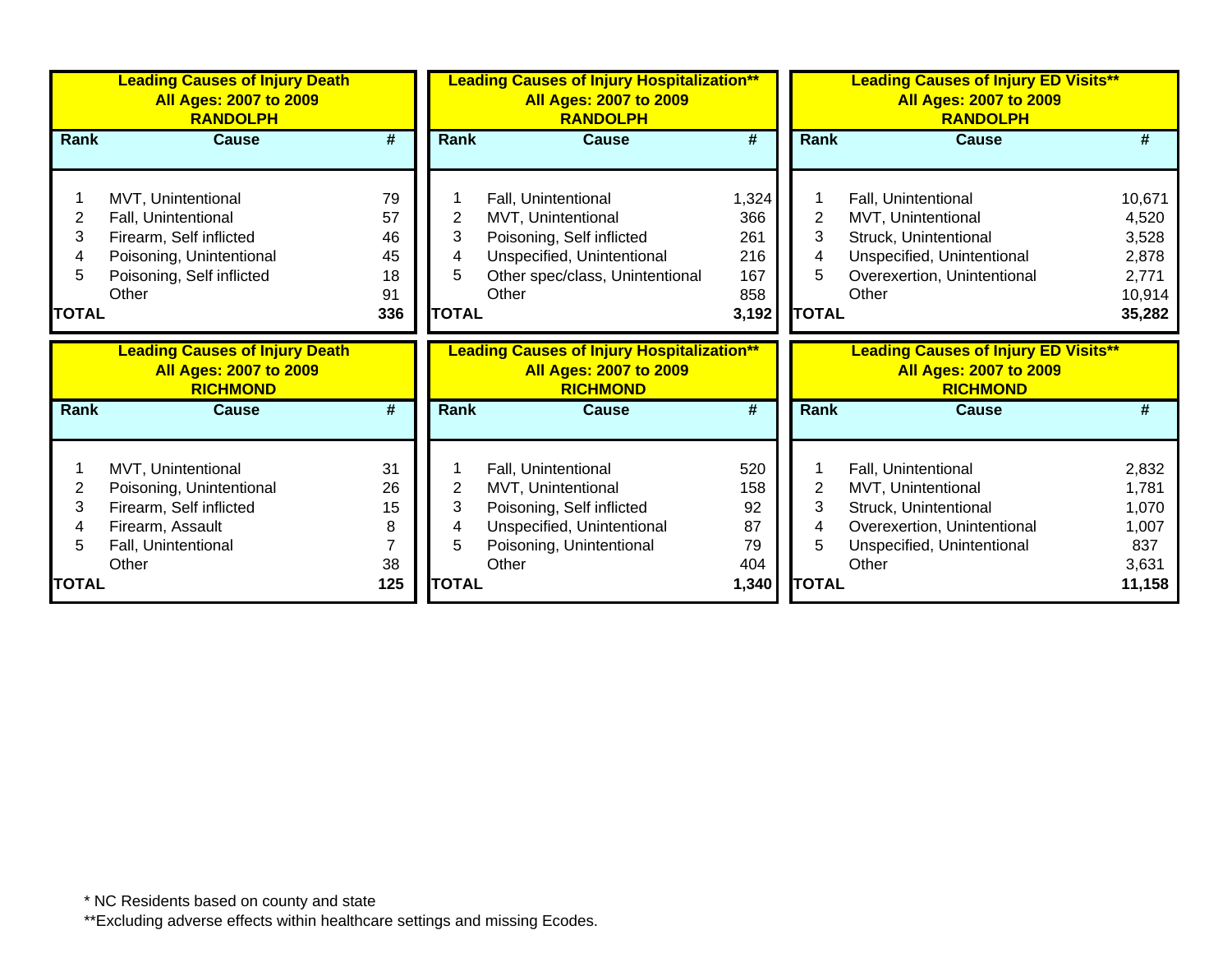**Leading Causes of Injury Death**
**All Ages: 2007 to 2009**
**RANDOLPH**

| Rank | Cause | # |
|---|---|---|
| 1 | MVT, Unintentional | 79 |
| 2 | Fall, Unintentional | 57 |
| 3 | Firearm, Self inflicted | 46 |
| 4 | Poisoning, Unintentional | 45 |
| 5 | Poisoning, Self inflicted | 18 |
| | Other | 91 |
| **TOTAL** | | **336** |

**Leading Causes of Injury Hospitalization****
**All Ages: 2007 to 2009**
**RANDOLPH**

| Rank | Cause | # |
|---|---|---|
| 1 | Fall, Unintentional | 1,324 |
| 2 | MVT, Unintentional | 366 |
| 3 | Poisoning, Self inflicted | 261 |
| 4 | Unspecified, Unintentional | 216 |
| 5 | Other spec/class, Unintentional | 167 |
| | Other | 858 |
| **TOTAL** | | **3,192** |

**Leading Causes of Injury ED Visits****
**All Ages: 2007 to 2009**
**RANDOLPH**

| Rank | Cause | # |
|---|---|---|
| 1 | Fall, Unintentional | 10,671 |
| 2 | MVT, Unintentional | 4,520 |
| 3 | Struck, Unintentional | 3,528 |
| 4 | Unspecified, Unintentional | 2,878 |
| 5 | Overexertion, Unintentional | 2,771 |
| | Other | 10,914 |
| **TOTAL** | | **35,282** |

**Leading Causes of Injury Death**
**All Ages: 2007 to 2009**
**RICHMOND**

| Rank | Cause | # |
|---|---|---|
| 1 | MVT, Unintentional | 31 |
| 2 | Poisoning, Unintentional | 26 |
| 3 | Firearm, Self inflicted | 15 |
| 4 | Firearm, Assault | 8 |
| 5 | Fall, Unintentional | 7 |
| | Other | 38 |
| **TOTAL** | | **125** |

**Leading Causes of Injury Hospitalization****
**All Ages: 2007 to 2009**
**RICHMOND**

| Rank | Cause | # |
|---|---|---|
| 1 | Fall, Unintentional | 520 |
| 2 | MVT, Unintentional | 158 |
| 3 | Poisoning, Self inflicted | 92 |
| 4 | Unspecified, Unintentional | 87 |
| 5 | Poisoning, Unintentional | 79 |
| | Other | 404 |
| **TOTAL** | | **1,340** |

**Leading Causes of Injury ED Visits****
**All Ages: 2007 to 2009**
**RICHMOND**

| Rank | Cause | # |
|---|---|---|
| 1 | Fall, Unintentional | 2,832 |
| 2 | MVT, Unintentional | 1,781 |
| 3 | Struck, Unintentional | 1,070 |
| 4 | Overexertion, Unintentional | 1,007 |
| 5 | Unspecified, Unintentional | 837 |
| | Other | 3,631 |
| **TOTAL** | | **11,158** |

* NC Residents based on county and state

**Excluding adverse effects within healthcare settings and missing Ecodes.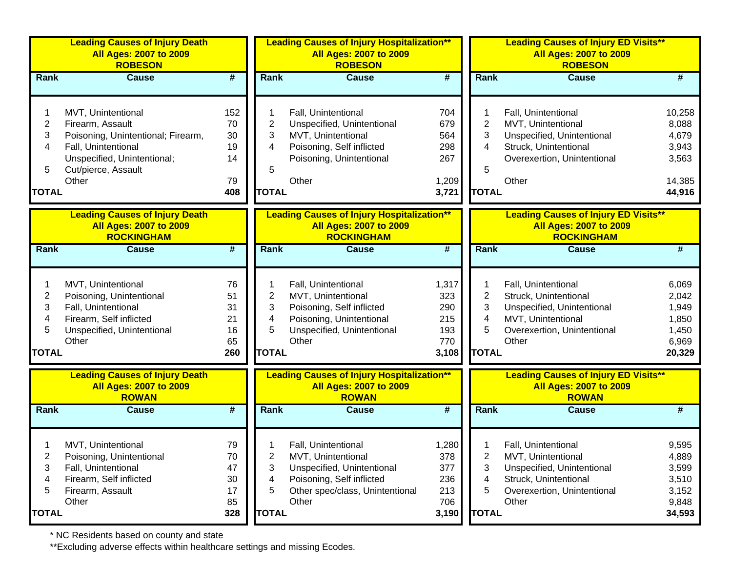| Leading Causes of Injury Death All Ages: 2007 to 2009 ROBESON | | |
|---|---|---|
| Rank | Cause | # |
| 1 | MVT, Unintentional | 152 |
| 2 | Firearm, Assault | 70 |
| 3 | Poisoning, Unintentional; Firearm, | 30 |
| 4 | Fall, Unintentional | 19 |
| | Unspecified, Unintentional; | 14 |
| 5 | Cut/pierce, Assault | |
| | Other | 79 |
| TOTAL | | 408 |

| Leading Causes of Injury Hospitalization** All Ages: 2007 to 2009 ROBESON | | |
|---|---|---|
| Rank | Cause | # |
| 1 | Fall, Unintentional | 704 |
| 2 | Unspecified, Unintentional | 679 |
| 3 | MVT, Unintentional | 564 |
| 4 | Poisoning, Self inflicted | 298 |
| | Poisoning, Unintentional | 267 |
| 5 | | |
| | Other | 1,209 |
| TOTAL | | 3,721 |

| Leading Causes of Injury ED Visits** All Ages: 2007 to 2009 ROBESON | | |
|---|---|---|
| Rank | Cause | # |
| 1 | Fall, Unintentional | 10,258 |
| 2 | MVT, Unintentional | 8,088 |
| 3 | Unspecified, Unintentional | 4,679 |
| 4 | Struck, Unintentional | 3,943 |
| | Overexertion, Unintentional | 3,563 |
| 5 | | |
| | Other | 14,385 |
| TOTAL | | 44,916 |

| Leading Causes of Injury Death All Ages: 2007 to 2009 ROCKINGHAM | | |
|---|---|---|
| Rank | Cause | # |
| 1 | MVT, Unintentional | 76 |
| 2 | Poisoning, Unintentional | 51 |
| 3 | Fall, Unintentional | 31 |
| 4 | Firearm, Self inflicted | 21 |
| 5 | Unspecified, Unintentional | 16 |
| | Other | 65 |
| TOTAL | | 260 |

| Leading Causes of Injury Hospitalization** All Ages: 2007 to 2009 ROCKINGHAM | | |
|---|---|---|
| Rank | Cause | # |
| 1 | Fall, Unintentional | 1,317 |
| 2 | MVT, Unintentional | 323 |
| 3 | Poisoning, Self inflicted | 290 |
| 4 | Poisoning, Unintentional | 215 |
| 5 | Unspecified, Unintentional | 193 |
| | Other | 770 |
| TOTAL | | 3,108 |

| Leading Causes of Injury ED Visits** All Ages: 2007 to 2009 ROCKINGHAM | | |
|---|---|---|
| Rank | Cause | # |
| 1 | Fall, Unintentional | 6,069 |
| 2 | Struck, Unintentional | 2,042 |
| 3 | Unspecified, Unintentional | 1,949 |
| 4 | MVT, Unintentional | 1,850 |
| 5 | Overexertion, Unintentional | 1,450 |
| | Other | 6,969 |
| TOTAL | | 20,329 |

| Leading Causes of Injury Death All Ages: 2007 to 2009 ROWAN | | |
|---|---|---|
| Rank | Cause | # |
| 1 | MVT, Unintentional | 79 |
| 2 | Poisoning, Unintentional | 70 |
| 3 | Fall, Unintentional | 47 |
| 4 | Firearm, Self inflicted | 30 |
| 5 | Firearm, Assault | 17 |
| | Other | 85 |
| TOTAL | | 328 |

| Leading Causes of Injury Hospitalization** All Ages: 2007 to 2009 ROWAN | | |
|---|---|---|
| Rank | Cause | # |
| 1 | Fall, Unintentional | 1,280 |
| 2 | MVT, Unintentional | 378 |
| 3 | Unspecified, Unintentional | 377 |
| 4 | Poisoning, Self inflicted | 236 |
| 5 | Other spec/class, Unintentional | 213 |
| | Other | 706 |
| TOTAL | | 3,190 |

| Leading Causes of Injury ED Visits** All Ages: 2007 to 2009 ROWAN | | |
|---|---|---|
| Rank | Cause | # |
| 1 | Fall, Unintentional | 9,595 |
| 2 | MVT, Unintentional | 4,889 |
| 3 | Unspecified, Unintentional | 3,599 |
| 4 | Struck, Unintentional | 3,510 |
| 5 | Overexertion, Unintentional | 3,152 |
| | Other | 9,848 |
| TOTAL | | 34,593 |

* NC Residents based on county and state

**Excluding adverse effects within healthcare settings and missing Ecodes.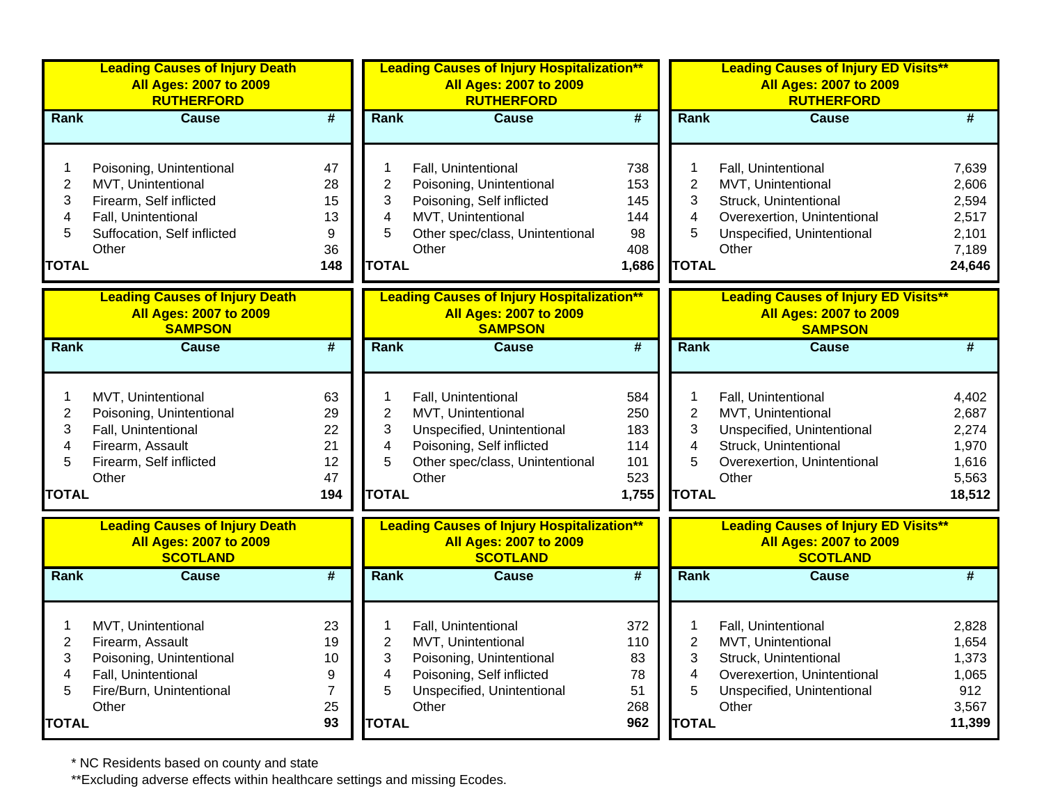### Leading Causes of Injury Death All Ages: 2007 to 2009 RUTHERFORD

| Rank | Cause | # |
|---|---|---|
| 1 | Poisoning, Unintentional | 47 |
| 2 | MVT, Unintentional | 28 |
| 3 | Firearm, Self inflicted | 15 |
| 4 | Fall, Unintentional | 13 |
| 5 | Suffocation, Self inflicted | 9 |
| | Other | 36 |
| **TOTAL** | | **148** |

### Leading Causes of Injury Hospitalization** All Ages: 2007 to 2009 RUTHERFORD

| Rank | Cause | # |
|---|---|---|
| 1 | Fall, Unintentional | 738 |
| 2 | Poisoning, Unintentional | 153 |
| 3 | Poisoning, Self inflicted | 145 |
| 4 | MVT, Unintentional | 144 |
| 5 | Other spec/class, Unintentional | 98 |
| | Other | 408 |
| **TOTAL** | | **1,686** |

### Leading Causes of Injury ED Visits** All Ages: 2007 to 2009 RUTHERFORD

| Rank | Cause | # |
|---|---|---|
| 1 | Fall, Unintentional | 7,639 |
| 2 | MVT, Unintentional | 2,606 |
| 3 | Struck, Unintentional | 2,594 |
| 4 | Overexertion, Unintentional | 2,517 |
| 5 | Unspecified, Unintentional | 2,101 |
| | Other | 7,189 |
| **TOTAL** | | **24,646** |

### Leading Causes of Injury Death All Ages: 2007 to 2009 SAMPSON

| Rank | Cause | # |
|---|---|---|
| 1 | MVT, Unintentional | 63 |
| 2 | Poisoning, Unintentional | 29 |
| 3 | Fall, Unintentional | 22 |
| 4 | Firearm, Assault | 21 |
| 5 | Firearm, Self inflicted | 12 |
| | Other | 47 |
| **TOTAL** | | **194** |

### Leading Causes of Injury Hospitalization** All Ages: 2007 to 2009 SAMPSON

| Rank | Cause | # |
|---|---|---|
| 1 | Fall, Unintentional | 584 |
| 2 | MVT, Unintentional | 250 |
| 3 | Unspecified, Unintentional | 183 |
| 4 | Poisoning, Self inflicted | 114 |
| 5 | Other spec/class, Unintentional | 101 |
| | Other | 523 |
| **TOTAL** | | **1,755** |

### Leading Causes of Injury ED Visits** All Ages: 2007 to 2009 SAMPSON

| Rank | Cause | # |
|---|---|---|
| 1 | Fall, Unintentional | 4,402 |
| 2 | MVT, Unintentional | 2,687 |
| 3 | Unspecified, Unintentional | 2,274 |
| 4 | Struck, Unintentional | 1,970 |
| 5 | Overexertion, Unintentional | 1,616 |
| | Other | 5,563 |
| **TOTAL** | | **18,512** |

### Leading Causes of Injury Death All Ages: 2007 to 2009 SCOTLAND

| Rank | Cause | # |
|---|---|---|
| 1 | MVT, Unintentional | 23 |
| 2 | Firearm, Assault | 19 |
| 3 | Poisoning, Unintentional | 10 |
| 4 | Fall, Unintentional | 9 |
| 5 | Fire/Burn, Unintentional | 7 |
| | Other | 25 |
| **TOTAL** | | **93** |

### Leading Causes of Injury Hospitalization** All Ages: 2007 to 2009 SCOTLAND

| Rank | Cause | # |
|---|---|---|
| 1 | Fall, Unintentional | 372 |
| 2 | MVT, Unintentional | 110 |
| 3 | Poisoning, Unintentional | 83 |
| 4 | Poisoning, Self inflicted | 78 |
| 5 | Unspecified, Unintentional | 51 |
| | Other | 268 |
| **TOTAL** | | **962** |

### Leading Causes of Injury ED Visits** All Ages: 2007 to 2009 SCOTLAND

| Rank | Cause | # |
|---|---|---|
| 1 | Fall, Unintentional | 2,828 |
| 2 | MVT, Unintentional | 1,654 |
| 3 | Struck, Unintentional | 1,373 |
| 4 | Overexertion, Unintentional | 1,065 |
| 5 | Unspecified, Unintentional | 912 |
| | Other | 3,567 |
| **TOTAL** | | **11,399** |

* NC Residents based on county and state

**Excluding adverse effects within healthcare settings and missing Ecodes.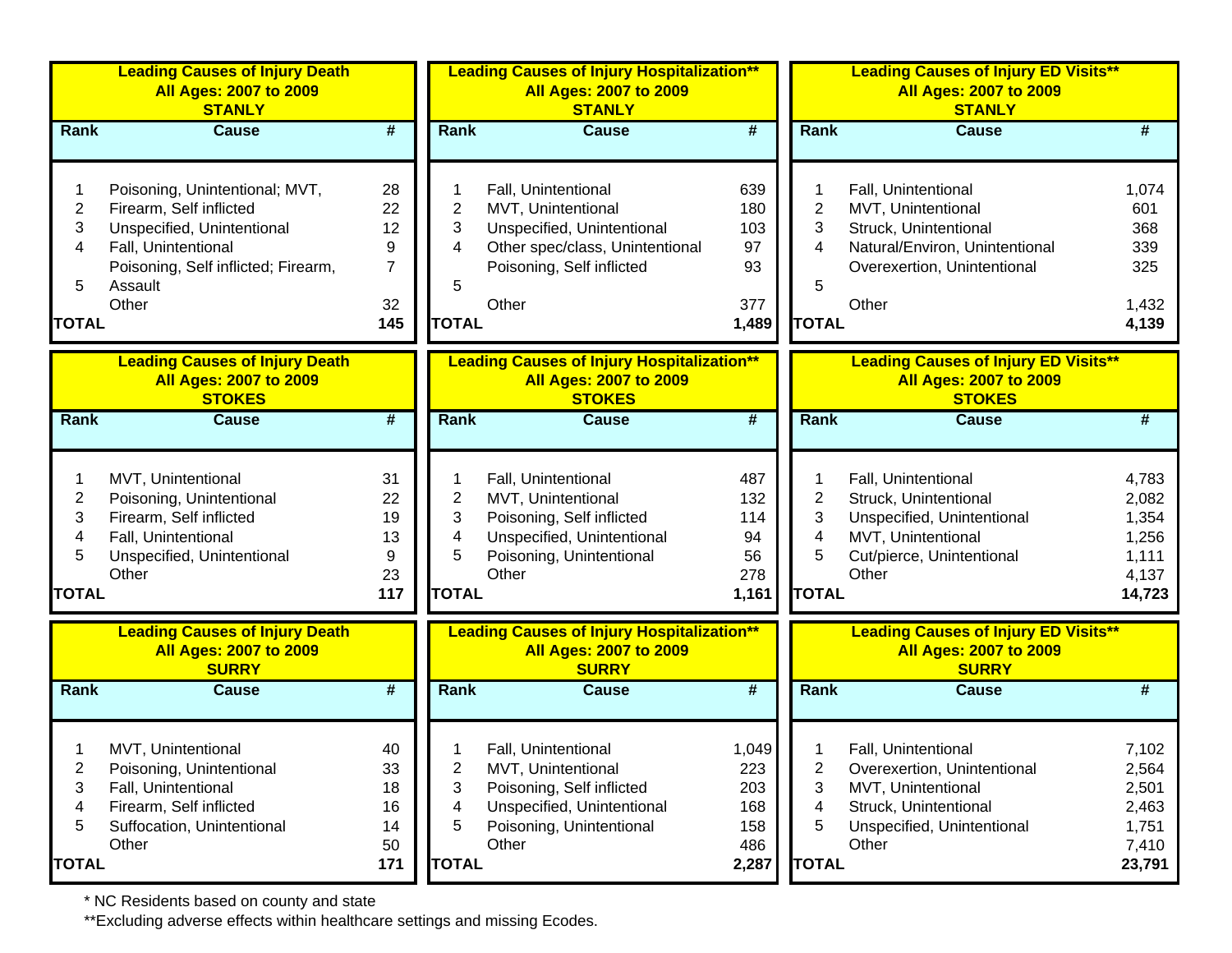**Leading Causes of Injury Death**
**All Ages: 2007 to 2009**
**STANLY**

| Rank | Cause | # |
|---|---|---|
| 1 | Poisoning, Unintentional; MVT, | 28 |
| 2 | Firearm, Self inflicted | 22 |
| 3 | Unspecified, Unintentional | 12 |
| 4 | Fall, Unintentional | 9 |
| 5 | Poisoning, Self inflicted; Firearm, Assault | 7 |
| | Other | 32 |
| **TOTAL** | | **145** |

**Leading Causes of Injury Hospitalization****
**All Ages: 2007 to 2009**
**STANLY**

| Rank | Cause | # |
|---|---|---|
| 1 | Fall, Unintentional | 639 |
| 2 | MVT, Unintentional | 180 |
| 3 | Unspecified, Unintentional | 103 |
| 4 | Other spec/class, Unintentional | 97 |
| 5 | Poisoning, Self inflicted | 93 |
| | Other | 377 |
| **TOTAL** | | **1,489** |

**Leading Causes of Injury ED Visits****
**All Ages: 2007 to 2009**
**STANLY**

| Rank | Cause | # |
|---|---|---|
| 1 | Fall, Unintentional | 1,074 |
| 2 | MVT, Unintentional | 601 |
| 3 | Struck, Unintentional | 368 |
| 4 | Natural/Environ, Unintentional | 339 |
| 5 | Overexertion, Unintentional | 325 |
| | Other | 1,432 |
| **TOTAL** | | **4,139** |

**Leading Causes of Injury Death**
**All Ages: 2007 to 2009**
**STOKES**

| Rank | Cause | # |
|---|---|---|
| 1 | MVT, Unintentional | 31 |
| 2 | Poisoning, Unintentional | 22 |
| 3 | Firearm, Self inflicted | 19 |
| 4 | Fall, Unintentional | 13 |
| 5 | Unspecified, Unintentional | 9 |
| | Other | 23 |
| **TOTAL** | | **117** |

**Leading Causes of Injury Hospitalization****
**All Ages: 2007 to 2009**
**STOKES**

| Rank | Cause | # |
|---|---|---|
| 1 | Fall, Unintentional | 487 |
| 2 | MVT, Unintentional | 132 |
| 3 | Poisoning, Self inflicted | 114 |
| 4 | Unspecified, Unintentional | 94 |
| 5 | Poisoning, Unintentional | 56 |
| | Other | 278 |
| **TOTAL** | | **1,161** |

**Leading Causes of Injury ED Visits****
**All Ages: 2007 to 2009**
**STOKES**

| Rank | Cause | # |
|---|---|---|
| 1 | Fall, Unintentional | 4,783 |
| 2 | Struck, Unintentional | 2,082 |
| 3 | Unspecified, Unintentional | 1,354 |
| 4 | MVT, Unintentional | 1,256 |
| 5 | Cut/pierce, Unintentional | 1,111 |
| | Other | 4,137 |
| **TOTAL** | | **14,723** |

**Leading Causes of Injury Death**
**All Ages: 2007 to 2009**
**SURRY**

| Rank | Cause | # |
|---|---|---|
| 1 | MVT, Unintentional | 40 |
| 2 | Poisoning, Unintentional | 33 |
| 3 | Fall, Unintentional | 18 |
| 4 | Firearm, Self inflicted | 16 |
| 5 | Suffocation, Unintentional | 14 |
| | Other | 50 |
| **TOTAL** | | **171** |

**Leading Causes of Injury Hospitalization****
**All Ages: 2007 to 2009**
**SURRY**

| Rank | Cause | # |
|---|---|---|
| 1 | Fall, Unintentional | 1,049 |
| 2 | MVT, Unintentional | 223 |
| 3 | Poisoning, Self inflicted | 203 |
| 4 | Unspecified, Unintentional | 168 |
| 5 | Poisoning, Unintentional | 158 |
| | Other | 486 |
| **TOTAL** | | **2,287** |

**Leading Causes of Injury ED Visits****
**All Ages: 2007 to 2009**
**SURRY**

| Rank | Cause | # |
|---|---|---|
| 1 | Fall, Unintentional | 7,102 |
| 2 | Overexertion, Unintentional | 2,564 |
| 3 | MVT, Unintentional | 2,501 |
| 4 | Struck, Unintentional | 2,463 |
| 5 | Unspecified, Unintentional | 1,751 |
| | Other | 7,410 |
| **TOTAL** | | **23,791** |

* NC Residents based on county and state

**Excluding adverse effects within healthcare settings and missing Ecodes.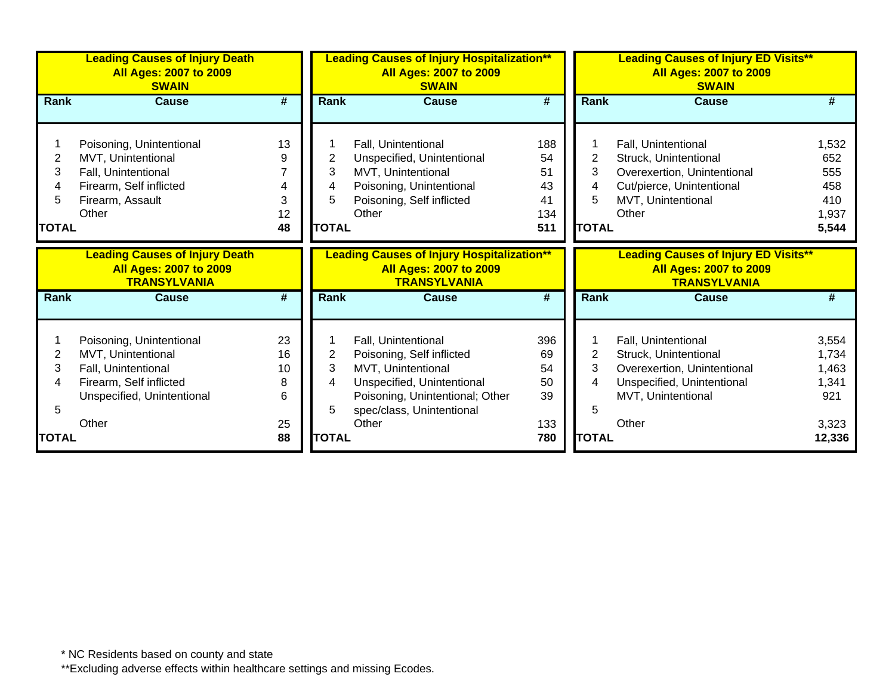**Leading Causes of Injury Death**
**All Ages: 2007 to 2009**
**SWAIN**

| Rank | Cause | # |
|---|---|---|
| 1 | Poisoning, Unintentional | 13 |
| 2 | MVT, Unintentional | 9 |
| 3 | Fall, Unintentional | 7 |
| 4 | Firearm, Self inflicted | 4 |
| 5 | Firearm, Assault | 3 |
| | Other | 12 |
| **TOTAL** | | **48** |

**Leading Causes of Injury Hospitalization****
**All Ages: 2007 to 2009**
**SWAIN**

| Rank | Cause | # |
|---|---|---|
| 1 | Fall, Unintentional | 188 |
| 2 | Unspecified, Unintentional | 54 |
| 3 | MVT, Unintentional | 51 |
| 4 | Poisoning, Unintentional | 43 |
| 5 | Poisoning, Self inflicted | 41 |
| | Other | 134 |
| **TOTAL** | | **511** |

**Leading Causes of Injury ED Visits****
**All Ages: 2007 to 2009**
**SWAIN**

| Rank | Cause | # |
|---|---|---|
| 1 | Fall, Unintentional | 1,532 |
| 2 | Struck, Unintentional | 652 |
| 3 | Overexertion, Unintentional | 555 |
| 4 | Cut/pierce, Unintentional | 458 |
| 5 | MVT, Unintentional | 410 |
| | Other | 1,937 |
| **TOTAL** | | **5,544** |

**Leading Causes of Injury Death**
**All Ages: 2007 to 2009**
**TRANSYLVANIA**

| Rank | Cause | # |
|---|---|---|
| 1 | Poisoning, Unintentional | 23 |
| 2 | MVT, Unintentional | 16 |
| 3 | Fall, Unintentional | 10 |
| 4 | Firearm, Self inflicted | 8 |
| 5 | Unspecified, Unintentional | 6 |
| | Other | 25 |
| **TOTAL** | | **88** |

**Leading Causes of Injury Hospitalization****
**All Ages: 2007 to 2009**
**TRANSYLVANIA**

| Rank | Cause | # |
|---|---|---|
| 1 | Fall, Unintentional | 396 |
| 2 | Poisoning, Self inflicted | 69 |
| 3 | MVT, Unintentional | 54 |
| 4 | Unspecified, Unintentional | 50 |
| 5 | Poisoning, Unintentional; Other spec/class, Unintentional | 39 |
| | Other | 133 |
| **TOTAL** | | **780** |

**Leading Causes of Injury ED Visits****
**All Ages: 2007 to 2009**
**TRANSYLVANIA**

| Rank | Cause | # |
|---|---|---|
| 1 | Fall, Unintentional | 3,554 |
| 2 | Struck, Unintentional | 1,734 |
| 3 | Overexertion, Unintentional | 1,463 |
| 4 | Unspecified, Unintentional | 1,341 |
| 5 | MVT, Unintentional | 921 |
| | Other | 3,323 |
| **TOTAL** | | **12,336** |

* NC Residents based on county and state

**Excluding adverse effects within healthcare settings and missing Ecodes.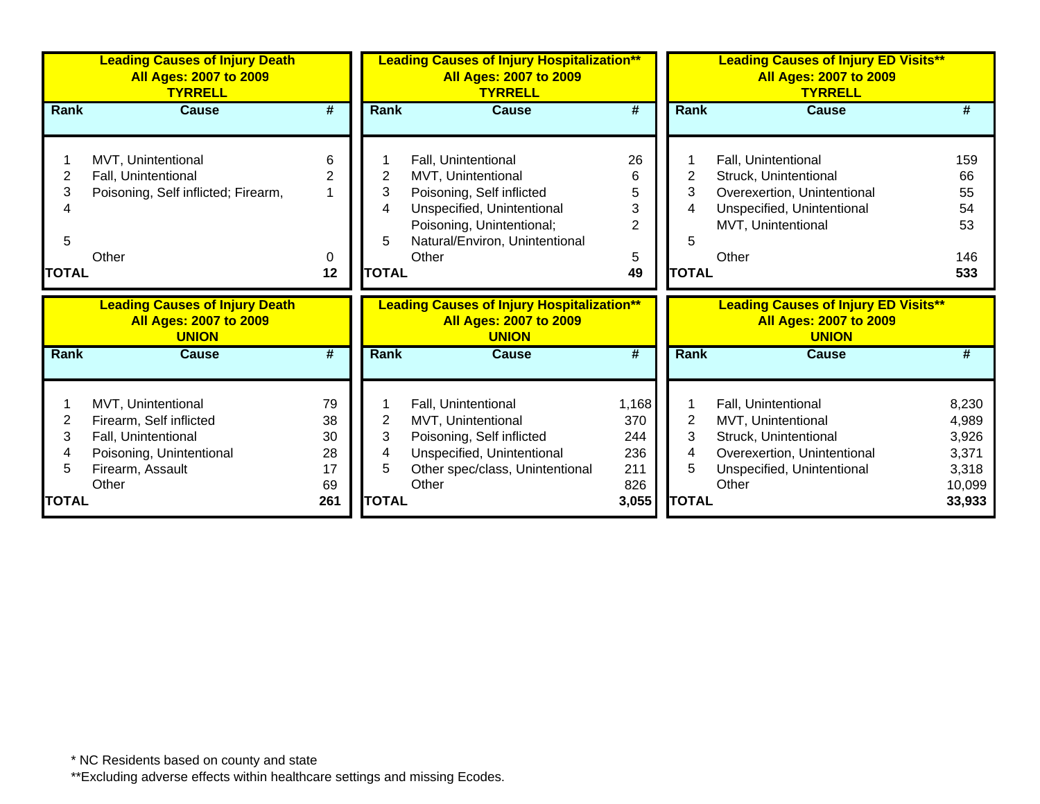| Leading Causes of Injury Death<br>All Ages: 2007 to 2009<br>TYRRELL | | |
|---|---|---|
| **Rank** | **Cause** | **#** |
| 1 | MVT, Unintentional | 6 |
| 2 | Fall, Unintentional | 2 |
| 3 | Poisoning, Self inflicted; Firearm, | 1 |
| 4 | | |
| 5 | | |
| | Other | 0 |
| **TOTAL** | | **12** |

| Leading Causes of Injury Hospitalization**<br>All Ages: 2007 to 2009<br>TYRRELL | | |
|---|---|---|
| **Rank** | **Cause** | **#** |
| 1 | Fall, Unintentional | 26 |
| 2 | MVT, Unintentional | 6 |
| 3 | Poisoning, Self inflicted | 5 |
| 4 | Unspecified, Unintentional | 3 |
| 5 | Poisoning, Unintentional; Natural/Environ, Unintentional | 2 |
| | Other | 5 |
| **TOTAL** | | **49** |

| Leading Causes of Injury ED Visits**<br>All Ages: 2007 to 2009<br>TYRRELL | | |
|---|---|---|
| **Rank** | **Cause** | **#** |
| 1 | Fall, Unintentional | 159 |
| 2 | Struck, Unintentional | 66 |
| 3 | Overexertion, Unintentional | 55 |
| 4 | Unspecified, Unintentional | 54 |
| 5 | MVT, Unintentional | 53 |
| | Other | 146 |
| **TOTAL** | | **533** |

| Leading Causes of Injury Death<br>All Ages: 2007 to 2009<br>UNION | | |
|---|---|---|
| **Rank** | **Cause** | **#** |
| 1 | MVT, Unintentional | 79 |
| 2 | Firearm, Self inflicted | 38 |
| 3 | Fall, Unintentional | 30 |
| 4 | Poisoning, Unintentional | 28 |
| 5 | Firearm, Assault | 17 |
| | Other | 69 |
| **TOTAL** | | **261** |

| Leading Causes of Injury Hospitalization**<br>All Ages: 2007 to 2009<br>UNION | | |
|---|---|---|
| **Rank** | **Cause** | **#** |
| 1 | Fall, Unintentional | 1,168 |
| 2 | MVT, Unintentional | 370 |
| 3 | Poisoning, Self inflicted | 244 |
| 4 | Unspecified, Unintentional | 236 |
| 5 | Other spec/class, Unintentional | 211 |
| | Other | 826 |
| **TOTAL** | | **3,055** |

| Leading Causes of Injury ED Visits**<br>All Ages: 2007 to 2009<br>UNION | | |
|---|---|---|
| **Rank** | **Cause** | **#** |
| 1 | Fall, Unintentional | 8,230 |
| 2 | MVT, Unintentional | 4,989 |
| 3 | Struck, Unintentional | 3,926 |
| 4 | Overexertion, Unintentional | 3,371 |
| 5 | Unspecified, Unintentional | 3,318 |
| | Other | 10,099 |
| **TOTAL** | | **33,933** |

* NC Residents based on county and state

**Excluding adverse effects within healthcare settings and missing Ecodes.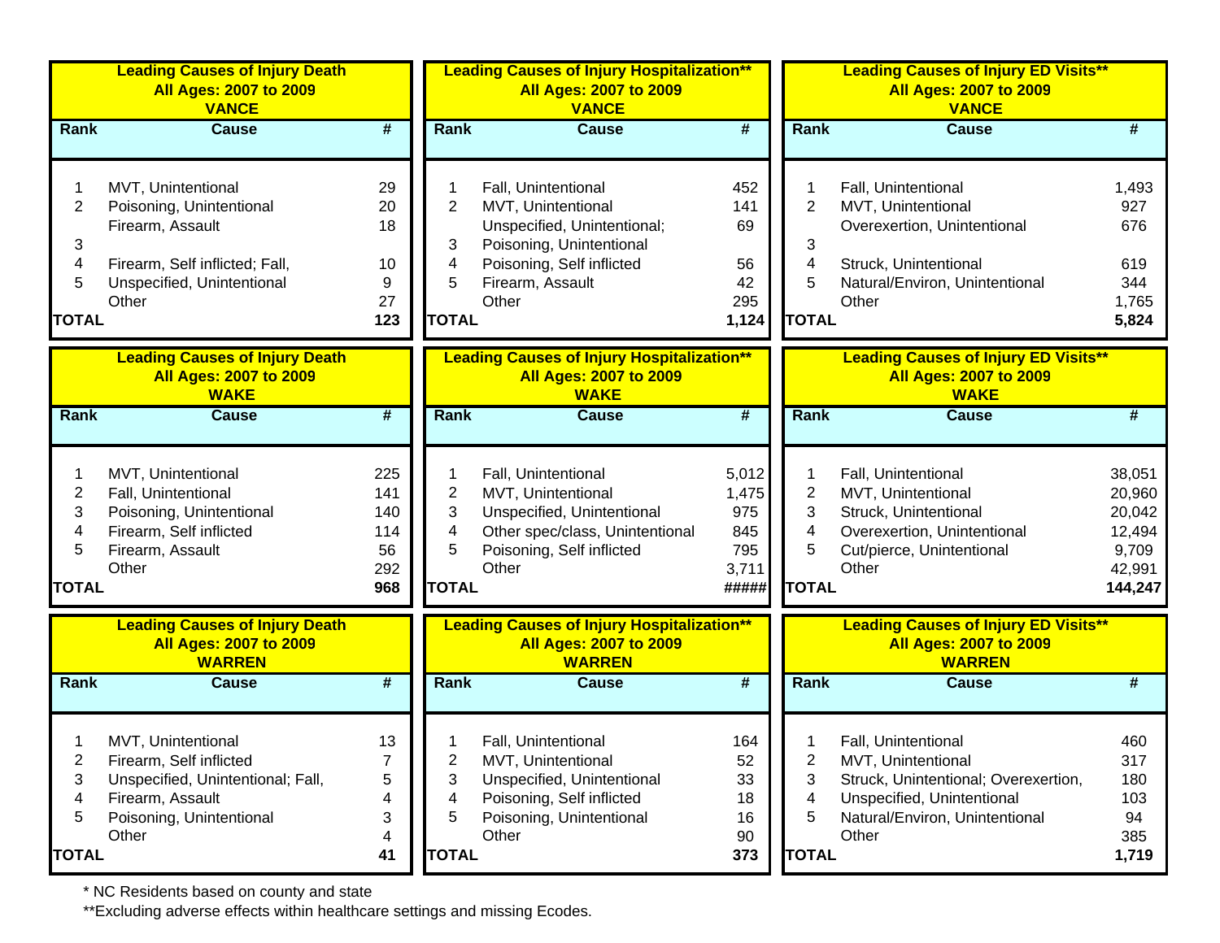### Leading Causes of Injury Death All Ages: 2007 to 2009 VANCE

| Rank | Cause | # |
|---|---|---|
| 1 | MVT, Unintentional | 29 |
| 2 | Poisoning, Unintentional | 20 |
| | Firearm, Assault | 18 |
| 3 | | |
| 4 | Firearm, Self inflicted; Fall, | 10 |
| 5 | Unspecified, Unintentional | 9 |
| | Other | 27 |
| **TOTAL** | | **123** |

### Leading Causes of Injury Hospitalization** All Ages: 2007 to 2009 VANCE

| Rank | Cause | # |
|---|---|---|
| 1 | Fall, Unintentional | 452 |
| 2 | MVT, Unintentional | 141 |
| | Unspecified, Unintentional; | 69 |
| 3 | Poisoning, Unintentional | |
| 4 | Poisoning, Self inflicted | 56 |
| 5 | Firearm, Assault | 42 |
| | Other | 295 |
| **TOTAL** | | **1,124** |

### Leading Causes of Injury ED Visits** All Ages: 2007 to 2009 VANCE

| Rank | Cause | # |
|---|---|---|
| 1 | Fall, Unintentional | 1,493 |
| 2 | MVT, Unintentional | 927 |
| | Overexertion, Unintentional | 676 |
| 3 | | |
| 4 | Struck, Unintentional | 619 |
| 5 | Natural/Environ, Unintentional | 344 |
| | Other | 1,765 |
| **TOTAL** | | **5,824** |

### Leading Causes of Injury Death All Ages: 2007 to 2009 WAKE

| Rank | Cause | # |
|---|---|---|
| 1 | MVT, Unintentional | 225 |
| 2 | Fall, Unintentional | 141 |
| 3 | Poisoning, Unintentional | 140 |
| 4 | Firearm, Self inflicted | 114 |
| 5 | Firearm, Assault | 56 |
| | Other | 292 |
| **TOTAL** | | **968** |

### Leading Causes of Injury Hospitalization** All Ages: 2007 to 2009 WAKE

| Rank | Cause | # |
|---|---|---|
| 1 | Fall, Unintentional | 5,012 |
| 2 | MVT, Unintentional | 1,475 |
| 3 | Unspecified, Unintentional | 975 |
| 4 | Other spec/class, Unintentional | 845 |
| 5 | Poisoning, Self inflicted | 795 |
| | Other | 3,711 |
| **TOTAL** | | **#####** |

### Leading Causes of Injury ED Visits** All Ages: 2007 to 2009 WAKE

| Rank | Cause | # |
|---|---|---|
| 1 | Fall, Unintentional | 38,051 |
| 2 | MVT, Unintentional | 20,960 |
| 3 | Struck, Unintentional | 20,042 |
| 4 | Overexertion, Unintentional | 12,494 |
| 5 | Cut/pierce, Unintentional | 9,709 |
| | Other | 42,991 |
| **TOTAL** | | **144,247** |

### Leading Causes of Injury Death All Ages: 2007 to 2009 WARREN

| Rank | Cause | # |
|---|---|---|
| 1 | MVT, Unintentional | 13 |
| 2 | Firearm, Self inflicted | 7 |
| 3 | Unspecified, Unintentional; Fall, | 5 |
| 4 | Firearm, Assault | 4 |
| 5 | Poisoning, Unintentional | 3 |
| | Other | 4 |
| **TOTAL** | | **41** |

### Leading Causes of Injury Hospitalization** All Ages: 2007 to 2009 WARREN

| Rank | Cause | # |
|---|---|---|
| 1 | Fall, Unintentional | 164 |
| 2 | MVT, Unintentional | 52 |
| 3 | Unspecified, Unintentional | 33 |
| 4 | Poisoning, Self inflicted | 18 |
| 5 | Poisoning, Unintentional | 16 |
| | Other | 90 |
| **TOTAL** | | **373** |

### Leading Causes of Injury ED Visits** All Ages: 2007 to 2009 WARREN

| Rank | Cause | # |
|---|---|---|
| 1 | Fall, Unintentional | 460 |
| 2 | MVT, Unintentional | 317 |
| 3 | Struck, Unintentional; Overexertion, | 180 |
| 4 | Unspecified, Unintentional | 103 |
| 5 | Natural/Environ, Unintentional | 94 |
| | Other | 385 |
| **TOTAL** | | **1,719** |

* NC Residents based on county and state

**Excluding adverse effects within healthcare settings and missing Ecodes.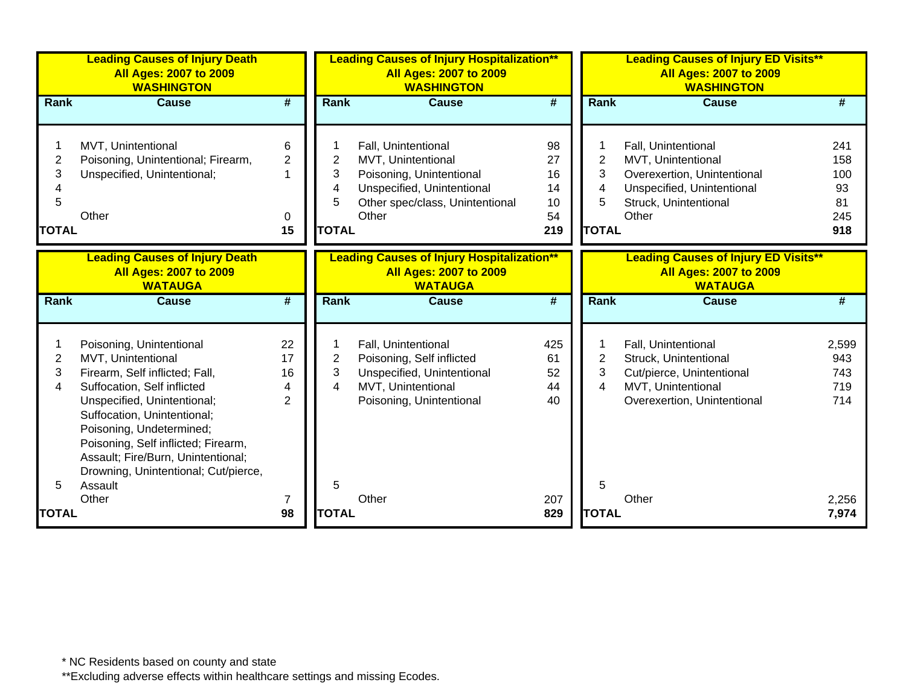### Leading Causes of Injury Death
### All Ages: 2007 to 2009
### WASHINGTON

| Rank | Cause | # |
|---|---|---|
| 1 | MVT, Unintentional | 6 |
| 2 | Poisoning, Unintentional; Firearm, | 2 |
| 3 | Unspecified, Unintentional; | 1 |
| 4 | | |
| 5 | | |
| | Other | 0 |
| **TOTAL** | | **15** |

### Leading Causes of Injury Hospitalization**
### All Ages: 2007 to 2009
### WASHINGTON

| Rank | Cause | # |
|---|---|---|
| 1 | Fall, Unintentional | 98 |
| 2 | MVT, Unintentional | 27 |
| 3 | Poisoning, Unintentional | 16 |
| 4 | Unspecified, Unintentional | 14 |
| 5 | Other spec/class, Unintentional | 10 |
| | Other | 54 |
| **TOTAL** | | **219** |

### Leading Causes of Injury ED Visits**
### All Ages: 2007 to 2009
### WASHINGTON

| Rank | Cause | # |
|---|---|---|
| 1 | Fall, Unintentional | 241 |
| 2 | MVT, Unintentional | 158 |
| 3 | Overexertion, Unintentional | 100 |
| 4 | Unspecified, Unintentional | 93 |
| 5 | Struck, Unintentional | 81 |
| | Other | 245 |
| **TOTAL** | | **918** |

### Leading Causes of Injury Death
### All Ages: 2007 to 2009
### WATAUGA

| Rank | Cause | # |
|---|---|---|
| 1 | Poisoning, Unintentional | 22 |
| 2 | MVT, Unintentional | 17 |
| 3 | Firearm, Self inflicted; Fall, | 16 |
| 4 | Suffocation, Self inflicted | 4 |
| 5 | Unspecified, Unintentional; Suffocation, Unintentional; Poisoning, Undetermined; Poisoning, Self inflicted; Firearm, Assault; Fire/Burn, Unintentional; Drowning, Unintentional; Cut/pierce, Assault | 2 |
| | Other | 7 |
| **TOTAL** | | **98** |

### Leading Causes of Injury Hospitalization**
### All Ages: 2007 to 2009
### WATAUGA

| Rank | Cause | # |
|---|---|---|
| 1 | Fall, Unintentional | 425 |
| 2 | Poisoning, Self inflicted | 61 |
| 3 | Unspecified, Unintentional | 52 |
| 4 | MVT, Unintentional | 44 |
| 5 | Poisoning, Unintentional | 40 |
| | Other | 207 |
| **TOTAL** | | **829** |

### Leading Causes of Injury ED Visits**
### All Ages: 2007 to 2009
### WATAUGA

| Rank | Cause | # |
|---|---|---|
| 1 | Fall, Unintentional | 2,599 |
| 2 | Struck, Unintentional | 943 |
| 3 | Cut/pierce, Unintentional | 743 |
| 4 | MVT, Unintentional | 719 |
| 5 | Overexertion, Unintentional | 714 |
| | Other | 2,256 |
| **TOTAL** | | **7,974** |

* NC Residents based on county and state

**Excluding adverse effects within healthcare settings and missing Ecodes.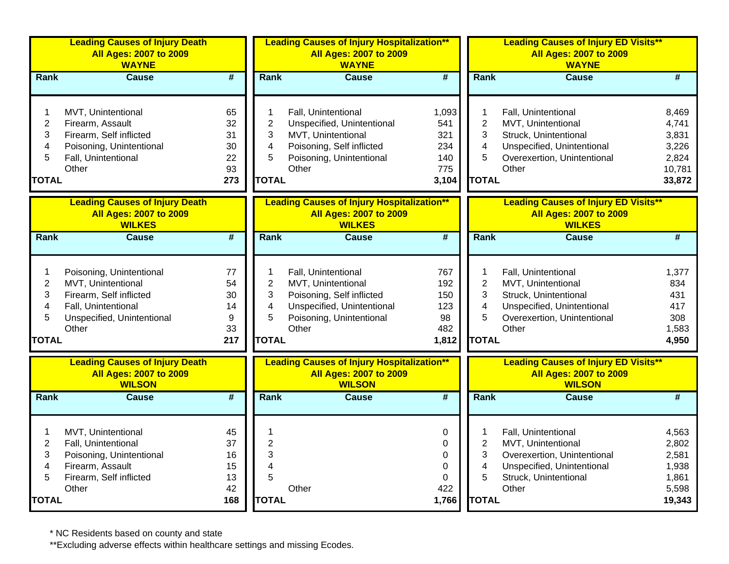**Leading Causes of Injury Death**
**All Ages: 2007 to 2009**
**WAYNE**

| Rank | Cause | # |
|---|---|---|
| 1 | MVT, Unintentional | 65 |
| 2 | Firearm, Assault | 32 |
| 3 | Firearm, Self inflicted | 31 |
| 4 | Poisoning, Unintentional | 30 |
| 5 | Fall, Unintentional | 22 |
| | Other | 93 |
| **TOTAL** | | **273** |

**Leading Causes of Injury Hospitalization****
**All Ages: 2007 to 2009**
**WAYNE**

| Rank | Cause | # |
|---|---|---|
| 1 | Fall, Unintentional | 1,093 |
| 2 | Unspecified, Unintentional | 541 |
| 3 | MVT, Unintentional | 321 |
| 4 | Poisoning, Self inflicted | 234 |
| 5 | Poisoning, Unintentional | 140 |
| | Other | 775 |
| **TOTAL** | | **3,104** |

**Leading Causes of Injury ED Visits****
**All Ages: 2007 to 2009**
**WAYNE**

| Rank | Cause | # |
|---|---|---|
| 1 | Fall, Unintentional | 8,469 |
| 2 | MVT, Unintentional | 4,741 |
| 3 | Struck, Unintentional | 3,831 |
| 4 | Unspecified, Unintentional | 3,226 |
| 5 | Overexertion, Unintentional | 2,824 |
| | Other | 10,781 |
| **TOTAL** | | **33,872** |

**Leading Causes of Injury Death**
**All Ages: 2007 to 2009**
**WILKES**

| Rank | Cause | # |
|---|---|---|
| 1 | Poisoning, Unintentional | 77 |
| 2 | MVT, Unintentional | 54 |
| 3 | Firearm, Self inflicted | 30 |
| 4 | Fall, Unintentional | 14 |
| 5 | Unspecified, Unintentional | 9 |
| | Other | 33 |
| **TOTAL** | | **217** |

**Leading Causes of Injury Hospitalization****
**All Ages: 2007 to 2009**
**WILKES**

| Rank | Cause | # |
|---|---|---|
| 1 | Fall, Unintentional | 767 |
| 2 | MVT, Unintentional | 192 |
| 3 | Poisoning, Self inflicted | 150 |
| 4 | Unspecified, Unintentional | 123 |
| 5 | Poisoning, Unintentional | 98 |
| | Other | 482 |
| **TOTAL** | | **1,812** |

**Leading Causes of Injury ED Visits****
**All Ages: 2007 to 2009**
**WILKES**

| Rank | Cause | # |
|---|---|---|
| 1 | Fall, Unintentional | 1,377 |
| 2 | MVT, Unintentional | 834 |
| 3 | Struck, Unintentional | 431 |
| 4 | Unspecified, Unintentional | 417 |
| 5 | Overexertion, Unintentional | 308 |
| | Other | 1,583 |
| **TOTAL** | | **4,950** |

**Leading Causes of Injury Death**
**All Ages: 2007 to 2009**
**WILSON**

| Rank | Cause | # |
|---|---|---|
| 1 | MVT, Unintentional | 45 |
| 2 | Fall, Unintentional | 37 |
| 3 | Poisoning, Unintentional | 16 |
| 4 | Firearm, Assault | 15 |
| 5 | Firearm, Self inflicted | 13 |
| | Other | 42 |
| **TOTAL** | | **168** |

**Leading Causes of Injury Hospitalization****
**All Ages: 2007 to 2009**
**WILSON**

| Rank | Cause | # |
|---|---|---|
| 1 | | 0 |
| 2 | | 0 |
| 3 | | 0 |
| 4 | | 0 |
| 5 | | 0 |
| | Other | 422 |
| **TOTAL** | | **1,766** |

**Leading Causes of Injury ED Visits****
**All Ages: 2007 to 2009**
**WILSON**

| Rank | Cause | # |
|---|---|---|
| 1 | Fall, Unintentional | 4,563 |
| 2 | MVT, Unintentional | 2,802 |
| 3 | Overexertion, Unintentional | 2,581 |
| 4 | Unspecified, Unintentional | 1,938 |
| 5 | Struck, Unintentional | 1,861 |
| | Other | 5,598 |
| **TOTAL** | | **19,343** |

* NC Residents based on county and state

**Excluding adverse effects within healthcare settings and missing Ecodes.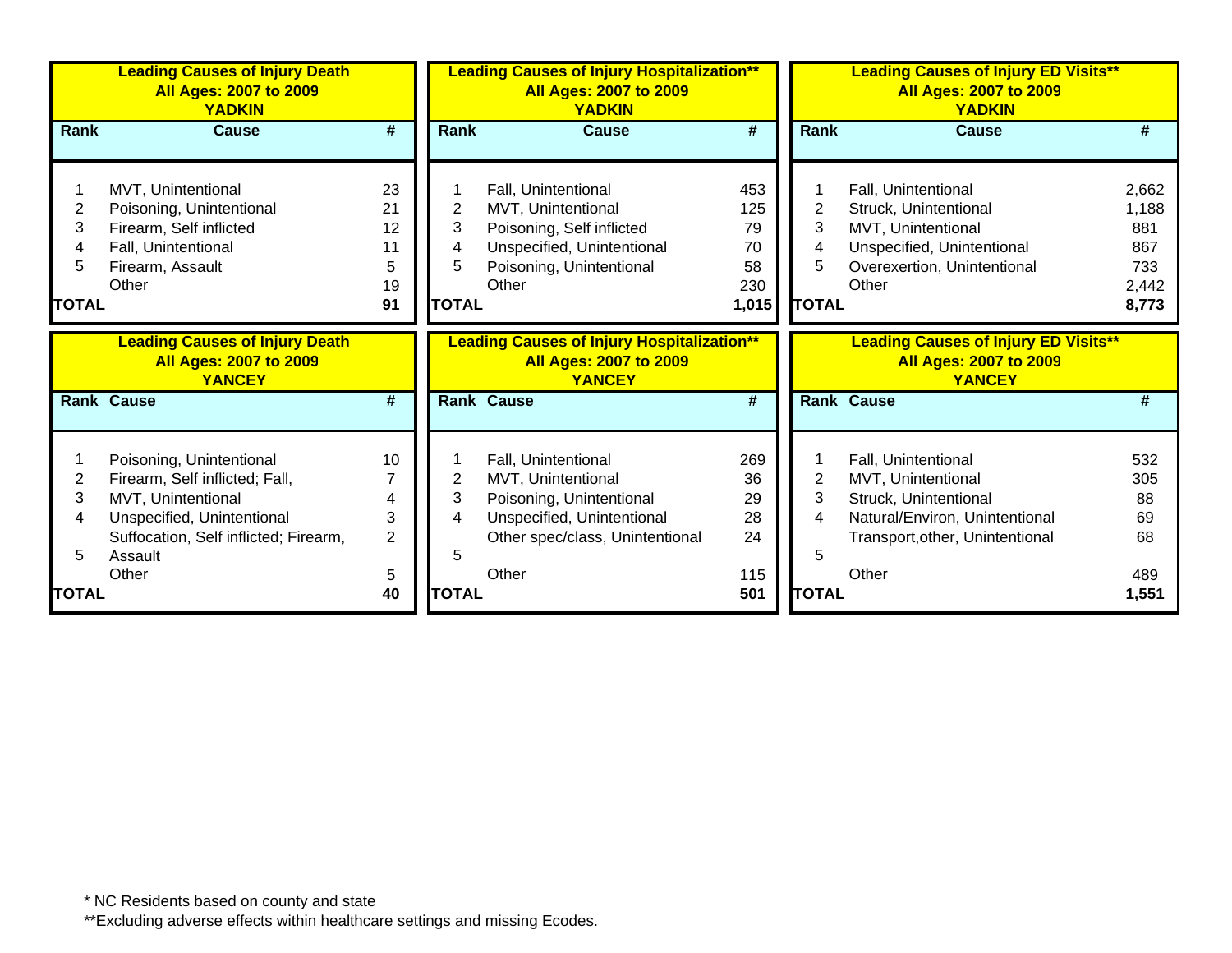| Leading Causes of Injury Death All Ages: 2007 to 2009 YADKIN | | |
|---|---|---|
| **Rank** | **Cause** | **#** |
| 1 | MVT, Unintentional | 23 |
| 2 | Poisoning, Unintentional | 21 |
| 3 | Firearm, Self inflicted | 12 |
| 4 | Fall, Unintentional | 11 |
| 5 | Firearm, Assault | 5 |
| | Other | 19 |
| **TOTAL** | | **91** |

| Leading Causes of Injury Hospitalization** All Ages: 2007 to 2009 YADKIN | | |
|---|---|---|
| **Rank** | **Cause** | **#** |
| 1 | Fall, Unintentional | 453 |
| 2 | MVT, Unintentional | 125 |
| 3 | Poisoning, Self inflicted | 79 |
| 4 | Unspecified, Unintentional | 70 |
| 5 | Poisoning, Unintentional | 58 |
| | Other | 230 |
| **TOTAL** | | **1,015** |

| Leading Causes of Injury ED Visits** All Ages: 2007 to 2009 YADKIN | | |
|---|---|---|
| **Rank** | **Cause** | **#** |
| 1 | Fall, Unintentional | 2,662 |
| 2 | Struck, Unintentional | 1,188 |
| 3 | MVT, Unintentional | 881 |
| 4 | Unspecified, Unintentional | 867 |
| 5 | Overexertion, Unintentional | 733 |
| | Other | 2,442 |
| **TOTAL** | | **8,773** |

| Leading Causes of Injury Death All Ages: 2007 to 2009 YANCEY | | |
|---|---|---|
| **Rank** | **Cause** | **#** |
| 1 | Poisoning, Unintentional | 10 |
| 2 | Firearm, Self inflicted; Fall, | 7 |
| 3 | MVT, Unintentional | 4 |
| 4 | Unspecified, Unintentional | 3 |
| 5 | Suffocation, Self inflicted; Firearm, Assault | 2 |
| | Other | 5 |
| **TOTAL** | | **40** |

| Leading Causes of Injury Hospitalization** All Ages: 2007 to 2009 YANCEY | | |
|---|---|---|
| **Rank** | **Cause** | **#** |
| 1 | Fall, Unintentional | 269 |
| 2 | MVT, Unintentional | 36 |
| 3 | Poisoning, Unintentional | 29 |
| 4 | Unspecified, Unintentional | 28 |
| 5 | Other spec/class, Unintentional | 24 |
| | Other | 115 |
| **TOTAL** | | **501** |

| Leading Causes of Injury ED Visits** All Ages: 2007 to 2009 YANCEY | | |
|---|---|---|
| **Rank** | **Cause** | **#** |
| 1 | Fall, Unintentional | 532 |
| 2 | MVT, Unintentional | 305 |
| 3 | Struck, Unintentional | 88 |
| 4 | Natural/Environ, Unintentional | 69 |
| 5 | Transport,other, Unintentional | 68 |
| | Other | 489 |
| **TOTAL** | | **1,551** |

* NC Residents based on county and state

**Excluding adverse effects within healthcare settings and missing Ecodes.